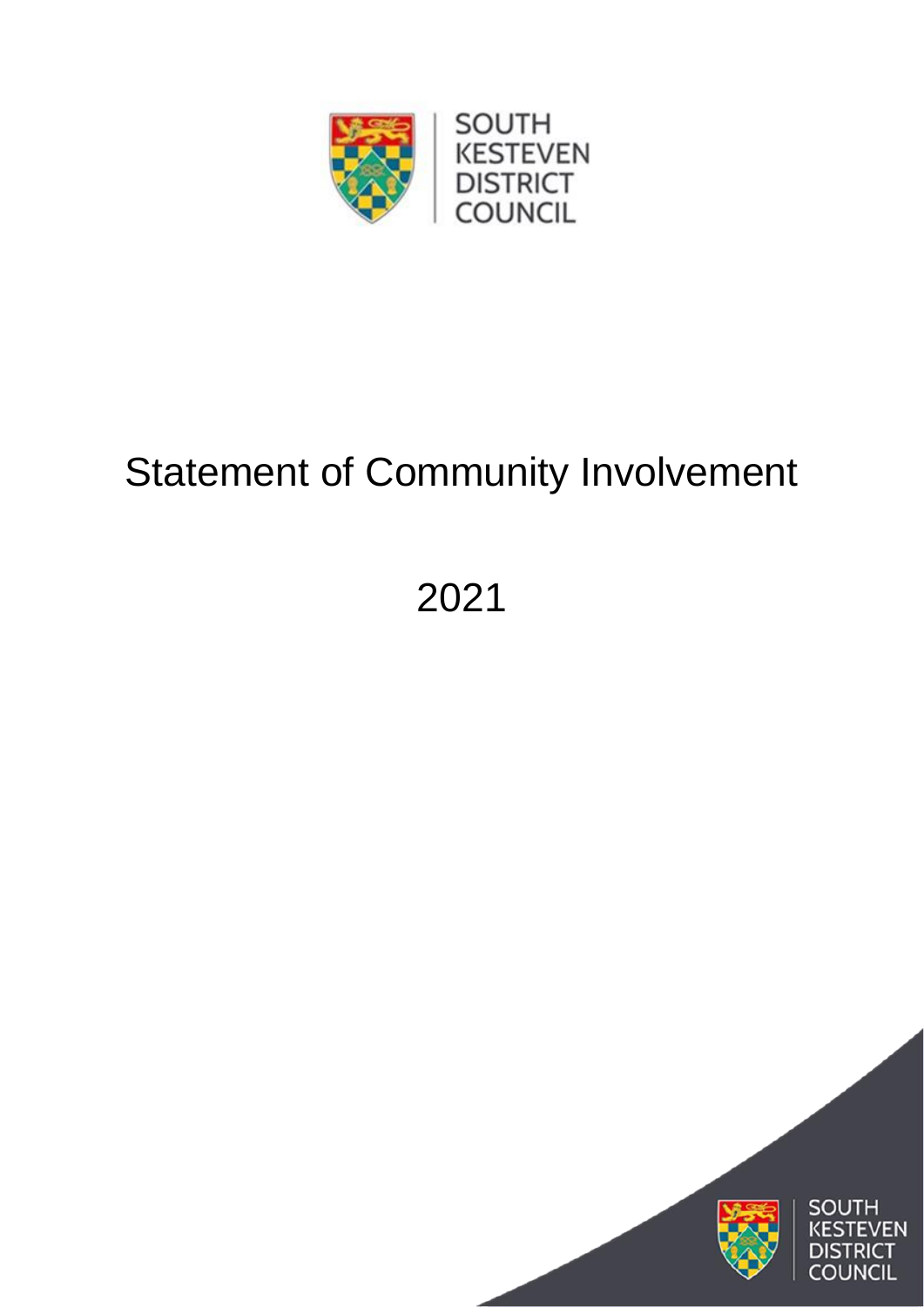SOUTH KESTEVEN DISTRICT COUNCIL

# Statement of Community Involvement

2021

SOUTH KESTEVEN DISTRICT COUNCIL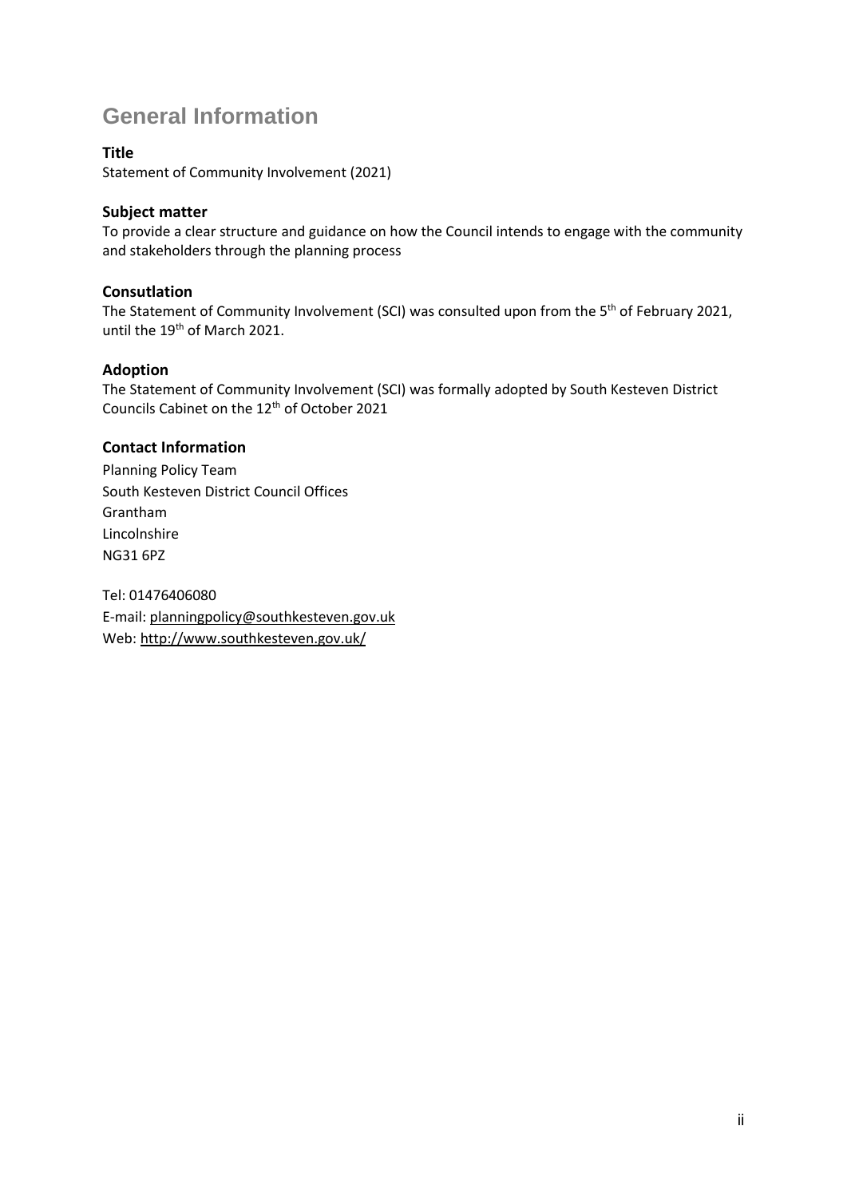# General Information

### Title

Statement of Community Involvement (2021)

### Subject matter

To provide a clear structure and guidance on how the Council intends to engage with the community and stakeholders through the planning process

### Consutlation

The Statement of Community Involvement (SCI) was consulted upon from the 5th of February 2021, until the 19th of March 2021.

### Adoption

The Statement of Community Involvement (SCI) was formally adopted by South Kesteven District Councils Cabinet on the 12th of October 2021

### Contact Information

Planning Policy Team
South Kesteven District Council Offices
Grantham
Lincolnshire
NG31 6PZ

Tel: 01476406080
E-mail: planningpolicy@southkesteven.gov.uk
Web: http://www.southkesteven.gov.uk/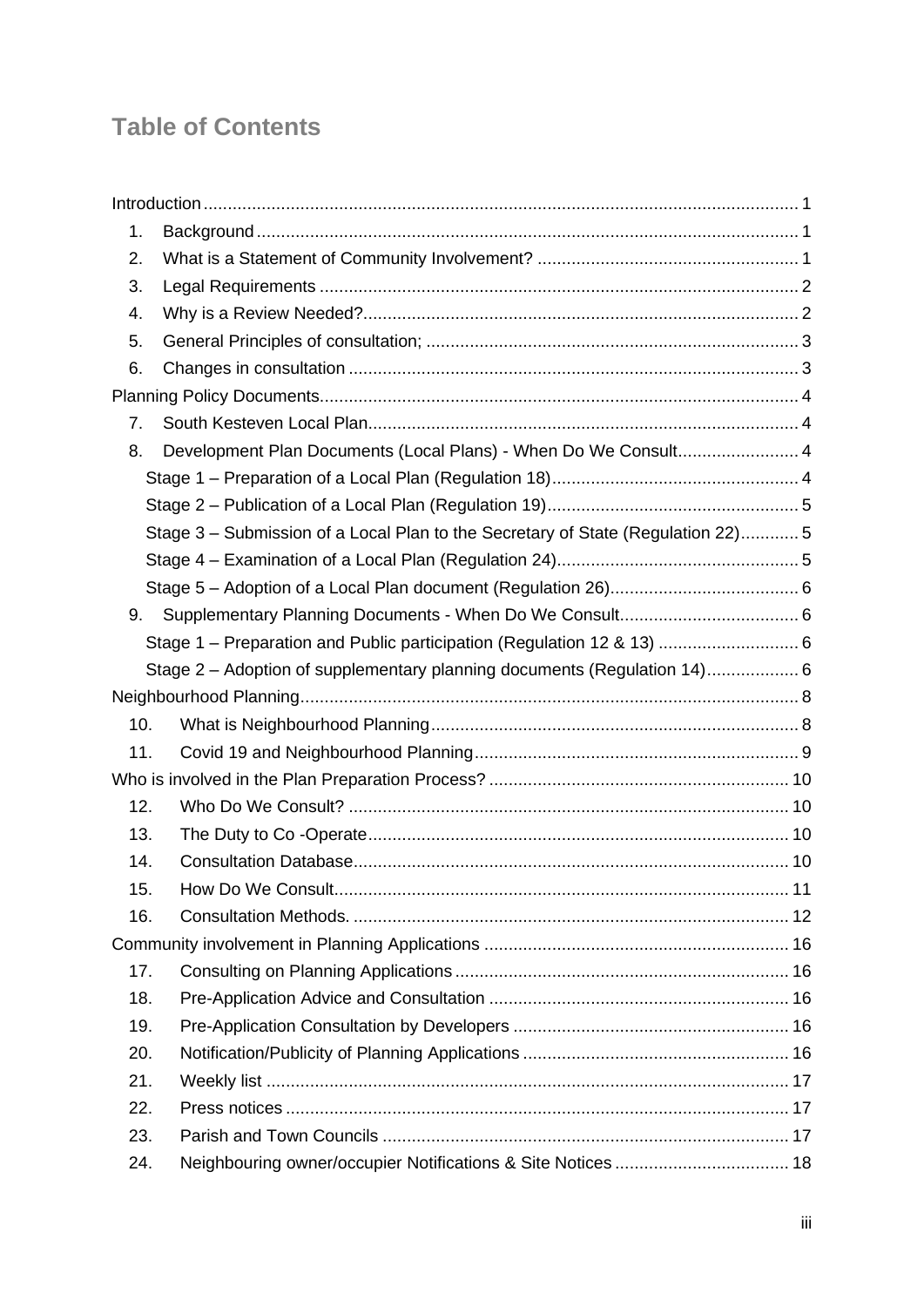## Table of Contents

Introduction .......... 1

1. Background .......... 1
2. What is a Statement of Community Involvement? .......... 1
3. Legal Requirements .......... 2
4. Why is a Review Needed? .......... 2
5. General Principles of consultation; .......... 3
6. Changes in consultation .......... 3

Planning Policy Documents .......... 4

7. South Kesteven Local Plan .......... 4
8. Development Plan Documents (Local Plans) - When Do We Consult .......... 4
   - Stage 1 – Preparation of a Local Plan (Regulation 18) .......... 4
   - Stage 2 – Publication of a Local Plan (Regulation 19) .......... 5
   - Stage 3 – Submission of a Local Plan to the Secretary of State (Regulation 22) .......... 5
   - Stage 4 – Examination of a Local Plan (Regulation 24) .......... 5
   - Stage 5 – Adoption of a Local Plan document (Regulation 26) .......... 6
9. Supplementary Planning Documents - When Do We Consult .......... 6
   - Stage 1 – Preparation and Public participation (Regulation 12 & 13) .......... 6
   - Stage 2 – Adoption of supplementary planning documents (Regulation 14) .......... 6

Neighbourhood Planning .......... 8

10. What is Neighbourhood Planning .......... 8
11. Covid 19 and Neighbourhood Planning .......... 9

Who is involved in the Plan Preparation Process? .......... 10

12. Who Do We Consult? .......... 10
13. The Duty to Co -Operate .......... 10
14. Consultation Database .......... 10
15. How Do We Consult .......... 11
16. Consultation Methods. .......... 12

Community involvement in Planning Applications .......... 16

17. Consulting on Planning Applications .......... 16
18. Pre-Application Advice and Consultation .......... 16
19. Pre-Application Consultation by Developers .......... 16
20. Notification/Publicity of Planning Applications .......... 16
21. Weekly list .......... 17
22. Press notices .......... 17
23. Parish and Town Councils .......... 17
24. Neighbouring owner/occupier Notifications & Site Notices .......... 18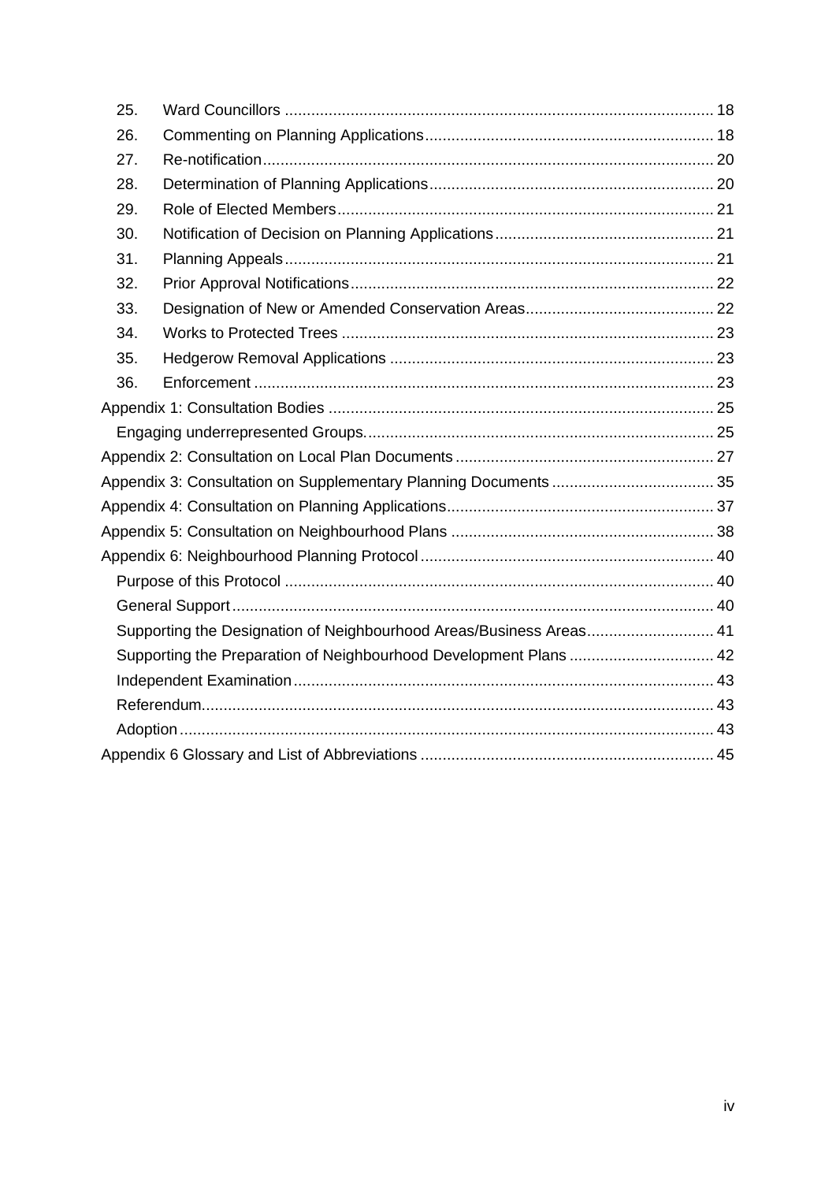25. Ward Councillors ..... 18
26. Commenting on Planning Applications ..... 18
27. Re-notification ..... 20
28. Determination of Planning Applications ..... 20
29. Role of Elected Members ..... 21
30. Notification of Decision on Planning Applications ..... 21
31. Planning Appeals ..... 21
32. Prior Approval Notifications ..... 22
33. Designation of New or Amended Conservation Areas ..... 22
34. Works to Protected Trees ..... 23
35. Hedgerow Removal Applications ..... 23
36. Enforcement ..... 23

Appendix 1: Consultation Bodies ..... 25
- Engaging underrepresented Groups. ..... 25

Appendix 2: Consultation on Local Plan Documents ..... 27

Appendix 3: Consultation on Supplementary Planning Documents ..... 35

Appendix 4: Consultation on Planning Applications ..... 37

Appendix 5: Consultation on Neighbourhood Plans ..... 38

Appendix 6: Neighbourhood Planning Protocol ..... 40
- Purpose of this Protocol ..... 40
- General Support ..... 40
- Supporting the Designation of Neighbourhood Areas/Business Areas ..... 41
- Supporting the Preparation of Neighbourhood Development Plans ..... 42
- Independent Examination ..... 43
- Referendum. ..... 43
- Adoption ..... 43

Appendix 6 Glossary and List of Abbreviations ..... 45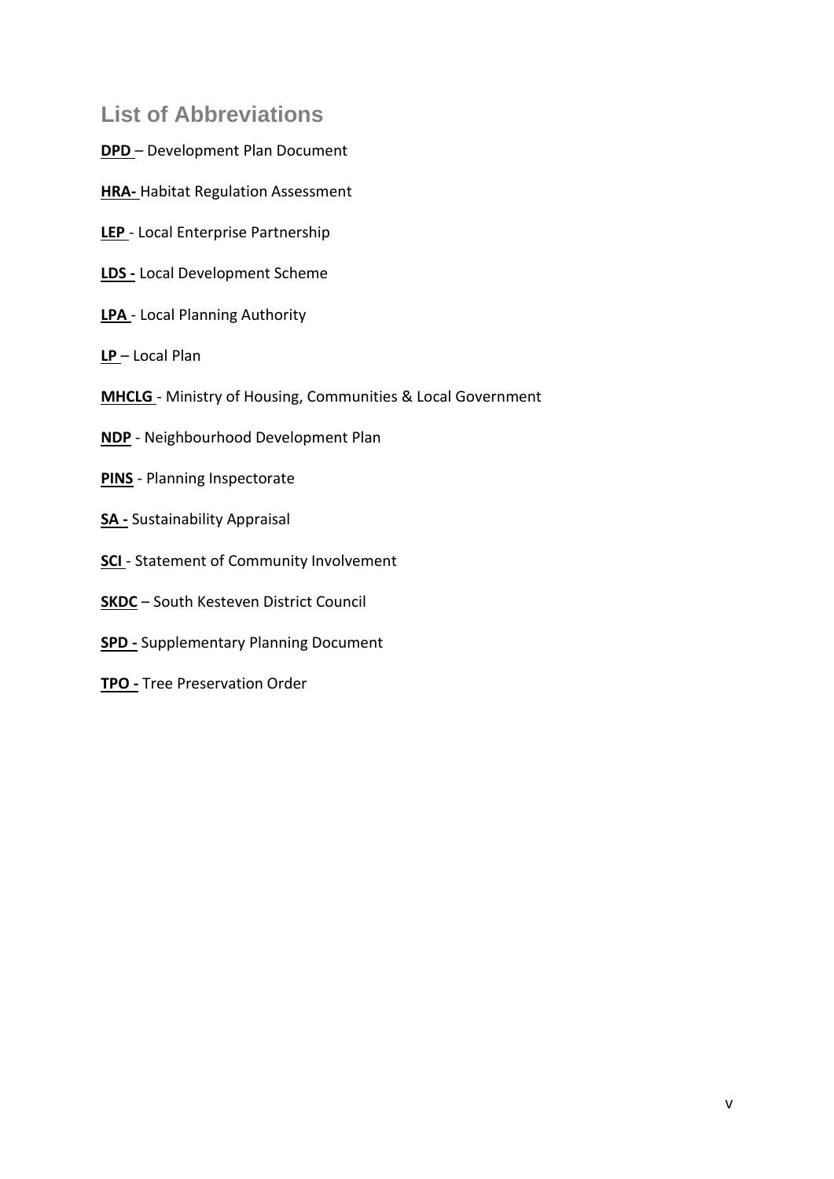## List of Abbreviations

**DPD** – Development Plan Document

**HRA-** Habitat Regulation Assessment

**LEP** - Local Enterprise Partnership

**LDS -** Local Development Scheme

**LPA** - Local Planning Authority

**LP** – Local Plan

**MHCLG** - Ministry of Housing, Communities & Local Government

**NDP** - Neighbourhood Development Plan

**PINS** - Planning Inspectorate

**SA -** Sustainability Appraisal

**SCI** - Statement of Community Involvement

**SKDC** – South Kesteven District Council

**SPD -** Supplementary Planning Document

**TPO -** Tree Preservation Order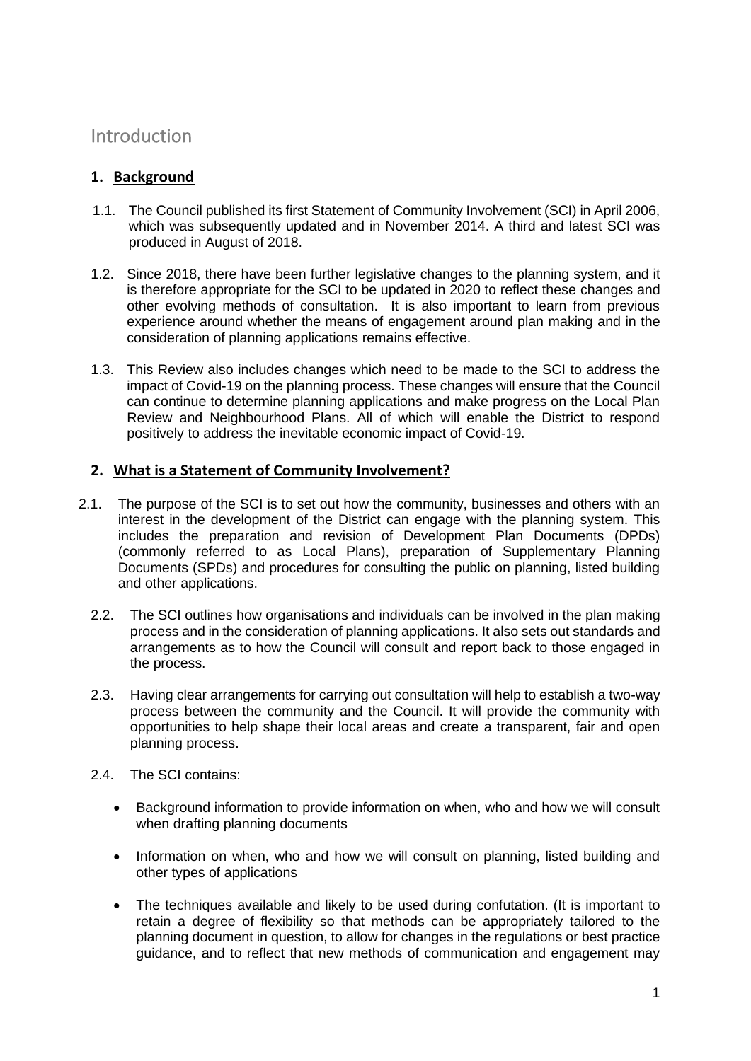# Introduction

## 1. Background

1.1. The Council published its first Statement of Community Involvement (SCI) in April 2006, which was subsequently updated and in November 2014. A third and latest SCI was produced in August of 2018.

1.2. Since 2018, there have been further legislative changes to the planning system, and it is therefore appropriate for the SCI to be updated in 2020 to reflect these changes and other evolving methods of consultation. It is also important to learn from previous experience around whether the means of engagement around plan making and in the consideration of planning applications remains effective.

1.3. This Review also includes changes which need to be made to the SCI to address the impact of Covid-19 on the planning process. These changes will ensure that the Council can continue to determine planning applications and make progress on the Local Plan Review and Neighbourhood Plans. All of which will enable the District to respond positively to address the inevitable economic impact of Covid-19.

## 2. What is a Statement of Community Involvement?

2.1. The purpose of the SCI is to set out how the community, businesses and others with an interest in the development of the District can engage with the planning system. This includes the preparation and revision of Development Plan Documents (DPDs) (commonly referred to as Local Plans), preparation of Supplementary Planning Documents (SPDs) and procedures for consulting the public on planning, listed building and other applications.

2.2. The SCI outlines how organisations and individuals can be involved in the plan making process and in the consideration of planning applications. It also sets out standards and arrangements as to how the Council will consult and report back to those engaged in the process.

2.3. Having clear arrangements for carrying out consultation will help to establish a two-way process between the community and the Council. It will provide the community with opportunities to help shape their local areas and create a transparent, fair and open planning process.

2.4. The SCI contains:

- Background information to provide information on when, who and how we will consult when drafting planning documents
- Information on when, who and how we will consult on planning, listed building and other types of applications
- The techniques available and likely to be used during confutation. (It is important to retain a degree of flexibility so that methods can be appropriately tailored to the planning document in question, to allow for changes in the regulations or best practice guidance, and to reflect that new methods of communication and engagement may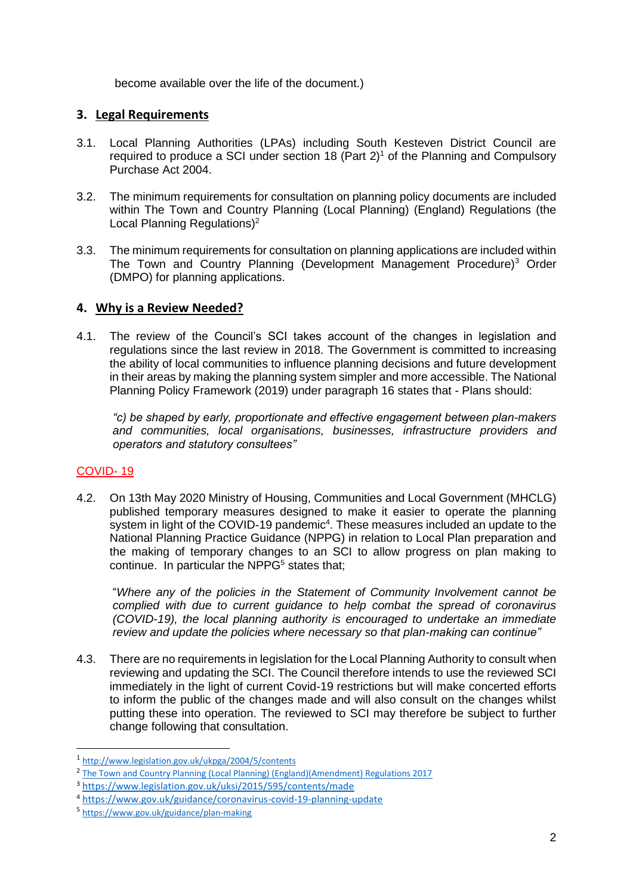become available over the life of the document.)

## 3. Legal Requirements

3.1. Local Planning Authorities (LPAs) including South Kesteven District Council are required to produce a SCI under section 18 (Part 2)[1] of the Planning and Compulsory Purchase Act 2004.

3.2. The minimum requirements for consultation on planning policy documents are included within The Town and Country Planning (Local Planning) (England) Regulations (the Local Planning Regulations)[2]

3.3. The minimum requirements for consultation on planning applications are included within The Town and Country Planning (Development Management Procedure)[3] Order (DMPO) for planning applications.

## 4. Why is a Review Needed?

4.1. The review of the Council's SCI takes account of the changes in legislation and regulations since the last review in 2018. The Government is committed to increasing the ability of local communities to influence planning decisions and future development in their areas by making the planning system simpler and more accessible. The National Planning Policy Framework (2019) under paragraph 16 states that - Plans should:

> *"c) be shaped by early, proportionate and effective engagement between plan-makers and communities, local organisations, businesses, infrastructure providers and operators and statutory consultees"*

### COVID- 19

4.2. On 13th May 2020 Ministry of Housing, Communities and Local Government (MHCLG) published temporary measures designed to make it easier to operate the planning system in light of the COVID-19 pandemic[4]. These measures included an update to the National Planning Practice Guidance (NPPG) in relation to Local Plan preparation and the making of temporary changes to an SCI to allow progress on plan making to continue. In particular the NPPG[5] states that;

> "*Where any of the policies in the Statement of Community Involvement cannot be complied with due to current guidance to help combat the spread of coronavirus (COVID-19), the local planning authority is encouraged to undertake an immediate review and update the policies where necessary so that plan-making can continue"*

4.3. There are no requirements in legislation for the Local Planning Authority to consult when reviewing and updating the SCI. The Council therefore intends to use the reviewed SCI immediately in the light of current Covid-19 restrictions but will make concerted efforts to inform the public of the changes made and will also consult on the changes whilst putting these into operation. The reviewed to SCI may therefore be subject to further change following that consultation.

---

[1] http://www.legislation.gov.uk/ukpga/2004/5/contents
[2] The Town and Country Planning (Local Planning) (England)(Amendment) Regulations 2017
[3] https://www.legislation.gov.uk/uksi/2015/595/contents/made
[4] https://www.gov.uk/guidance/coronavirus-covid-19-planning-update
[5] https://www.gov.uk/guidance/plan-making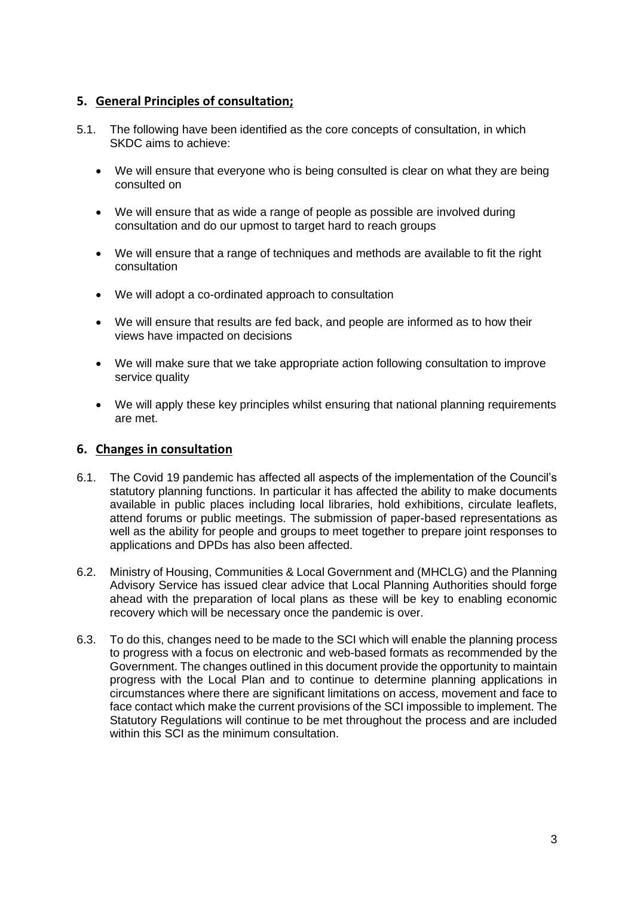## 5. General Principles of consultation;

5.1. The following have been identified as the core concepts of consultation, in which SKDC aims to achieve:

- We will ensure that everyone who is being consulted is clear on what they are being consulted on
- We will ensure that as wide a range of people as possible are involved during consultation and do our upmost to target hard to reach groups
- We will ensure that a range of techniques and methods are available to fit the right consultation
- We will adopt a co-ordinated approach to consultation
- We will ensure that results are fed back, and people are informed as to how their views have impacted on decisions
- We will make sure that we take appropriate action following consultation to improve service quality
- We will apply these key principles whilst ensuring that national planning requirements are met.

## 6. Changes in consultation

6.1. The Covid 19 pandemic has affected all aspects of the implementation of the Council's statutory planning functions. In particular it has affected the ability to make documents available in public places including local libraries, hold exhibitions, circulate leaflets, attend forums or public meetings. The submission of paper-based representations as well as the ability for people and groups to meet together to prepare joint responses to applications and DPDs has also been affected.

6.2. Ministry of Housing, Communities & Local Government and (MHCLG) and the Planning Advisory Service has issued clear advice that Local Planning Authorities should forge ahead with the preparation of local plans as these will be key to enabling economic recovery which will be necessary once the pandemic is over.

6.3. To do this, changes need to be made to the SCI which will enable the planning process to progress with a focus on electronic and web-based formats as recommended by the Government. The changes outlined in this document provide the opportunity to maintain progress with the Local Plan and to continue to determine planning applications in circumstances where there are significant limitations on access, movement and face to face contact which make the current provisions of the SCI impossible to implement. The Statutory Regulations will continue to be met throughout the process and are included within this SCI as the minimum consultation.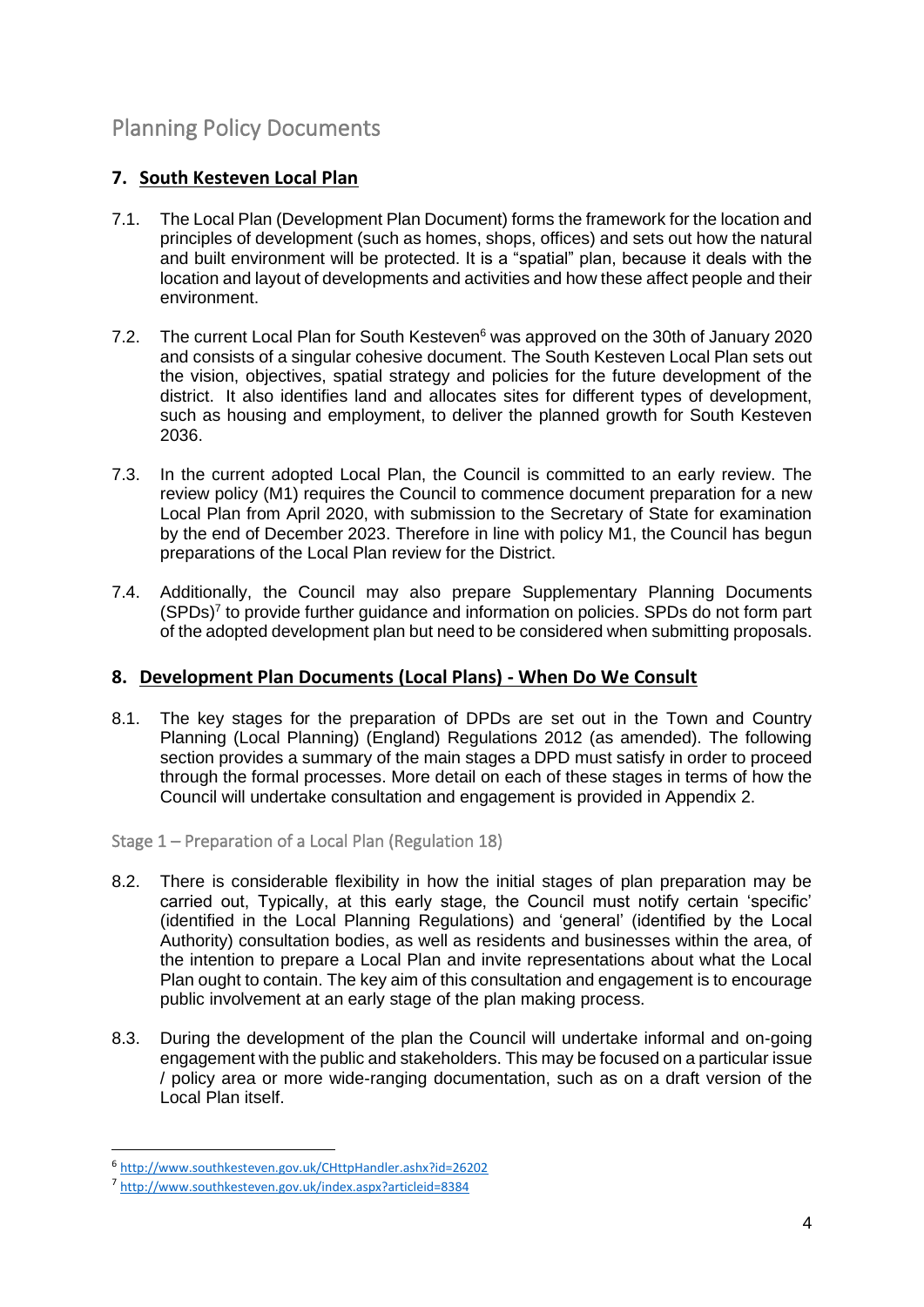# Planning Policy Documents

## 7. South Kesteven Local Plan

7.1. The Local Plan (Development Plan Document) forms the framework for the location and principles of development (such as homes, shops, offices) and sets out how the natural and built environment will be protected. It is a "spatial" plan, because it deals with the location and layout of developments and activities and how these affect people and their environment.

7.2. The current Local Plan for South Kesteven[6] was approved on the 30th of January 2020 and consists of a singular cohesive document. The South Kesteven Local Plan sets out the vision, objectives, spatial strategy and policies for the future development of the district. It also identifies land and allocates sites for different types of development, such as housing and employment, to deliver the planned growth for South Kesteven 2036.

7.3. In the current adopted Local Plan, the Council is committed to an early review. The review policy (M1) requires the Council to commence document preparation for a new Local Plan from April 2020, with submission to the Secretary of State for examination by the end of December 2023. Therefore in line with policy M1, the Council has begun preparations of the Local Plan review for the District.

7.4. Additionally, the Council may also prepare Supplementary Planning Documents (SPDs)[7] to provide further guidance and information on policies. SPDs do not form part of the adopted development plan but need to be considered when submitting proposals.

## 8. Development Plan Documents (Local Plans) - When Do We Consult

8.1. The key stages for the preparation of DPDs are set out in the Town and Country Planning (Local Planning) (England) Regulations 2012 (as amended). The following section provides a summary of the main stages a DPD must satisfy in order to proceed through the formal processes. More detail on each of these stages in terms of how the Council will undertake consultation and engagement is provided in Appendix 2.

### Stage 1 – Preparation of a Local Plan (Regulation 18)

8.2. There is considerable flexibility in how the initial stages of plan preparation may be carried out, Typically, at this early stage, the Council must notify certain 'specific' (identified in the Local Planning Regulations) and 'general' (identified by the Local Authority) consultation bodies, as well as residents and businesses within the area, of the intention to prepare a Local Plan and invite representations about what the Local Plan ought to contain. The key aim of this consultation and engagement is to encourage public involvement at an early stage of the plan making process.

8.3. During the development of the plan the Council will undertake informal and on-going engagement with the public and stakeholders. This may be focused on a particular issue / policy area or more wide-ranging documentation, such as on a draft version of the Local Plan itself.

---

[6] http://www.southkesteven.gov.uk/CHttpHandler.ashx?id=26202

[7] http://www.southkesteven.gov.uk/index.aspx?articleid=8384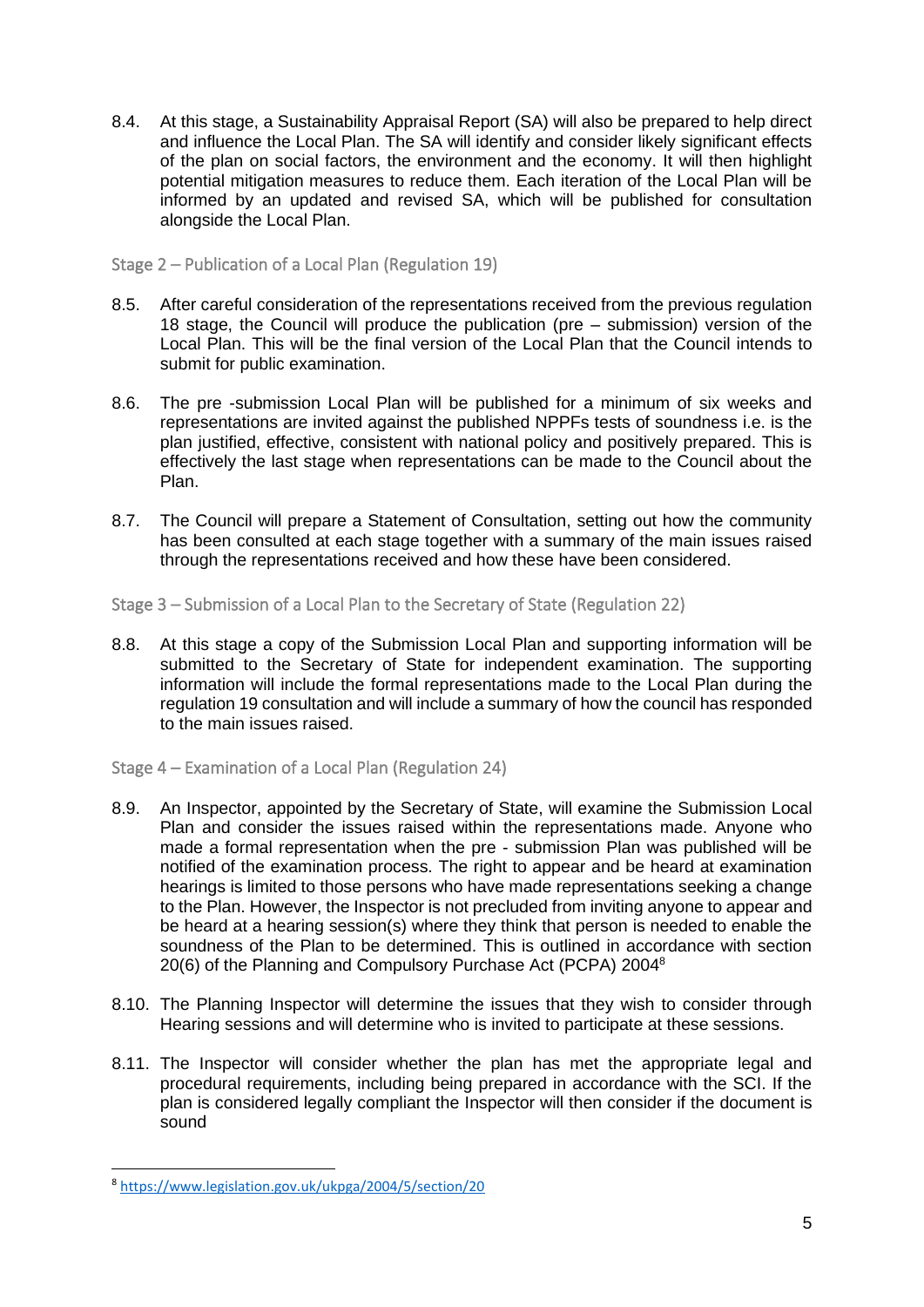8.4. At this stage, a Sustainability Appraisal Report (SA) will also be prepared to help direct and influence the Local Plan. The SA will identify and consider likely significant effects of the plan on social factors, the environment and the economy. It will then highlight potential mitigation measures to reduce them. Each iteration of the Local Plan will be informed by an updated and revised SA, which will be published for consultation alongside the Local Plan.

### Stage 2 – Publication of a Local Plan (Regulation 19)

8.5. After careful consideration of the representations received from the previous regulation 18 stage, the Council will produce the publication (pre – submission) version of the Local Plan. This will be the final version of the Local Plan that the Council intends to submit for public examination.

8.6. The pre -submission Local Plan will be published for a minimum of six weeks and representations are invited against the published NPPFs tests of soundness i.e. is the plan justified, effective, consistent with national policy and positively prepared. This is effectively the last stage when representations can be made to the Council about the Plan.

8.7. The Council will prepare a Statement of Consultation, setting out how the community has been consulted at each stage together with a summary of the main issues raised through the representations received and how these have been considered.

### Stage 3 – Submission of a Local Plan to the Secretary of State (Regulation 22)

8.8. At this stage a copy of the Submission Local Plan and supporting information will be submitted to the Secretary of State for independent examination. The supporting information will include the formal representations made to the Local Plan during the regulation 19 consultation and will include a summary of how the council has responded to the main issues raised.

### Stage 4 – Examination of a Local Plan (Regulation 24)

8.9. An Inspector, appointed by the Secretary of State, will examine the Submission Local Plan and consider the issues raised within the representations made. Anyone who made a formal representation when the pre - submission Plan was published will be notified of the examination process. The right to appear and be heard at examination hearings is limited to those persons who have made representations seeking a change to the Plan. However, the Inspector is not precluded from inviting anyone to appear and be heard at a hearing session(s) where they think that person is needed to enable the soundness of the Plan to be determined. This is outlined in accordance with section 20(6) of the Planning and Compulsory Purchase Act (PCPA) 2004[8]

8.10. The Planning Inspector will determine the issues that they wish to consider through Hearing sessions and will determine who is invited to participate at these sessions.

8.11. The Inspector will consider whether the plan has met the appropriate legal and procedural requirements, including being prepared in accordance with the SCI. If the plan is considered legally compliant the Inspector will then consider if the document is sound

---

[8] https://www.legislation.gov.uk/ukpga/2004/5/section/20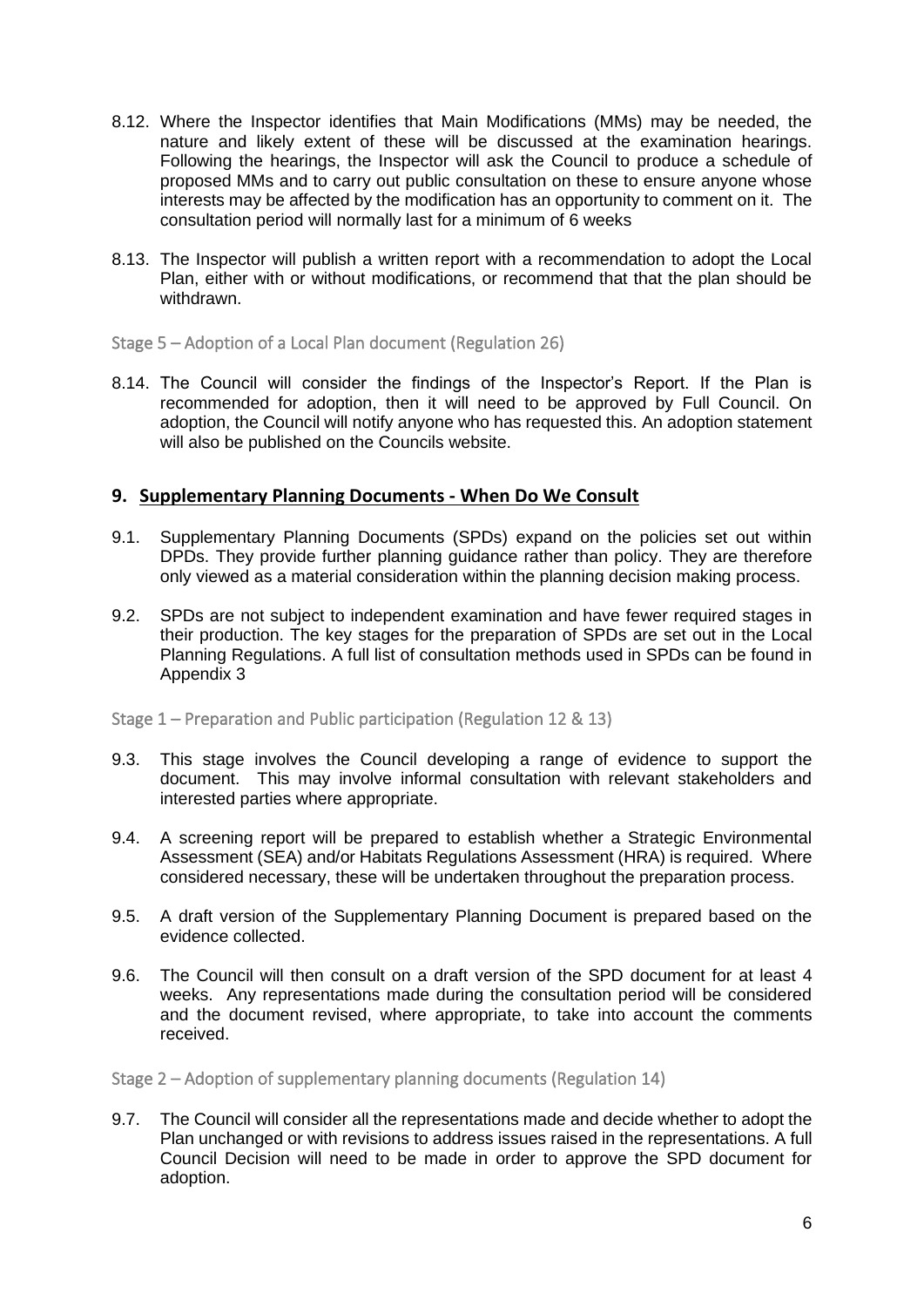8.12. Where the Inspector identifies that Main Modifications (MMs) may be needed, the nature and likely extent of these will be discussed at the examination hearings. Following the hearings, the Inspector will ask the Council to produce a schedule of proposed MMs and to carry out public consultation on these to ensure anyone whose interests may be affected by the modification has an opportunity to comment on it. The consultation period will normally last for a minimum of 6 weeks

8.13. The Inspector will publish a written report with a recommendation to adopt the Local Plan, either with or without modifications, or recommend that that the plan should be withdrawn.

### Stage 5 – Adoption of a Local Plan document (Regulation 26)

8.14. The Council will consider the findings of the Inspector's Report. If the Plan is recommended for adoption, then it will need to be approved by Full Council. On adoption, the Council will notify anyone who has requested this. An adoption statement will also be published on the Councils website.

## 9. Supplementary Planning Documents - When Do We Consult

9.1. Supplementary Planning Documents (SPDs) expand on the policies set out within DPDs. They provide further planning guidance rather than policy. They are therefore only viewed as a material consideration within the planning decision making process.

9.2. SPDs are not subject to independent examination and have fewer required stages in their production. The key stages for the preparation of SPDs are set out in the Local Planning Regulations. A full list of consultation methods used in SPDs can be found in Appendix 3

### Stage 1 – Preparation and Public participation (Regulation 12 & 13)

9.3. This stage involves the Council developing a range of evidence to support the document. This may involve informal consultation with relevant stakeholders and interested parties where appropriate.

9.4. A screening report will be prepared to establish whether a Strategic Environmental Assessment (SEA) and/or Habitats Regulations Assessment (HRA) is required. Where considered necessary, these will be undertaken throughout the preparation process.

9.5. A draft version of the Supplementary Planning Document is prepared based on the evidence collected.

9.6. The Council will then consult on a draft version of the SPD document for at least 4 weeks. Any representations made during the consultation period will be considered and the document revised, where appropriate, to take into account the comments received.

### Stage 2 – Adoption of supplementary planning documents (Regulation 14)

9.7. The Council will consider all the representations made and decide whether to adopt the Plan unchanged or with revisions to address issues raised in the representations. A full Council Decision will need to be made in order to approve the SPD document for adoption.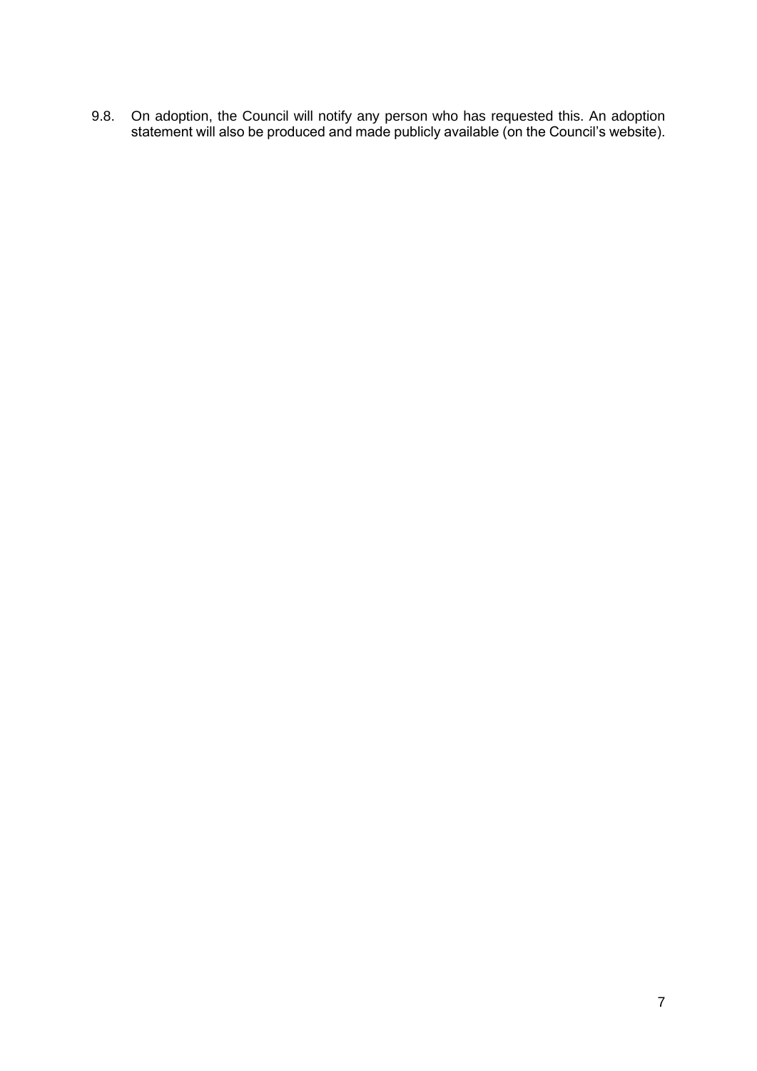9.8. On adoption, the Council will notify any person who has requested this. An adoption statement will also be produced and made publicly available (on the Council's website).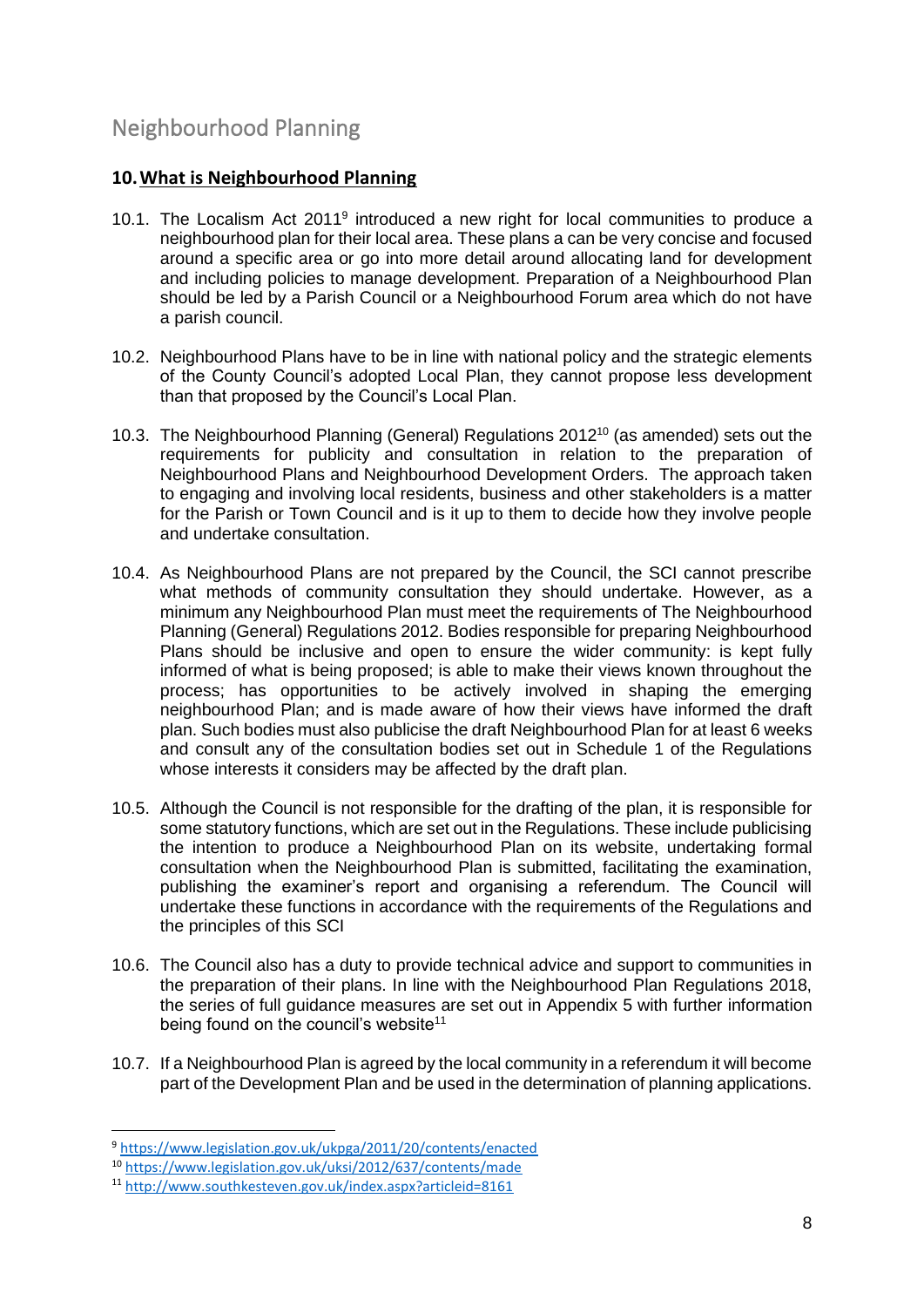# Neighbourhood Planning

## 10. What is Neighbourhood Planning

10.1. The Localism Act 2011[9] introduced a new right for local communities to produce a neighbourhood plan for their local area. These plans a can be very concise and focused around a specific area or go into more detail around allocating land for development and including policies to manage development. Preparation of a Neighbourhood Plan should be led by a Parish Council or a Neighbourhood Forum area which do not have a parish council.

10.2. Neighbourhood Plans have to be in line with national policy and the strategic elements of the County Council's adopted Local Plan, they cannot propose less development than that proposed by the Council's Local Plan.

10.3. The Neighbourhood Planning (General) Regulations 2012[10] (as amended) sets out the requirements for publicity and consultation in relation to the preparation of Neighbourhood Plans and Neighbourhood Development Orders. The approach taken to engaging and involving local residents, business and other stakeholders is a matter for the Parish or Town Council and is it up to them to decide how they involve people and undertake consultation.

10.4. As Neighbourhood Plans are not prepared by the Council, the SCI cannot prescribe what methods of community consultation they should undertake. However, as a minimum any Neighbourhood Plan must meet the requirements of The Neighbourhood Planning (General) Regulations 2012. Bodies responsible for preparing Neighbourhood Plans should be inclusive and open to ensure the wider community: is kept fully informed of what is being proposed; is able to make their views known throughout the process; has opportunities to be actively involved in shaping the emerging neighbourhood Plan; and is made aware of how their views have informed the draft plan. Such bodies must also publicise the draft Neighbourhood Plan for at least 6 weeks and consult any of the consultation bodies set out in Schedule 1 of the Regulations whose interests it considers may be affected by the draft plan.

10.5. Although the Council is not responsible for the drafting of the plan, it is responsible for some statutory functions, which are set out in the Regulations. These include publicising the intention to produce a Neighbourhood Plan on its website, undertaking formal consultation when the Neighbourhood Plan is submitted, facilitating the examination, publishing the examiner's report and organising a referendum. The Council will undertake these functions in accordance with the requirements of the Regulations and the principles of this SCI

10.6. The Council also has a duty to provide technical advice and support to communities in the preparation of their plans. In line with the Neighbourhood Plan Regulations 2018, the series of full guidance measures are set out in Appendix 5 with further information being found on the council's website[11]

10.7. If a Neighbourhood Plan is agreed by the local community in a referendum it will become part of the Development Plan and be used in the determination of planning applications.

---

[9] https://www.legislation.gov.uk/ukpga/2011/20/contents/enacted

[10] https://www.legislation.gov.uk/uksi/2012/637/contents/made

[11] http://www.southkesteven.gov.uk/index.aspx?articleid=8161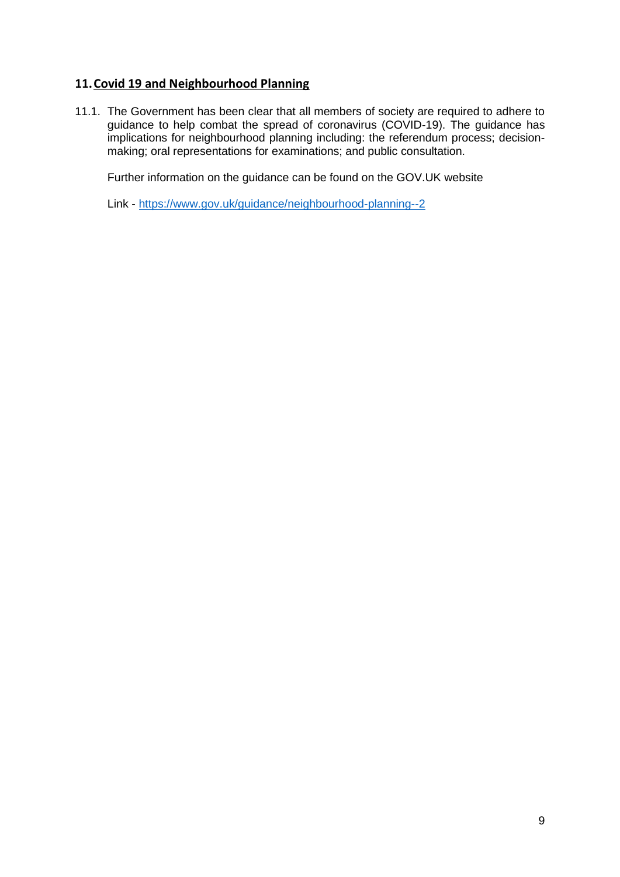## 11. Covid 19 and Neighbourhood Planning

11.1. The Government has been clear that all members of society are required to adhere to guidance to help combat the spread of coronavirus (COVID-19). The guidance has implications for neighbourhood planning including: the referendum process; decision-making; oral representations for examinations; and public consultation.

Further information on the guidance can be found on the GOV.UK website

Link - https://www.gov.uk/guidance/neighbourhood-planning--2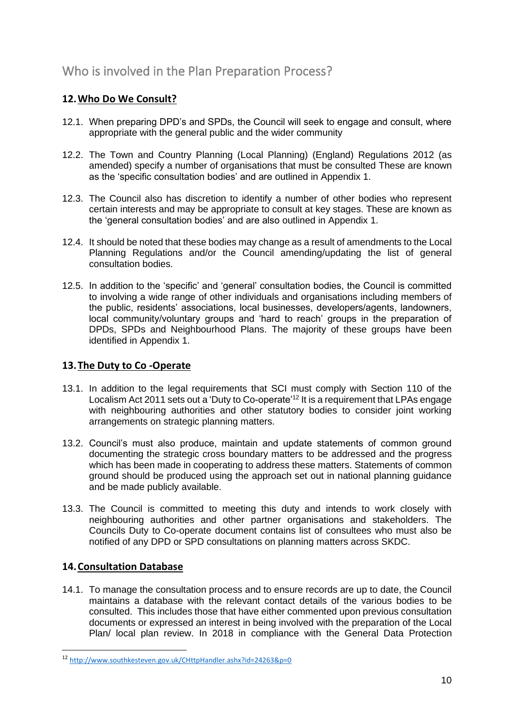## Who is involved in the Plan Preparation Process?

### 12. Who Do We Consult?

12.1. When preparing DPD's and SPDs, the Council will seek to engage and consult, where appropriate with the general public and the wider community

12.2. The Town and Country Planning (Local Planning) (England) Regulations 2012 (as amended) specify a number of organisations that must be consulted These are known as the 'specific consultation bodies' and are outlined in Appendix 1.

12.3. The Council also has discretion to identify a number of other bodies who represent certain interests and may be appropriate to consult at key stages. These are known as the 'general consultation bodies' and are also outlined in Appendix 1.

12.4. It should be noted that these bodies may change as a result of amendments to the Local Planning Regulations and/or the Council amending/updating the list of general consultation bodies.

12.5. In addition to the 'specific' and 'general' consultation bodies, the Council is committed to involving a wide range of other individuals and organisations including members of the public, residents' associations, local businesses, developers/agents, landowners, local community/voluntary groups and 'hard to reach' groups in the preparation of DPDs, SPDs and Neighbourhood Plans. The majority of these groups have been identified in Appendix 1.

### 13. The Duty to Co -Operate

13.1. In addition to the legal requirements that SCI must comply with Section 110 of the Localism Act 2011 sets out a 'Duty to Co-operate'[12] It is a requirement that LPAs engage with neighbouring authorities and other statutory bodies to consider joint working arrangements on strategic planning matters.

13.2. Council's must also produce, maintain and update statements of common ground documenting the strategic cross boundary matters to be addressed and the progress which has been made in cooperating to address these matters. Statements of common ground should be produced using the approach set out in national planning guidance and be made publicly available.

13.3. The Council is committed to meeting this duty and intends to work closely with neighbouring authorities and other partner organisations and stakeholders. The Councils Duty to Co-operate document contains list of consultees who must also be notified of any DPD or SPD consultations on planning matters across SKDC.

### 14. Consultation Database

14.1. To manage the consultation process and to ensure records are up to date, the Council maintains a database with the relevant contact details of the various bodies to be consulted. This includes those that have either commented upon previous consultation documents or expressed an interest in being involved with the preparation of the Local Plan/ local plan review. In 2018 in compliance with the General Data Protection

---

[12] http://www.southkesteven.gov.uk/CHttpHandler.ashx?id=24263&p=0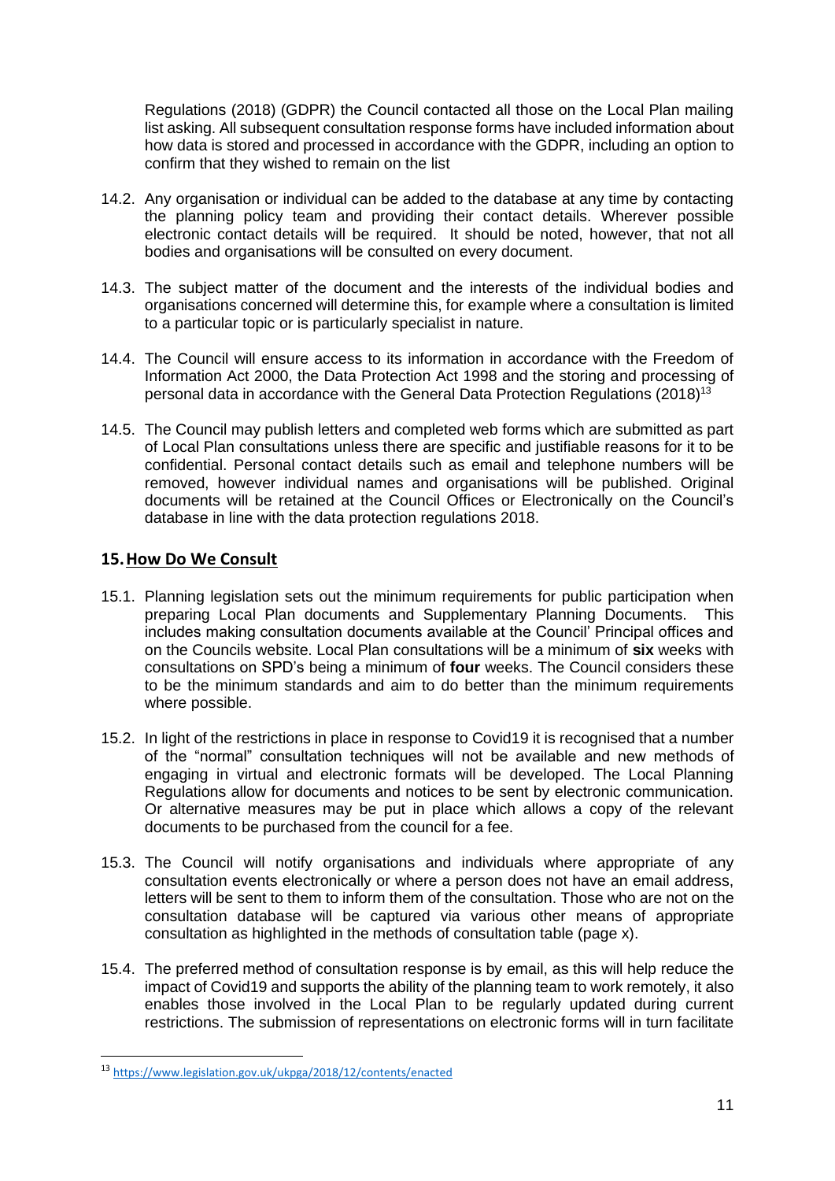Regulations (2018) (GDPR) the Council contacted all those on the Local Plan mailing list asking. All subsequent consultation response forms have included information about how data is stored and processed in accordance with the GDPR, including an option to confirm that they wished to remain on the list

14.2. Any organisation or individual can be added to the database at any time by contacting the planning policy team and providing their contact details. Wherever possible electronic contact details will be required. It should be noted, however, that not all bodies and organisations will be consulted on every document.

14.3. The subject matter of the document and the interests of the individual bodies and organisations concerned will determine this, for example where a consultation is limited to a particular topic or is particularly specialist in nature.

14.4. The Council will ensure access to its information in accordance with the Freedom of Information Act 2000, the Data Protection Act 1998 and the storing and processing of personal data in accordance with the General Data Protection Regulations (2018)[13]

14.5. The Council may publish letters and completed web forms which are submitted as part of Local Plan consultations unless there are specific and justifiable reasons for it to be confidential. Personal contact details such as email and telephone numbers will be removed, however individual names and organisations will be published. Original documents will be retained at the Council Offices or Electronically on the Council's database in line with the data protection regulations 2018.

## 15. How Do We Consult

15.1. Planning legislation sets out the minimum requirements for public participation when preparing Local Plan documents and Supplementary Planning Documents. This includes making consultation documents available at the Council' Principal offices and on the Councils website. Local Plan consultations will be a minimum of **six** weeks with consultations on SPD's being a minimum of **four** weeks. The Council considers these to be the minimum standards and aim to do better than the minimum requirements where possible.

15.2. In light of the restrictions in place in response to Covid19 it is recognised that a number of the "normal" consultation techniques will not be available and new methods of engaging in virtual and electronic formats will be developed. The Local Planning Regulations allow for documents and notices to be sent by electronic communication. Or alternative measures may be put in place which allows a copy of the relevant documents to be purchased from the council for a fee.

15.3. The Council will notify organisations and individuals where appropriate of any consultation events electronically or where a person does not have an email address, letters will be sent to them to inform them of the consultation. Those who are not on the consultation database will be captured via various other means of appropriate consultation as highlighted in the methods of consultation table (page x).

15.4. The preferred method of consultation response is by email, as this will help reduce the impact of Covid19 and supports the ability of the planning team to work remotely, it also enables those involved in the Local Plan to be regularly updated during current restrictions. The submission of representations on electronic forms will in turn facilitate

---

[13] https://www.legislation.gov.uk/ukpga/2018/12/contents/enacted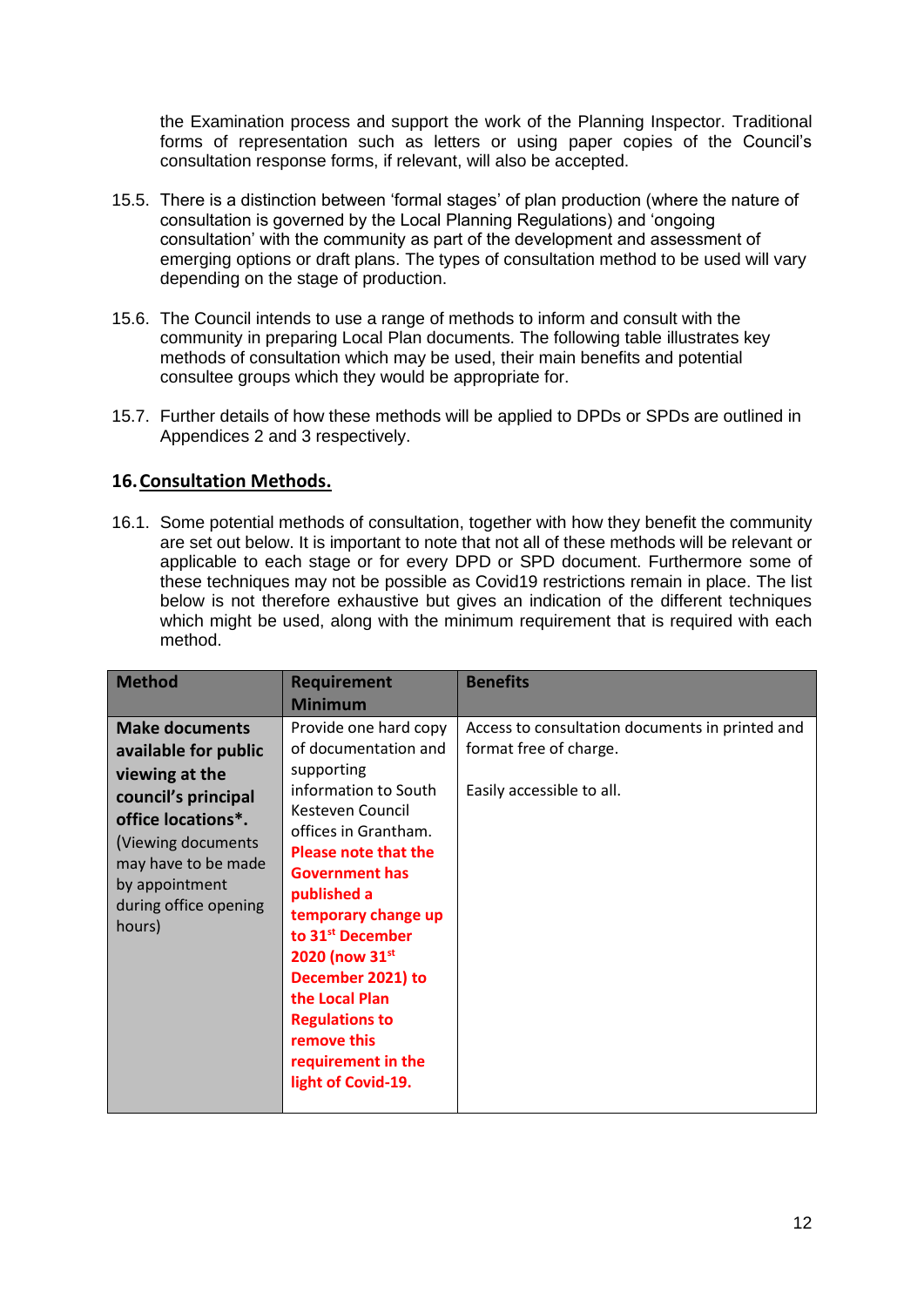the Examination process and support the work of the Planning Inspector. Traditional forms of representation such as letters or using paper copies of the Council's consultation response forms, if relevant, will also be accepted.

15.5. There is a distinction between 'formal stages' of plan production (where the nature of consultation is governed by the Local Planning Regulations) and 'ongoing consultation' with the community as part of the development and assessment of emerging options or draft plans. The types of consultation method to be used will vary depending on the stage of production.

15.6. The Council intends to use a range of methods to inform and consult with the community in preparing Local Plan documents. The following table illustrates key methods of consultation which may be used, their main benefits and potential consultee groups which they would be appropriate for.

15.7. Further details of how these methods will be applied to DPDs or SPDs are outlined in Appendices 2 and 3 respectively.

## 16. Consultation Methods.

16.1. Some potential methods of consultation, together with how they benefit the community are set out below. It is important to note that not all of these methods will be relevant or applicable to each stage or for every DPD or SPD document. Furthermore some of these techniques may not be possible as Covid19 restrictions remain in place. The list below is not therefore exhaustive but gives an indication of the different techniques which might be used, along with the minimum requirement that is required with each method.

| Method | Requirement Minimum | Benefits |
|---|---|---|
| **Make documents available for public viewing at the council's principal office locations*.** (Viewing documents may have to be made by appointment during office opening hours) | Provide one hard copy of documentation and supporting information to South Kesteven Council offices in Grantham. **Please note that the Government has published a temporary change up to 31st December 2020 (now 31st December 2021) to the Local Plan Regulations to remove this requirement in the light of Covid-19.** | Access to consultation documents in printed and format free of charge.<br><br>Easily accessible to all. |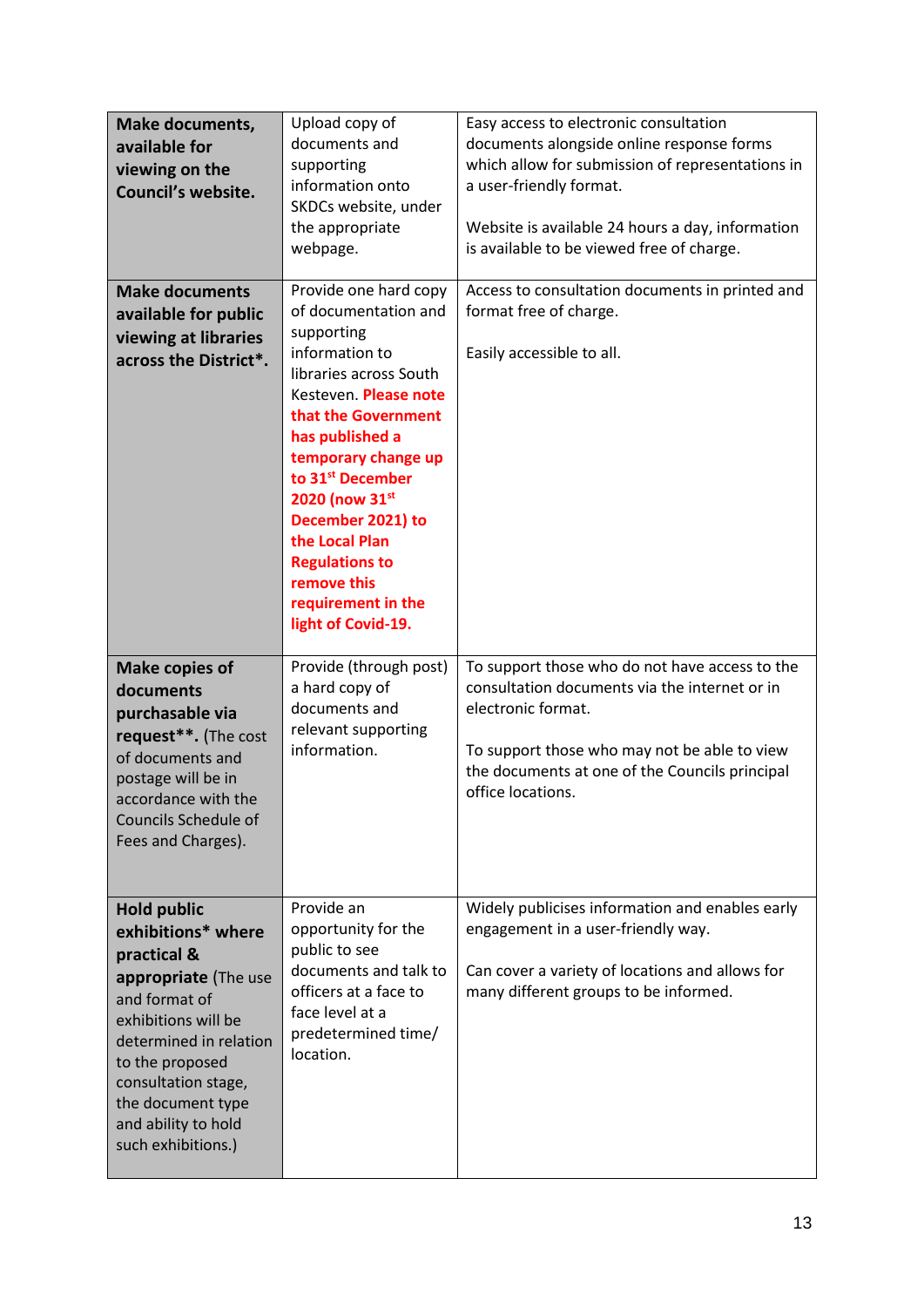| **Make documents, available for viewing on the Council's website.** | Upload copy of documents and supporting information onto SKDCs website, under the appropriate webpage. | Easy access to electronic consultation documents alongside online response forms which allow for submission of representations in a user-friendly format.<br><br>Website is available 24 hours a day, information is available to be viewed free of charge. |
|---|---|---|
| **Make documents available for public viewing at libraries across the District\*.** | Provide one hard copy of documentation and supporting information to libraries across South Kesteven. **Please note that the Government has published a temporary change up to 31st December 2020 (now 31st December 2021) to the Local Plan Regulations to remove this requirement in the light of Covid-19.** | Access to consultation documents in printed and format free of charge.<br><br>Easily accessible to all. |
| **Make copies of documents purchasable via request\*\*.** (The cost of documents and postage will be in accordance with the Councils Schedule of Fees and Charges). | Provide (through post) a hard copy of documents and relevant supporting information. | To support those who do not have access to the consultation documents via the internet or in electronic format.<br><br>To support those who may not be able to view the documents at one of the Councils principal office locations. |
| **Hold public exhibitions\* where practical & appropriate** (The use and format of exhibitions will be determined in relation to the proposed consultation stage, the document type and ability to hold such exhibitions.) | Provide an opportunity for the public to see documents and talk to officers at a face to face level at a predetermined time/ location. | Widely publicises information and enables early engagement in a user-friendly way.<br><br>Can cover a variety of locations and allows for many different groups to be informed. |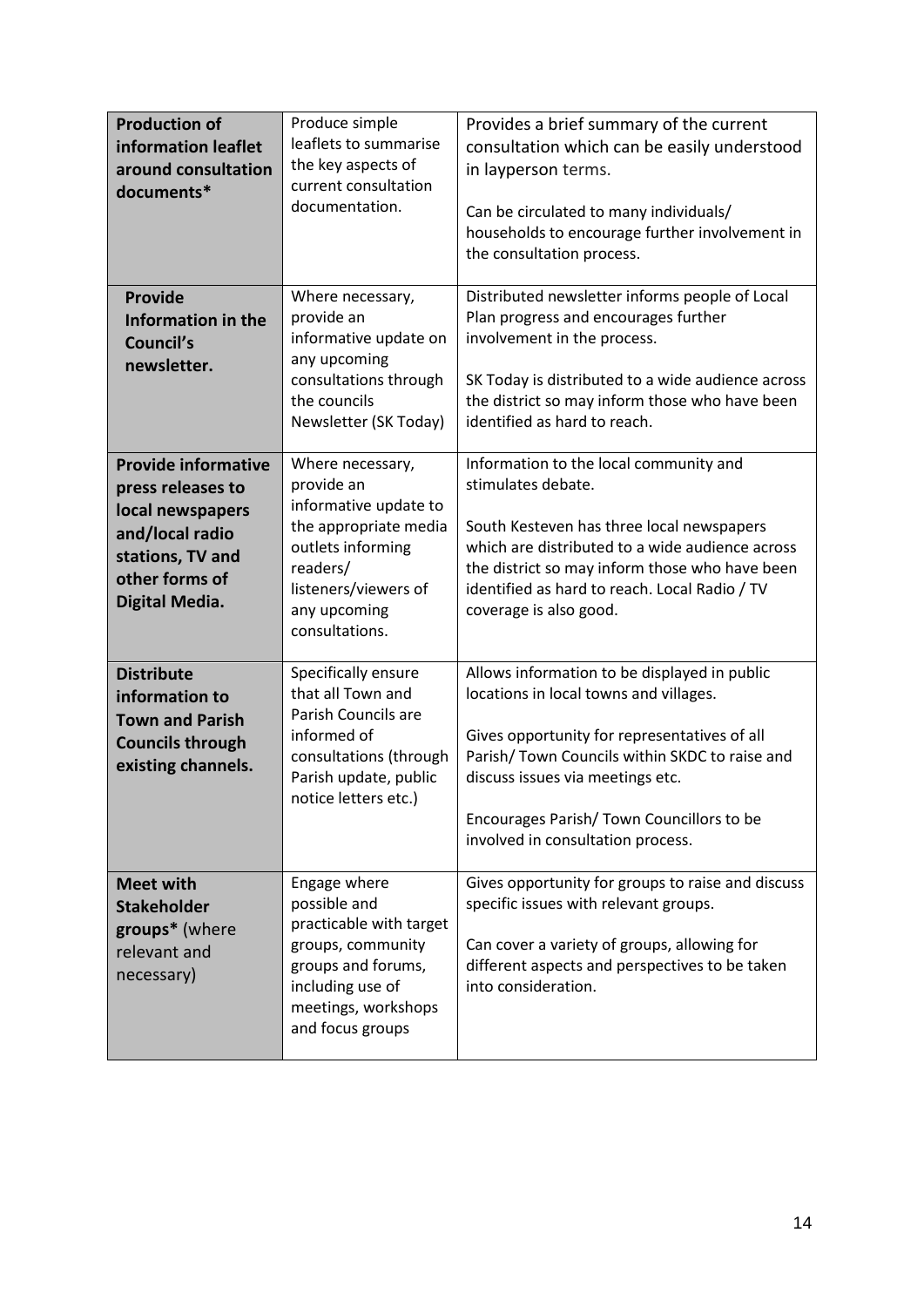| | | |
|---|---|---|
| **Production of information leaflet around consultation documents*** | Produce simple leaflets to summarise the key aspects of current consultation documentation. | Provides a brief summary of the current consultation which can be easily understood in layperson terms.<br><br>Can be circulated to many individuals/ households to encourage further involvement in the consultation process. |
| **Provide Information in the Council's newsletter.** | Where necessary, provide an informative update on any upcoming consultations through the councils Newsletter (SK Today) | Distributed newsletter informs people of Local Plan progress and encourages further involvement in the process.<br><br>SK Today is distributed to a wide audience across the district so may inform those who have been identified as hard to reach. |
| **Provide informative press releases to local newspapers and/local radio stations, TV and other forms of Digital Media.** | Where necessary, provide an informative update to the appropriate media outlets informing readers/ listeners/viewers of any upcoming consultations. | Information to the local community and stimulates debate.<br><br>South Kesteven has three local newspapers which are distributed to a wide audience across the district so may inform those who have been identified as hard to reach. Local Radio / TV coverage is also good. |
| **Distribute information to Town and Parish Councils through existing channels.** | Specifically ensure that all Town and Parish Councils are informed of consultations (through Parish update, public notice letters etc.) | Allows information to be displayed in public locations in local towns and villages.<br><br>Gives opportunity for representatives of all Parish/ Town Councils within SKDC to raise and discuss issues via meetings etc.<br><br>Encourages Parish/ Town Councillors to be involved in consultation process. |
| **Meet with Stakeholder groups*** (where relevant and necessary) | Engage where possible and practicable with target groups, community groups and forums, including use of meetings, workshops and focus groups | Gives opportunity for groups to raise and discuss specific issues with relevant groups.<br><br>Can cover a variety of groups, allowing for different aspects and perspectives to be taken into consideration. |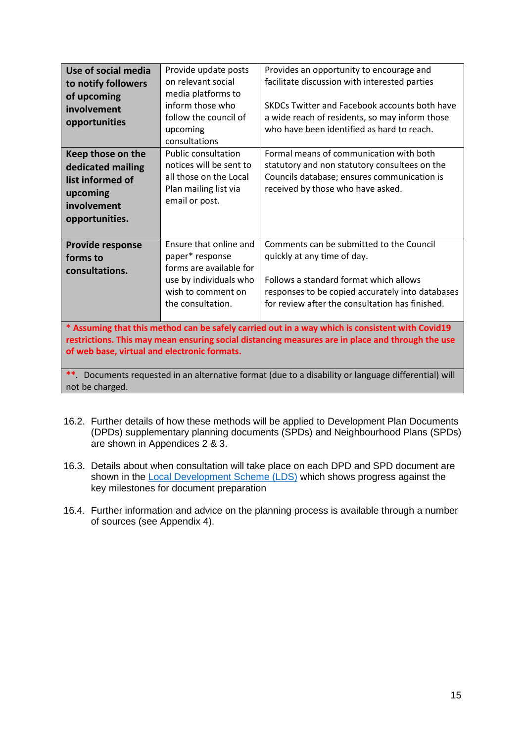| **Use of social media to notify followers of upcoming involvement opportunities** | Provide update posts on relevant social media platforms to inform those who follow the council of upcoming consultations | Provides an opportunity to encourage and facilitate discussion with interested parties<br><br>SKDCs Twitter and Facebook accounts both have a wide reach of residents, so may inform those who have been identified as hard to reach. |
|---|---|---|
| **Keep those on the dedicated mailing list informed of upcoming involvement opportunities.** | Public consultation notices will be sent to all those on the Local Plan mailing list via email or post. | Formal means of communication with both statutory and non statutory consultees on the Councils database; ensures communication is received by those who have asked. |
| **Provide response forms to consultations.** | Ensure that online and paper* response forms are available for use by individuals who wish to comment on the consultation. | Comments can be submitted to the Council quickly at any time of day.<br><br>Follows a standard format which allows responses to be copied accurately into databases for review after the consultation has finished. |
| **\* Assuming that this method can be safely carried out in a way which is consistent with Covid19 restrictions. This may mean ensuring social distancing measures are in place and through the use of web base, virtual and electronic formats.** | | |
| **\*\***. Documents requested in an alternative format (due to a disability or language differential) will not be charged. | | |

16.2. Further details of how these methods will be applied to Development Plan Documents (DPDs) supplementary planning documents (SPDs) and Neighbourhood Plans (SPDs) are shown in Appendices 2 & 3.

16.3. Details about when consultation will take place on each DPD and SPD document are shown in the Local Development Scheme (LDS) which shows progress against the key milestones for document preparation

16.4. Further information and advice on the planning process is available through a number of sources (see Appendix 4).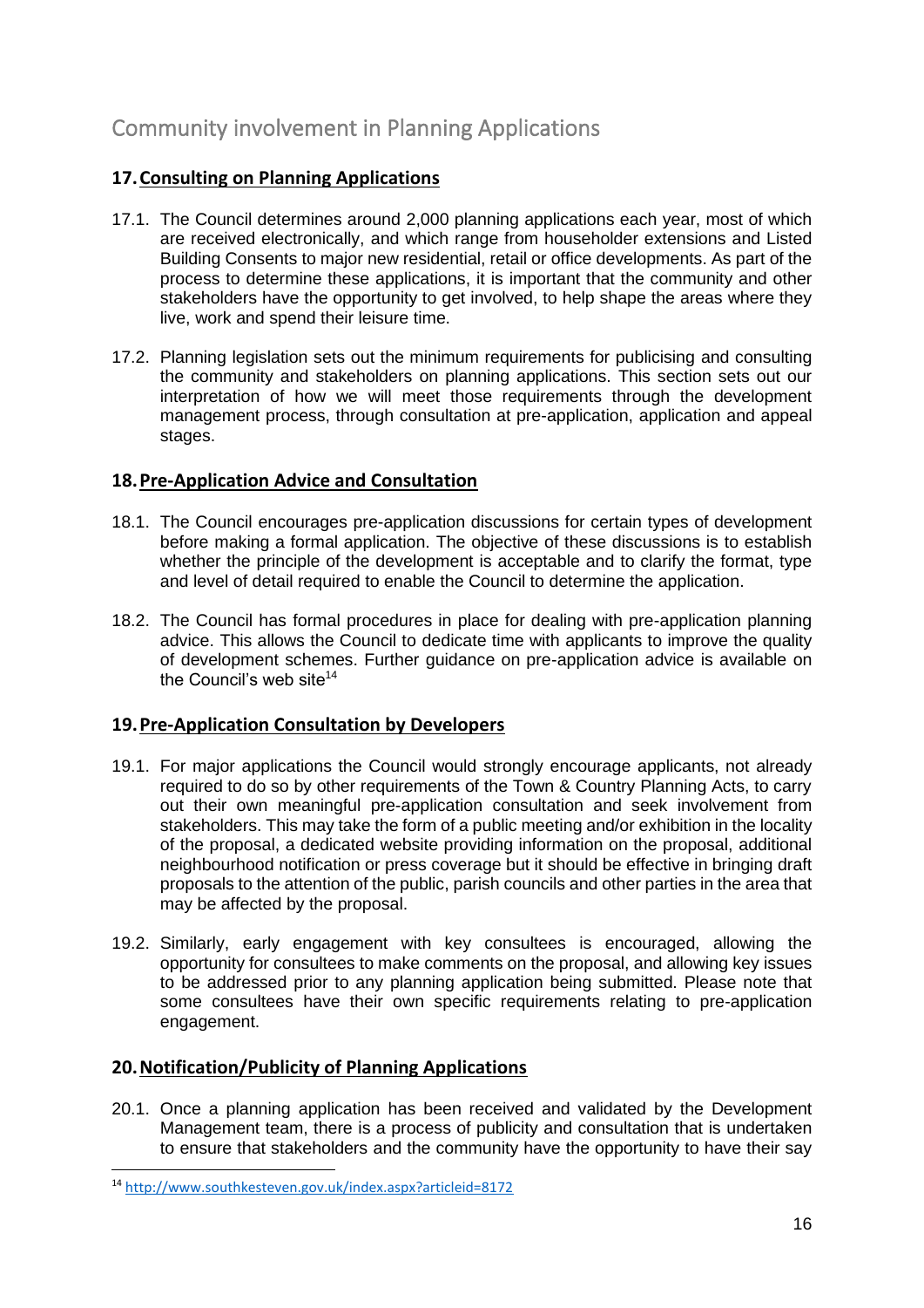## Community involvement in Planning Applications

### 17. Consulting on Planning Applications

17.1. The Council determines around 2,000 planning applications each year, most of which are received electronically, and which range from householder extensions and Listed Building Consents to major new residential, retail or office developments. As part of the process to determine these applications, it is important that the community and other stakeholders have the opportunity to get involved, to help shape the areas where they live, work and spend their leisure time.

17.2. Planning legislation sets out the minimum requirements for publicising and consulting the community and stakeholders on planning applications. This section sets out our interpretation of how we will meet those requirements through the development management process, through consultation at pre-application, application and appeal stages.

### 18. Pre-Application Advice and Consultation

18.1. The Council encourages pre-application discussions for certain types of development before making a formal application. The objective of these discussions is to establish whether the principle of the development is acceptable and to clarify the format, type and level of detail required to enable the Council to determine the application.

18.2. The Council has formal procedures in place for dealing with pre-application planning advice. This allows the Council to dedicate time with applicants to improve the quality of development schemes. Further guidance on pre-application advice is available on the Council's web site[14]

### 19. Pre-Application Consultation by Developers

19.1. For major applications the Council would strongly encourage applicants, not already required to do so by other requirements of the Town & Country Planning Acts, to carry out their own meaningful pre-application consultation and seek involvement from stakeholders. This may take the form of a public meeting and/or exhibition in the locality of the proposal, a dedicated website providing information on the proposal, additional neighbourhood notification or press coverage but it should be effective in bringing draft proposals to the attention of the public, parish councils and other parties in the area that may be affected by the proposal.

19.2. Similarly, early engagement with key consultees is encouraged, allowing the opportunity for consultees to make comments on the proposal, and allowing key issues to be addressed prior to any planning application being submitted. Please note that some consultees have their own specific requirements relating to pre-application engagement.

### 20. Notification/Publicity of Planning Applications

20.1. Once a planning application has been received and validated by the Development Management team, there is a process of publicity and consultation that is undertaken to ensure that stakeholders and the community have the opportunity to have their say

[14] http://www.southkesteven.gov.uk/index.aspx?articleid=8172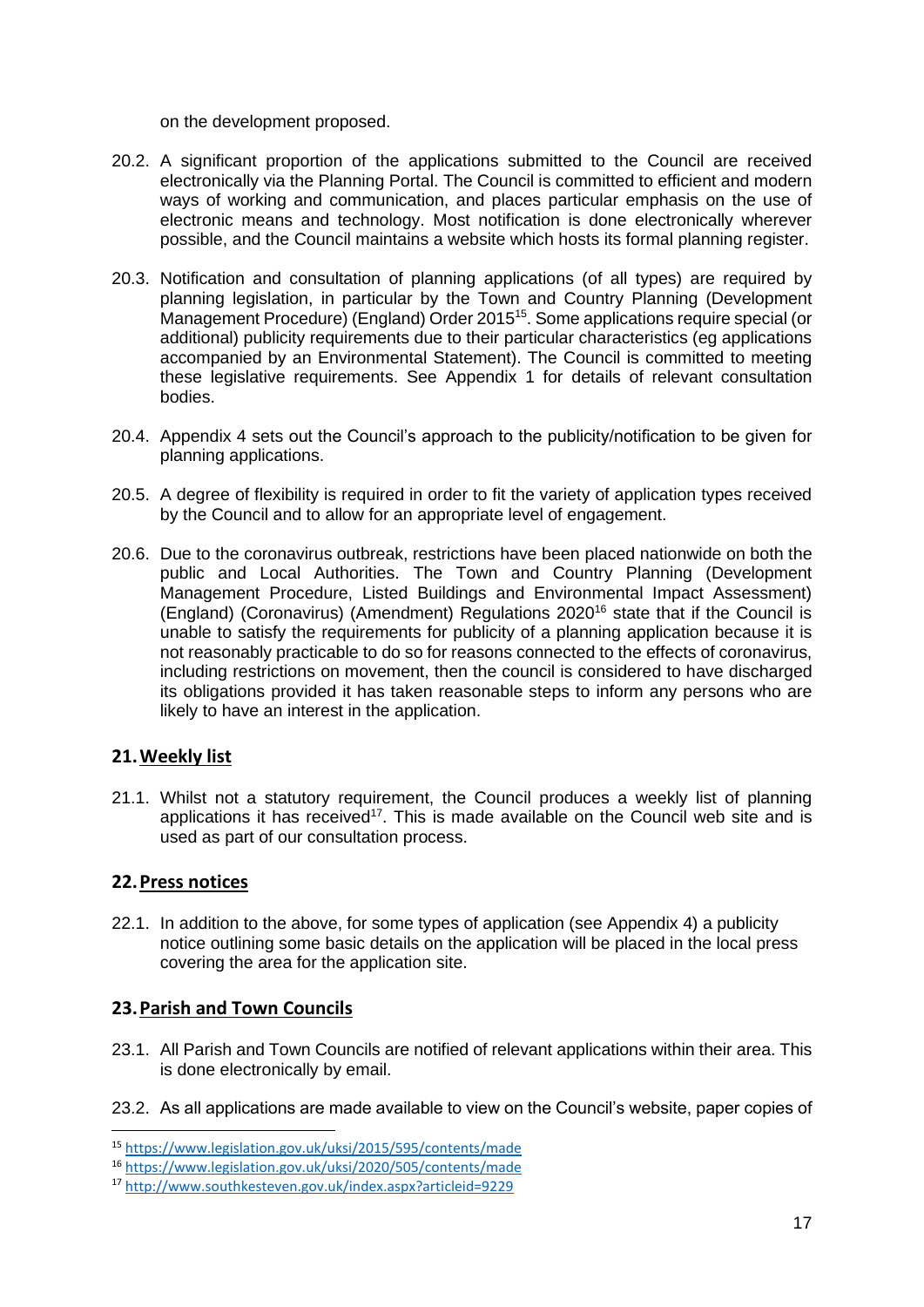on the development proposed.

20.2. A significant proportion of the applications submitted to the Council are received electronically via the Planning Portal. The Council is committed to efficient and modern ways of working and communication, and places particular emphasis on the use of electronic means and technology. Most notification is done electronically wherever possible, and the Council maintains a website which hosts its formal planning register.

20.3. Notification and consultation of planning applications (of all types) are required by planning legislation, in particular by the Town and Country Planning (Development Management Procedure) (England) Order 2015[15]. Some applications require special (or additional) publicity requirements due to their particular characteristics (eg applications accompanied by an Environmental Statement). The Council is committed to meeting these legislative requirements. See Appendix 1 for details of relevant consultation bodies.

20.4. Appendix 4 sets out the Council's approach to the publicity/notification to be given for planning applications.

20.5. A degree of flexibility is required in order to fit the variety of application types received by the Council and to allow for an appropriate level of engagement.

20.6. Due to the coronavirus outbreak, restrictions have been placed nationwide on both the public and Local Authorities. The Town and Country Planning (Development Management Procedure, Listed Buildings and Environmental Impact Assessment) (England) (Coronavirus) (Amendment) Regulations 2020[16] state that if the Council is unable to satisfy the requirements for publicity of a planning application because it is not reasonably practicable to do so for reasons connected to the effects of coronavirus, including restrictions on movement, then the council is considered to have discharged its obligations provided it has taken reasonable steps to inform any persons who are likely to have an interest in the application.

## 21. Weekly list

21.1. Whilst not a statutory requirement, the Council produces a weekly list of planning applications it has received[17]. This is made available on the Council web site and is used as part of our consultation process.

## 22. Press notices

22.1. In addition to the above, for some types of application (see Appendix 4) a publicity notice outlining some basic details on the application will be placed in the local press covering the area for the application site.

## 23. Parish and Town Councils

23.1. All Parish and Town Councils are notified of relevant applications within their area. This is done electronically by email.

23.2. As all applications are made available to view on the Council's website, paper copies of

---

[15] https://www.legislation.gov.uk/uksi/2015/595/contents/made

[16] https://www.legislation.gov.uk/uksi/2020/505/contents/made

[17] http://www.southkesteven.gov.uk/index.aspx?articleid=9229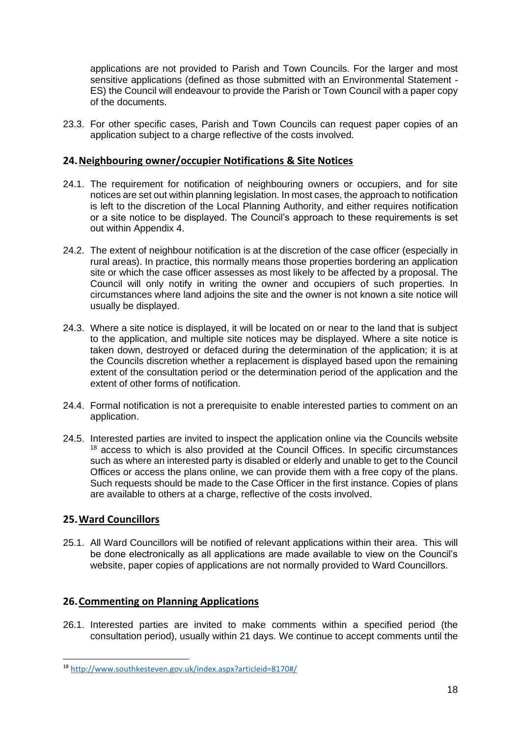applications are not provided to Parish and Town Councils. For the larger and most sensitive applications (defined as those submitted with an Environmental Statement - ES) the Council will endeavour to provide the Parish or Town Council with a paper copy of the documents.

23.3. For other specific cases, Parish and Town Councils can request paper copies of an application subject to a charge reflective of the costs involved.

## 24. Neighbouring owner/occupier Notifications & Site Notices

24.1. The requirement for notification of neighbouring owners or occupiers, and for site notices are set out within planning legislation. In most cases, the approach to notification is left to the discretion of the Local Planning Authority, and either requires notification or a site notice to be displayed. The Council's approach to these requirements is set out within Appendix 4.

24.2. The extent of neighbour notification is at the discretion of the case officer (especially in rural areas). In practice, this normally means those properties bordering an application site or which the case officer assesses as most likely to be affected by a proposal. The Council will only notify in writing the owner and occupiers of such properties. In circumstances where land adjoins the site and the owner is not known a site notice will usually be displayed.

24.3. Where a site notice is displayed, it will be located on or near to the land that is subject to the application, and multiple site notices may be displayed. Where a site notice is taken down, destroyed or defaced during the determination of the application; it is at the Councils discretion whether a replacement is displayed based upon the remaining extent of the consultation period or the determination period of the application and the extent of other forms of notification.

24.4. Formal notification is not a prerequisite to enable interested parties to comment on an application.

24.5. Interested parties are invited to inspect the application online via the Councils website [18] access to which is also provided at the Council Offices. In specific circumstances such as where an interested party is disabled or elderly and unable to get to the Council Offices or access the plans online, we can provide them with a free copy of the plans. Such requests should be made to the Case Officer in the first instance. Copies of plans are available to others at a charge, reflective of the costs involved.

## 25. Ward Councillors

25.1. All Ward Councillors will be notified of relevant applications within their area. This will be done electronically as all applications are made available to view on the Council's website, paper copies of applications are not normally provided to Ward Councillors.

## 26. Commenting on Planning Applications

26.1. Interested parties are invited to make comments within a specified period (the consultation period), usually within 21 days. We continue to accept comments until the

---

[18] http://www.southkesteven.gov.uk/index.aspx?articleid=8170#/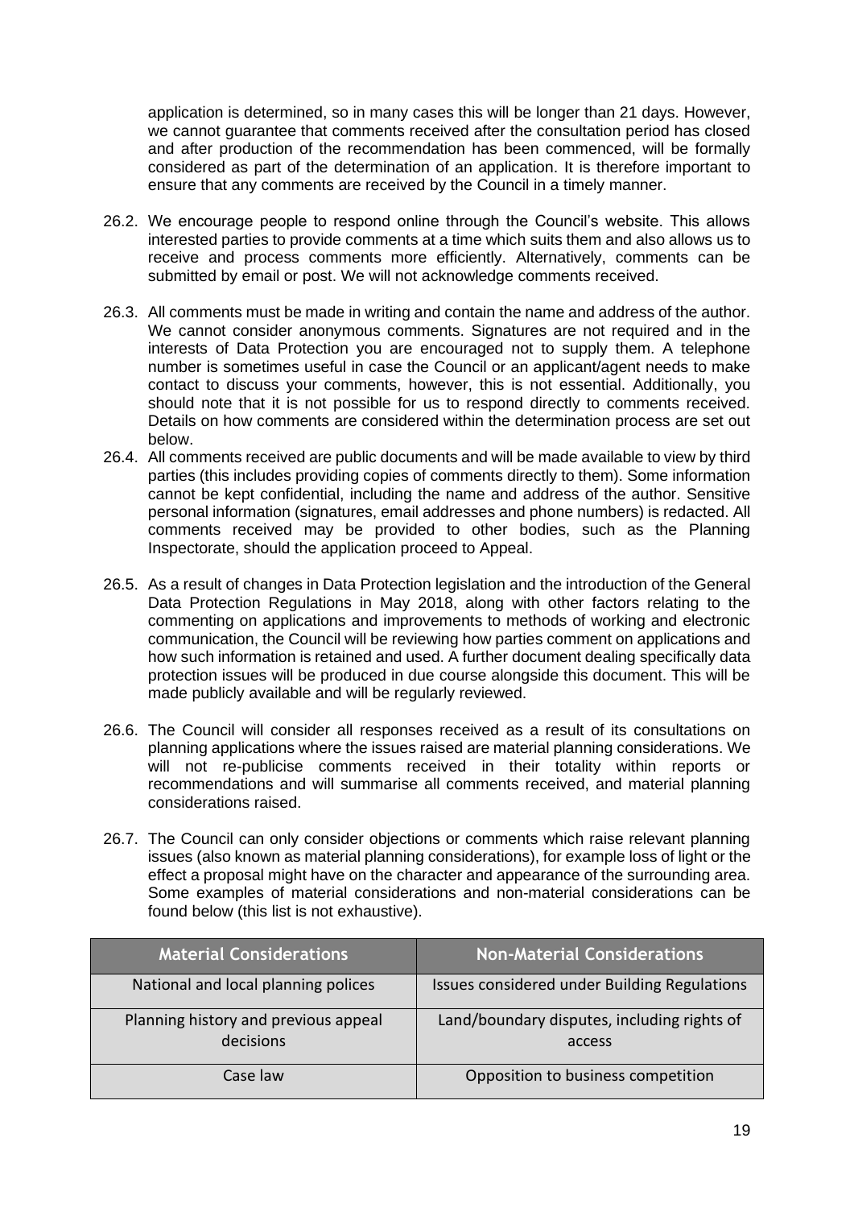application is determined, so in many cases this will be longer than 21 days. However, we cannot guarantee that comments received after the consultation period has closed and after production of the recommendation has been commenced, will be formally considered as part of the determination of an application. It is therefore important to ensure that any comments are received by the Council in a timely manner.

26.2. We encourage people to respond online through the Council's website. This allows interested parties to provide comments at a time which suits them and also allows us to receive and process comments more efficiently. Alternatively, comments can be submitted by email or post. We will not acknowledge comments received.

26.3. All comments must be made in writing and contain the name and address of the author. We cannot consider anonymous comments. Signatures are not required and in the interests of Data Protection you are encouraged not to supply them. A telephone number is sometimes useful in case the Council or an applicant/agent needs to make contact to discuss your comments, however, this is not essential. Additionally, you should note that it is not possible for us to respond directly to comments received. Details on how comments are considered within the determination process are set out below.

26.4. All comments received are public documents and will be made available to view by third parties (this includes providing copies of comments directly to them). Some information cannot be kept confidential, including the name and address of the author. Sensitive personal information (signatures, email addresses and phone numbers) is redacted. All comments received may be provided to other bodies, such as the Planning Inspectorate, should the application proceed to Appeal.

26.5. As a result of changes in Data Protection legislation and the introduction of the General Data Protection Regulations in May 2018, along with other factors relating to the commenting on applications and improvements to methods of working and electronic communication, the Council will be reviewing how parties comment on applications and how such information is retained and used. A further document dealing specifically data protection issues will be produced in due course alongside this document. This will be made publicly available and will be regularly reviewed.

26.6. The Council will consider all responses received as a result of its consultations on planning applications where the issues raised are material planning considerations. We will not re-publicise comments received in their totality within reports or recommendations and will summarise all comments received, and material planning considerations raised.

26.7. The Council can only consider objections or comments which raise relevant planning issues (also known as material planning considerations), for example loss of light or the effect a proposal might have on the character and appearance of the surrounding area. Some examples of material considerations and non-material considerations can be found below (this list is not exhaustive).

| Material Considerations | Non-Material Considerations |
| --- | --- |
| National and local planning polices | Issues considered under Building Regulations |
| Planning history and previous appeal decisions | Land/boundary disputes, including rights of access |
| Case law | Opposition to business competition |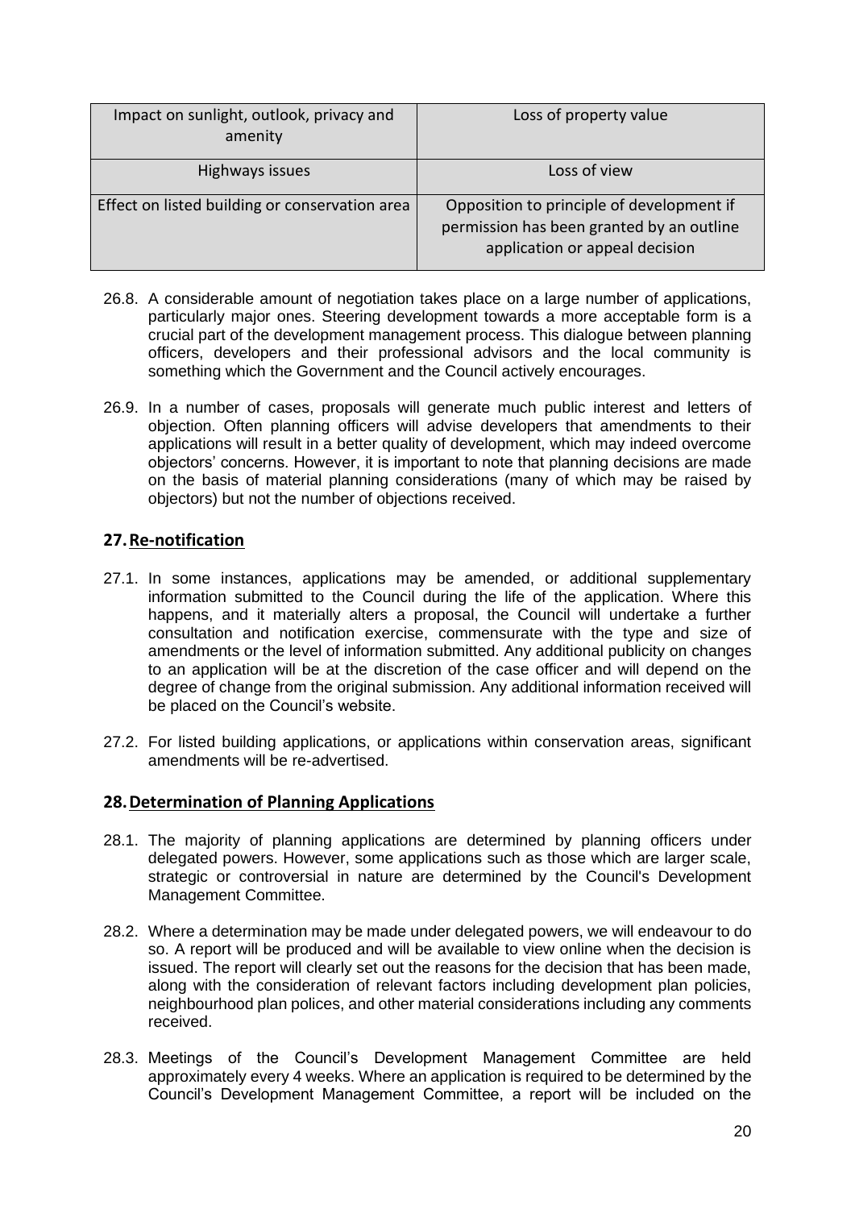| Impact on sunlight, outlook, privacy and amenity | Loss of property value |
|---|---|
| Highways issues | Loss of view |
| Effect on listed building or conservation area | Opposition to principle of development if permission has been granted by an outline application or appeal decision |

26.8. A considerable amount of negotiation takes place on a large number of applications, particularly major ones. Steering development towards a more acceptable form is a crucial part of the development management process. This dialogue between planning officers, developers and their professional advisors and the local community is something which the Government and the Council actively encourages.

26.9. In a number of cases, proposals will generate much public interest and letters of objection. Often planning officers will advise developers that amendments to their applications will result in a better quality of development, which may indeed overcome objectors' concerns. However, it is important to note that planning decisions are made on the basis of material planning considerations (many of which may be raised by objectors) but not the number of objections received.

## 27. Re-notification

27.1. In some instances, applications may be amended, or additional supplementary information submitted to the Council during the life of the application. Where this happens, and it materially alters a proposal, the Council will undertake a further consultation and notification exercise, commensurate with the type and size of amendments or the level of information submitted. Any additional publicity on changes to an application will be at the discretion of the case officer and will depend on the degree of change from the original submission. Any additional information received will be placed on the Council's website.

27.2. For listed building applications, or applications within conservation areas, significant amendments will be re-advertised.

## 28. Determination of Planning Applications

28.1. The majority of planning applications are determined by planning officers under delegated powers. However, some applications such as those which are larger scale, strategic or controversial in nature are determined by the Council's Development Management Committee.

28.2. Where a determination may be made under delegated powers, we will endeavour to do so. A report will be produced and will be available to view online when the decision is issued. The report will clearly set out the reasons for the decision that has been made, along with the consideration of relevant factors including development plan policies, neighbourhood plan polices, and other material considerations including any comments received.

28.3. Meetings of the Council's Development Management Committee are held approximately every 4 weeks. Where an application is required to be determined by the Council's Development Management Committee, a report will be included on the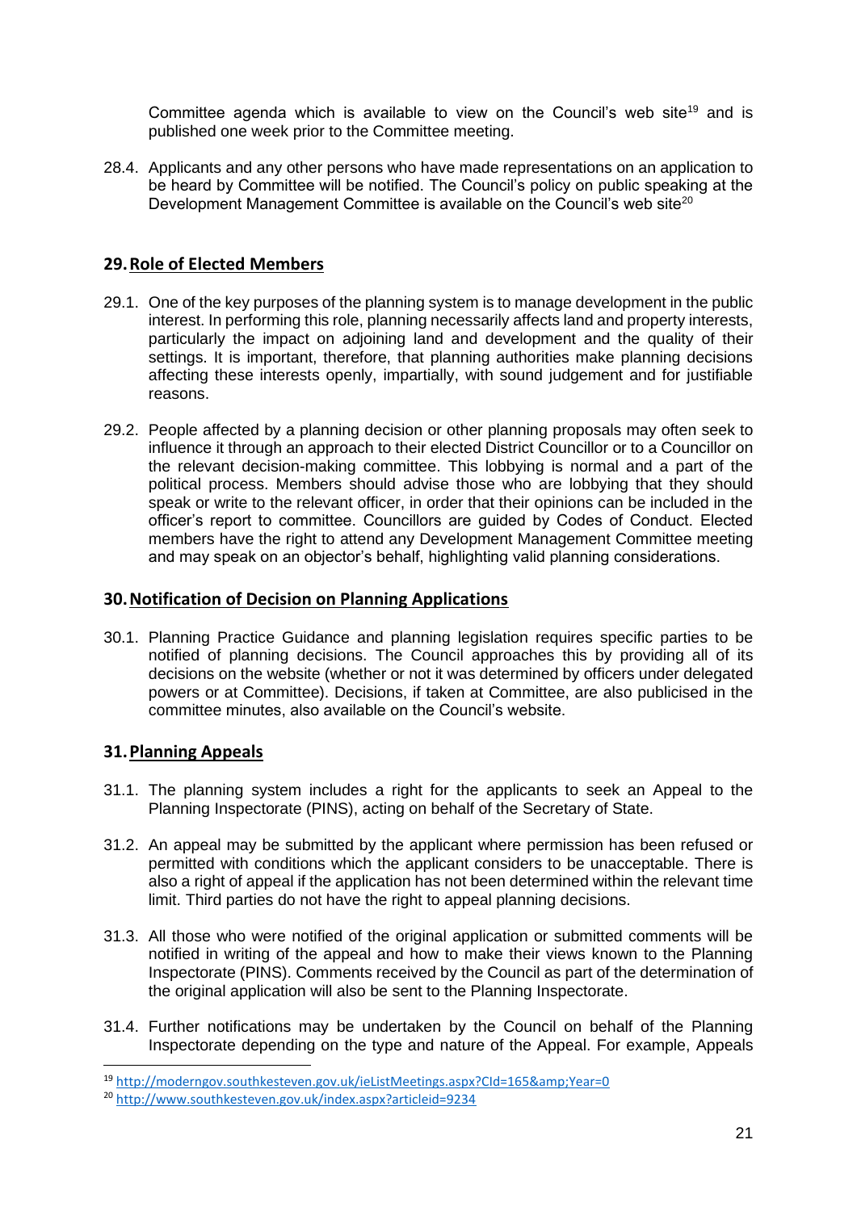Committee agenda which is available to view on the Council's web site[19] and is published one week prior to the Committee meeting.

28.4. Applicants and any other persons who have made representations on an application to be heard by Committee will be notified. The Council's policy on public speaking at the Development Management Committee is available on the Council's web site[20]

## 29. Role of Elected Members

29.1. One of the key purposes of the planning system is to manage development in the public interest. In performing this role, planning necessarily affects land and property interests, particularly the impact on adjoining land and development and the quality of their settings. It is important, therefore, that planning authorities make planning decisions affecting these interests openly, impartially, with sound judgement and for justifiable reasons.

29.2. People affected by a planning decision or other planning proposals may often seek to influence it through an approach to their elected District Councillor or to a Councillor on the relevant decision-making committee. This lobbying is normal and a part of the political process. Members should advise those who are lobbying that they should speak or write to the relevant officer, in order that their opinions can be included in the officer's report to committee. Councillors are guided by Codes of Conduct. Elected members have the right to attend any Development Management Committee meeting and may speak on an objector's behalf, highlighting valid planning considerations.

## 30. Notification of Decision on Planning Applications

30.1. Planning Practice Guidance and planning legislation requires specific parties to be notified of planning decisions. The Council approaches this by providing all of its decisions on the website (whether or not it was determined by officers under delegated powers or at Committee). Decisions, if taken at Committee, are also publicised in the committee minutes, also available on the Council's website.

## 31. Planning Appeals

31.1. The planning system includes a right for the applicants to seek an Appeal to the Planning Inspectorate (PINS), acting on behalf of the Secretary of State.

31.2. An appeal may be submitted by the applicant where permission has been refused or permitted with conditions which the applicant considers to be unacceptable. There is also a right of appeal if the application has not been determined within the relevant time limit. Third parties do not have the right to appeal planning decisions.

31.3. All those who were notified of the original application or submitted comments will be notified in writing of the appeal and how to make their views known to the Planning Inspectorate (PINS). Comments received by the Council as part of the determination of the original application will also be sent to the Planning Inspectorate.

31.4. Further notifications may be undertaken by the Council on behalf of the Planning Inspectorate depending on the type and nature of the Appeal. For example, Appeals

---

[19] http://moderngov.southkesteven.gov.uk/ieListMeetings.aspx?CId=165&amp;Year=0

[20] http://www.southkesteven.gov.uk/index.aspx?articleid=9234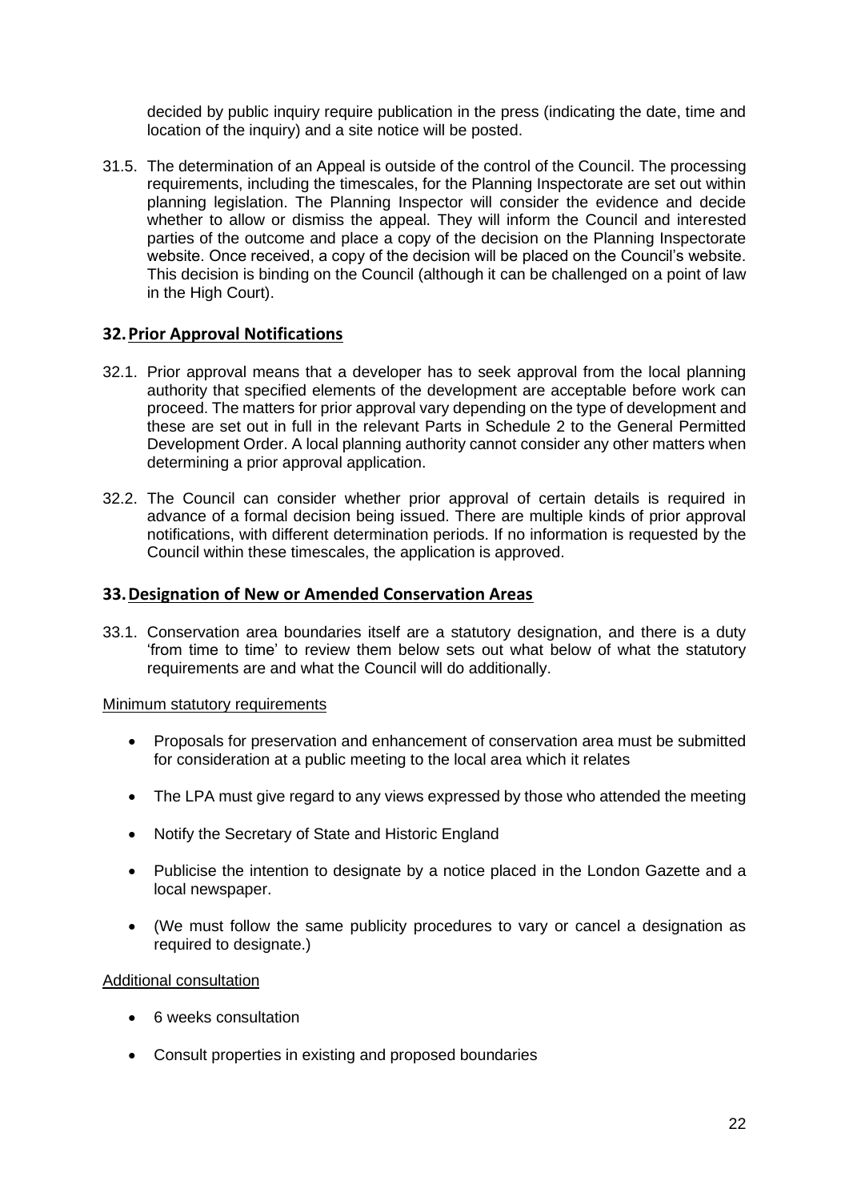decided by public inquiry require publication in the press (indicating the date, time and location of the inquiry) and a site notice will be posted.

31.5. The determination of an Appeal is outside of the control of the Council. The processing requirements, including the timescales, for the Planning Inspectorate are set out within planning legislation. The Planning Inspector will consider the evidence and decide whether to allow or dismiss the appeal. They will inform the Council and interested parties of the outcome and place a copy of the decision on the Planning Inspectorate website. Once received, a copy of the decision will be placed on the Council's website. This decision is binding on the Council (although it can be challenged on a point of law in the High Court).

## 32. Prior Approval Notifications

32.1. Prior approval means that a developer has to seek approval from the local planning authority that specified elements of the development are acceptable before work can proceed. The matters for prior approval vary depending on the type of development and these are set out in full in the relevant Parts in Schedule 2 to the General Permitted Development Order. A local planning authority cannot consider any other matters when determining a prior approval application.

32.2. The Council can consider whether prior approval of certain details is required in advance of a formal decision being issued. There are multiple kinds of prior approval notifications, with different determination periods. If no information is requested by the Council within these timescales, the application is approved.

## 33. Designation of New or Amended Conservation Areas

33.1. Conservation area boundaries itself are a statutory designation, and there is a duty 'from time to time' to review them below sets out what below of what the statutory requirements are and what the Council will do additionally.

Minimum statutory requirements

- Proposals for preservation and enhancement of conservation area must be submitted for consideration at a public meeting to the local area which it relates
- The LPA must give regard to any views expressed by those who attended the meeting
- Notify the Secretary of State and Historic England
- Publicise the intention to designate by a notice placed in the London Gazette and a local newspaper.
- (We must follow the same publicity procedures to vary or cancel a designation as required to designate.)

Additional consultation

- 6 weeks consultation
- Consult properties in existing and proposed boundaries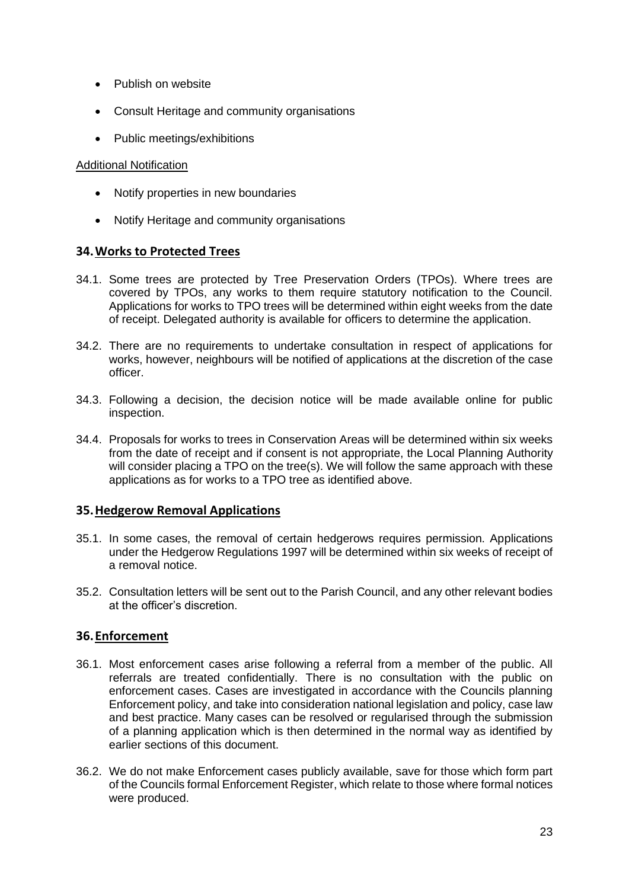- Publish on website
- Consult Heritage and community organisations
- Public meetings/exhibitions

Additional Notification

- Notify properties in new boundaries
- Notify Heritage and community organisations

## 34. Works to Protected Trees

34.1. Some trees are protected by Tree Preservation Orders (TPOs). Where trees are covered by TPOs, any works to them require statutory notification to the Council. Applications for works to TPO trees will be determined within eight weeks from the date of receipt. Delegated authority is available for officers to determine the application.

34.2. There are no requirements to undertake consultation in respect of applications for works, however, neighbours will be notified of applications at the discretion of the case officer.

34.3. Following a decision, the decision notice will be made available online for public inspection.

34.4. Proposals for works to trees in Conservation Areas will be determined within six weeks from the date of receipt and if consent is not appropriate, the Local Planning Authority will consider placing a TPO on the tree(s). We will follow the same approach with these applications as for works to a TPO tree as identified above.

## 35. Hedgerow Removal Applications

35.1. In some cases, the removal of certain hedgerows requires permission. Applications under the Hedgerow Regulations 1997 will be determined within six weeks of receipt of a removal notice.

35.2. Consultation letters will be sent out to the Parish Council, and any other relevant bodies at the officer's discretion.

## 36. Enforcement

36.1. Most enforcement cases arise following a referral from a member of the public. All referrals are treated confidentially. There is no consultation with the public on enforcement cases. Cases are investigated in accordance with the Councils planning Enforcement policy, and take into consideration national legislation and policy, case law and best practice. Many cases can be resolved or regularised through the submission of a planning application which is then determined in the normal way as identified by earlier sections of this document.

36.2. We do not make Enforcement cases publicly available, save for those which form part of the Councils formal Enforcement Register, which relate to those where formal notices were produced.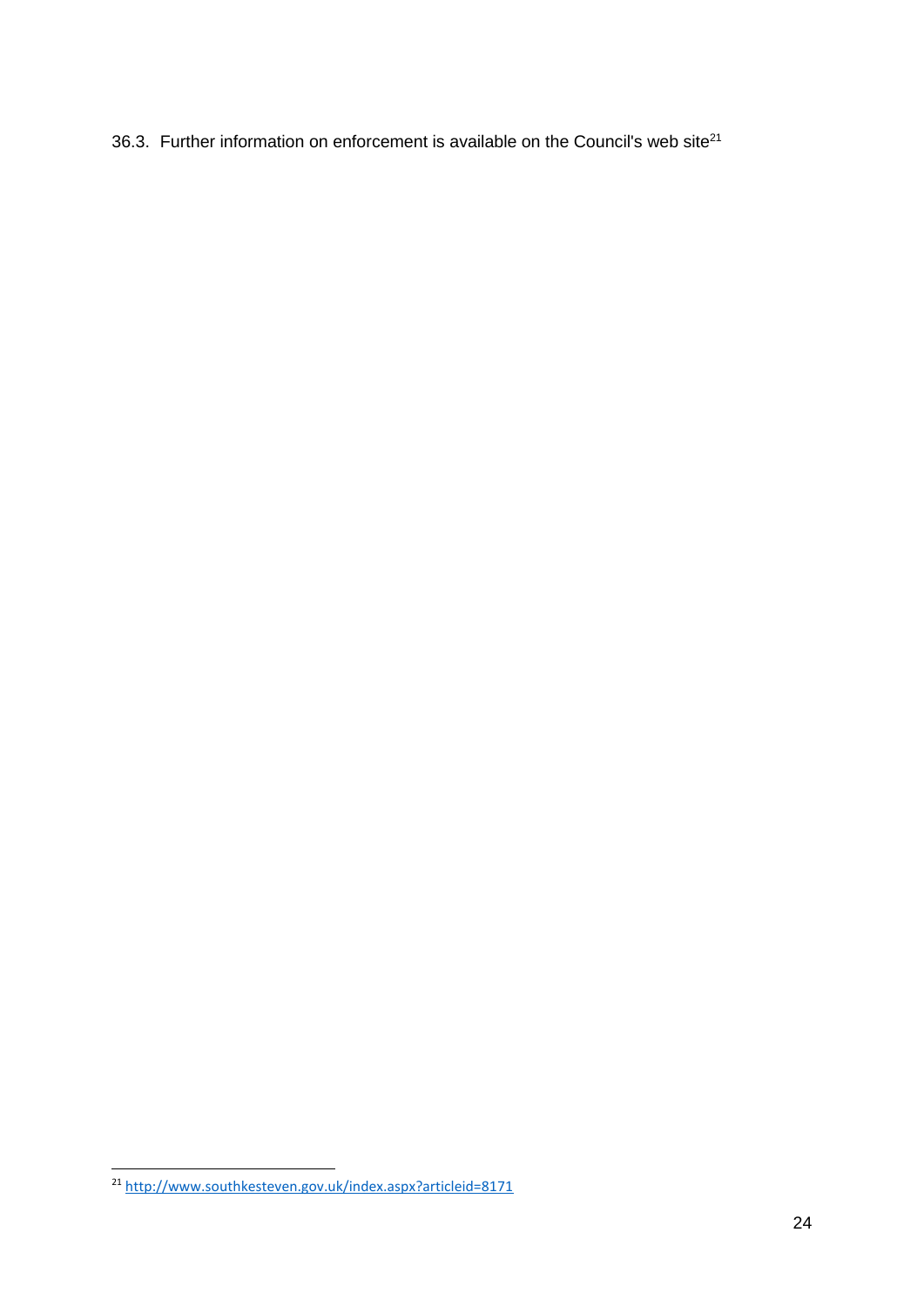36.3. Further information on enforcement is available on the Council's web site[21]

[21] http://www.southkesteven.gov.uk/index.aspx?articleid=8171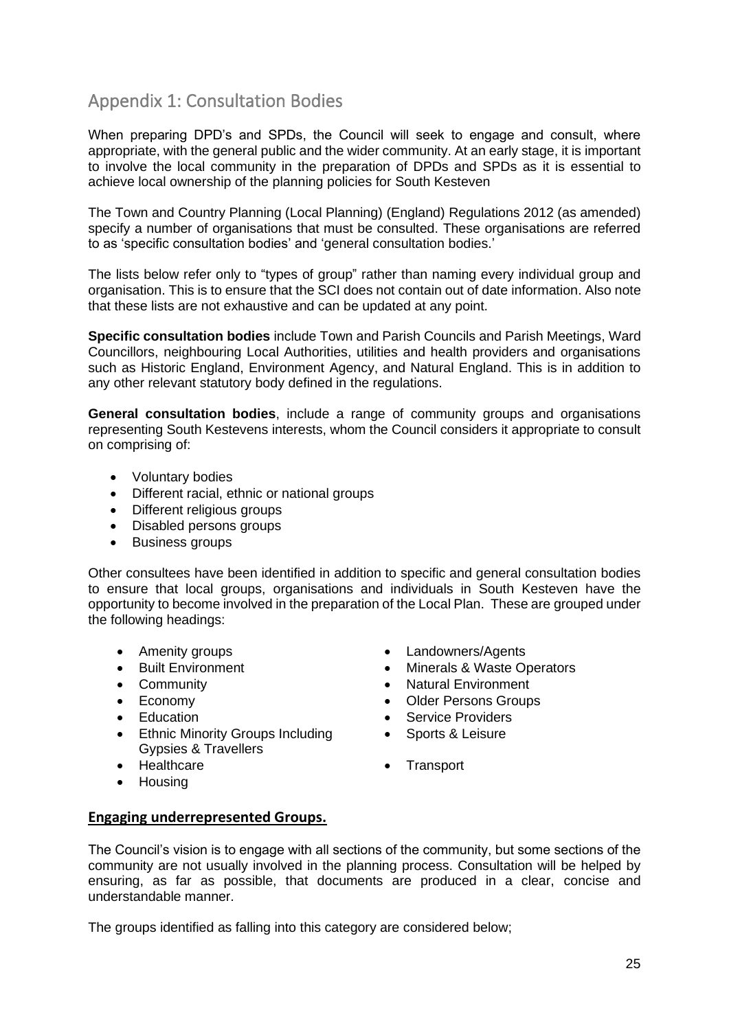## Appendix 1: Consultation Bodies

When preparing DPD's and SPDs, the Council will seek to engage and consult, where appropriate, with the general public and the wider community. At an early stage, it is important to involve the local community in the preparation of DPDs and SPDs as it is essential to achieve local ownership of the planning policies for South Kesteven

The Town and Country Planning (Local Planning) (England) Regulations 2012 (as amended) specify a number of organisations that must be consulted. These organisations are referred to as 'specific consultation bodies' and 'general consultation bodies.'

The lists below refer only to "types of group" rather than naming every individual group and organisation. This is to ensure that the SCI does not contain out of date information. Also note that these lists are not exhaustive and can be updated at any point.

**Specific consultation bodies** include Town and Parish Councils and Parish Meetings, Ward Councillors, neighbouring Local Authorities, utilities and health providers and organisations such as Historic England, Environment Agency, and Natural England. This is in addition to any other relevant statutory body defined in the regulations.

**General consultation bodies**, include a range of community groups and organisations representing South Kestevens interests, whom the Council considers it appropriate to consult on comprising of:

- Voluntary bodies
- Different racial, ethnic or national groups
- Different religious groups
- Disabled persons groups
- Business groups

Other consultees have been identified in addition to specific and general consultation bodies to ensure that local groups, organisations and individuals in South Kesteven have the opportunity to become involved in the preparation of the Local Plan. These are grouped under the following headings:

- Amenity groups
- Built Environment
- Community
- Economy
- Education
- Ethnic Minority Groups Including Gypsies & Travellers
- Healthcare
- Housing
- Landowners/Agents
- Minerals & Waste Operators
- Natural Environment
- Older Persons Groups
- Service Providers
- Sports & Leisure
- Transport

**Engaging underrepresented Groups.**

The Council's vision is to engage with all sections of the community, but some sections of the community are not usually involved in the planning process. Consultation will be helped by ensuring, as far as possible, that documents are produced in a clear, concise and understandable manner.

The groups identified as falling into this category are considered below;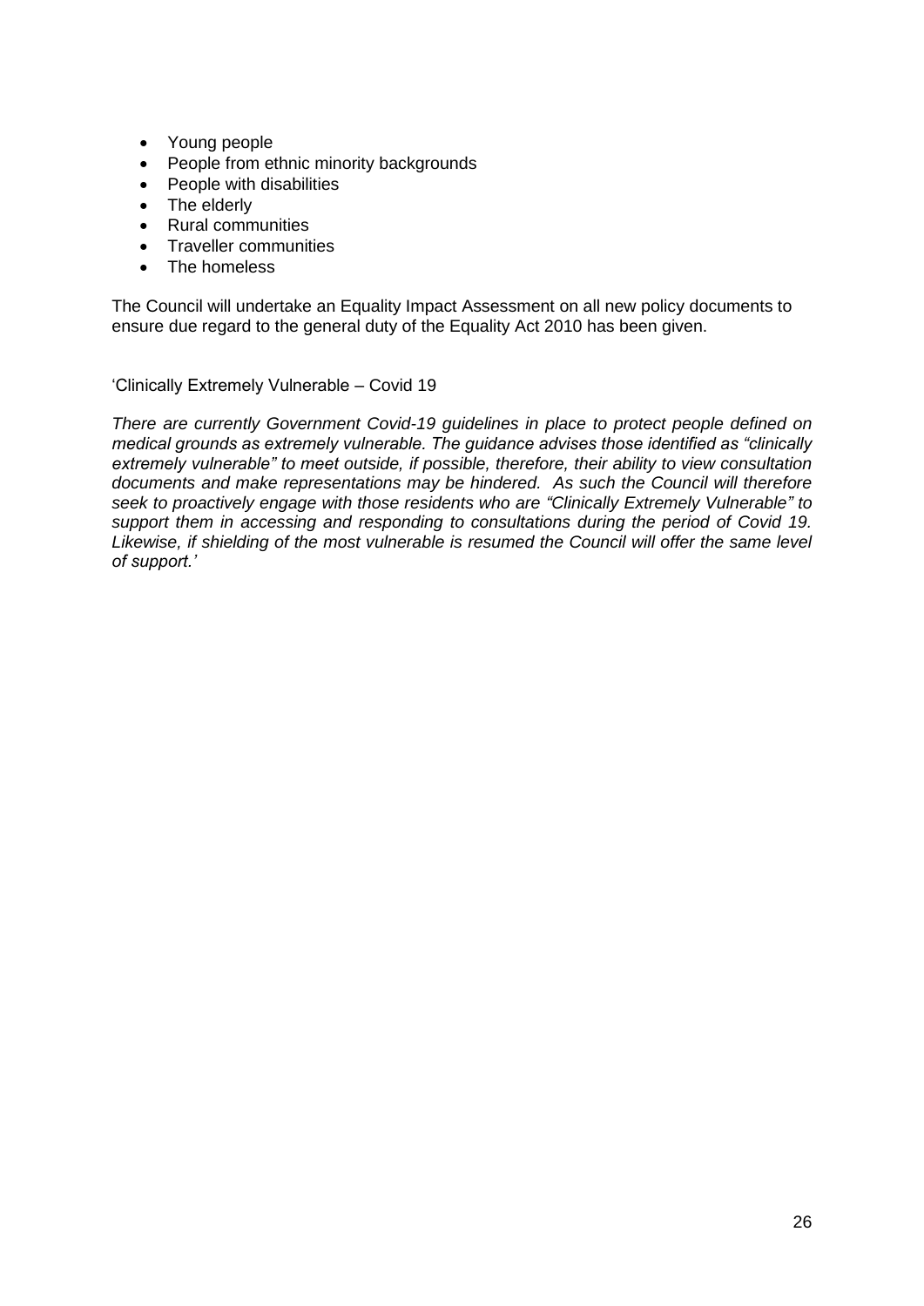- Young people
- People from ethnic minority backgrounds
- People with disabilities
- The elderly
- Rural communities
- Traveller communities
- The homeless

The Council will undertake an Equality Impact Assessment on all new policy documents to ensure due regard to the general duty of the Equality Act 2010 has been given.

'Clinically Extremely Vulnerable – Covid 19

*There are currently Government Covid-19 guidelines in place to protect people defined on medical grounds as extremely vulnerable. The guidance advises those identified as "clinically extremely vulnerable" to meet outside, if possible, therefore, their ability to view consultation documents and make representations may be hindered. As such the Council will therefore seek to proactively engage with those residents who are "Clinically Extremely Vulnerable" to support them in accessing and responding to consultations during the period of Covid 19. Likewise, if shielding of the most vulnerable is resumed the Council will offer the same level of support.'*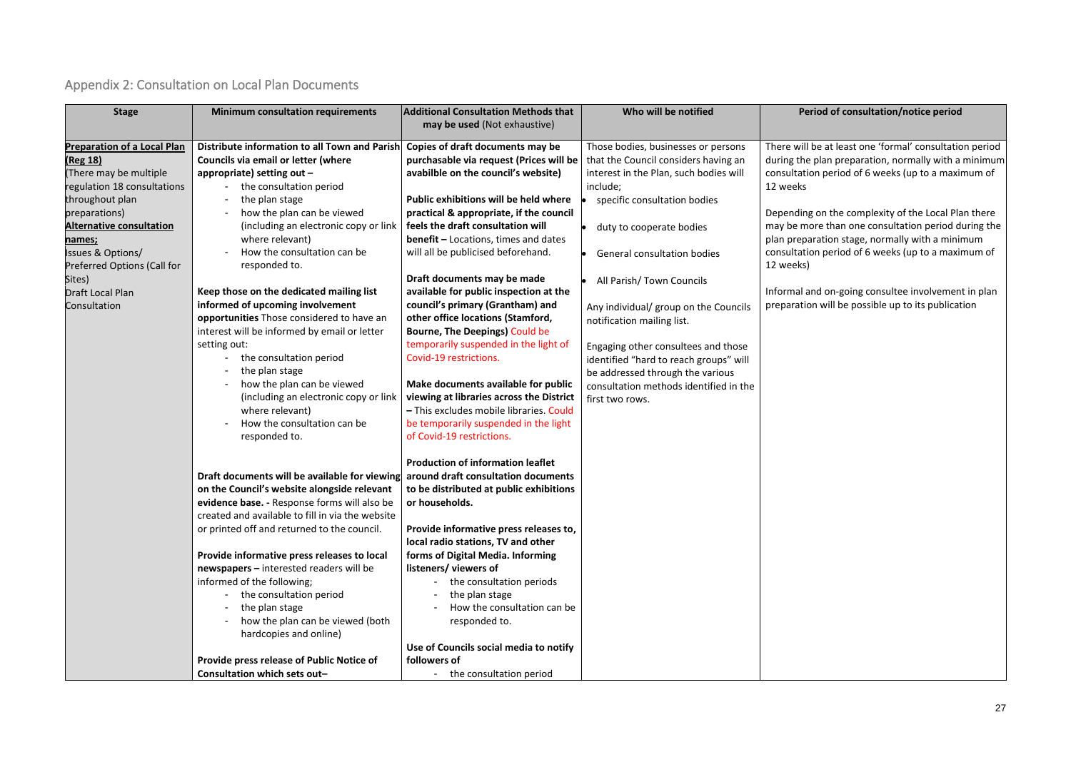## Appendix 2: Consultation on Local Plan Documents

| Stage | Minimum consultation requirements | Additional Consultation Methods that may be used (Not exhaustive) | Who will be notified | Period of consultation/notice period |
|---|---|---|---|---|
| **Preparation of a Local Plan (Reg 18)**<br>(There may be multiple regulation 18 consultations throughout plan preparations)<br>**Alternative consultation names;**<br>Issues & Options/ Preferred Options (Call for Sites)<br>Draft Local Plan Consultation | **Distribute information to all Town and Parish Councils via email or letter (where appropriate) setting out –**<br>- the consultation period<br>- the plan stage<br>- how the plan can be viewed (including an electronic copy or link where relevant)<br>- How the consultation can be responded to.<br><br>**Keep those on the dedicated mailing list informed of upcoming involvement opportunities** Those considered to have an interest will be informed by email or letter setting out:<br>- the consultation period<br>- the plan stage<br>- how the plan can be viewed (including an electronic copy or link where relevant)<br>- How the consultation can be responded to.<br><br>**Draft documents will be available for viewing on the Council's website alongside relevant evidence base. -** Response forms will also be created and available to fill in via the website or printed off and returned to the council.<br><br>**Provide informative press releases to local newspapers –** interested readers will be informed of the following;<br>- the consultation period<br>- the plan stage<br>- how the plan can be viewed (both hardcopies and online)<br><br>**Provide press release of Public Notice of Consultation which sets out–** | **Copies of draft documents may be purchasable via request (Prices will be avabilble on the council's website)**<br><br>**Public exhibitions will be held where practical & appropriate, if the council feels the draft consultation will benefit –** Locations, times and dates will all be publicised beforehand.<br><br>**Draft documents may be made available for public inspection at the council's primary (Grantham) and other office locations (Stamford, Bourne, The Deepings)** Could be temporarily suspended in the light of Covid-19 restrictions.<br><br>**Make documents available for public viewing at libraries across the District –** This excludes mobile libraries. Could be temporarily suspended in the light of Covid-19 restrictions.<br><br>**Production of information leaflet around draft consultation documents to be distributed at public exhibitions or households.**<br><br>**Provide informative press releases to, local radio stations, TV and other forms of Digital Media. Informing listeners/ viewers of**<br>- the consultation periods<br>- the plan stage<br>- How the consultation can be responded to.<br><br>**Use of Councils social media to notify followers of**<br>- the consultation period | Those bodies, businesses or persons that the Council considers having an interest in the Plan, such bodies will include;<br>• specific consultation bodies<br>• duty to cooperate bodies<br>• General consultation bodies<br>• All Parish/ Town Councils<br><br>Any individual/ group on the Councils notification mailing list.<br><br>Engaging other consultees and those identified "hard to reach groups" will be addressed through the various consultation methods identified in the first two rows. | There will be at least one 'formal' consultation period during the plan preparation, normally with a minimum consultation period of 6 weeks (up to a maximum of 12 weeks<br><br>Depending on the complexity of the Local Plan there may be more than one consultation period during the plan preparation stage, normally with a minimum consultation period of 6 weeks (up to a maximum of 12 weeks)<br><br>Informal and on-going consultee involvement in plan preparation will be possible up to its publication |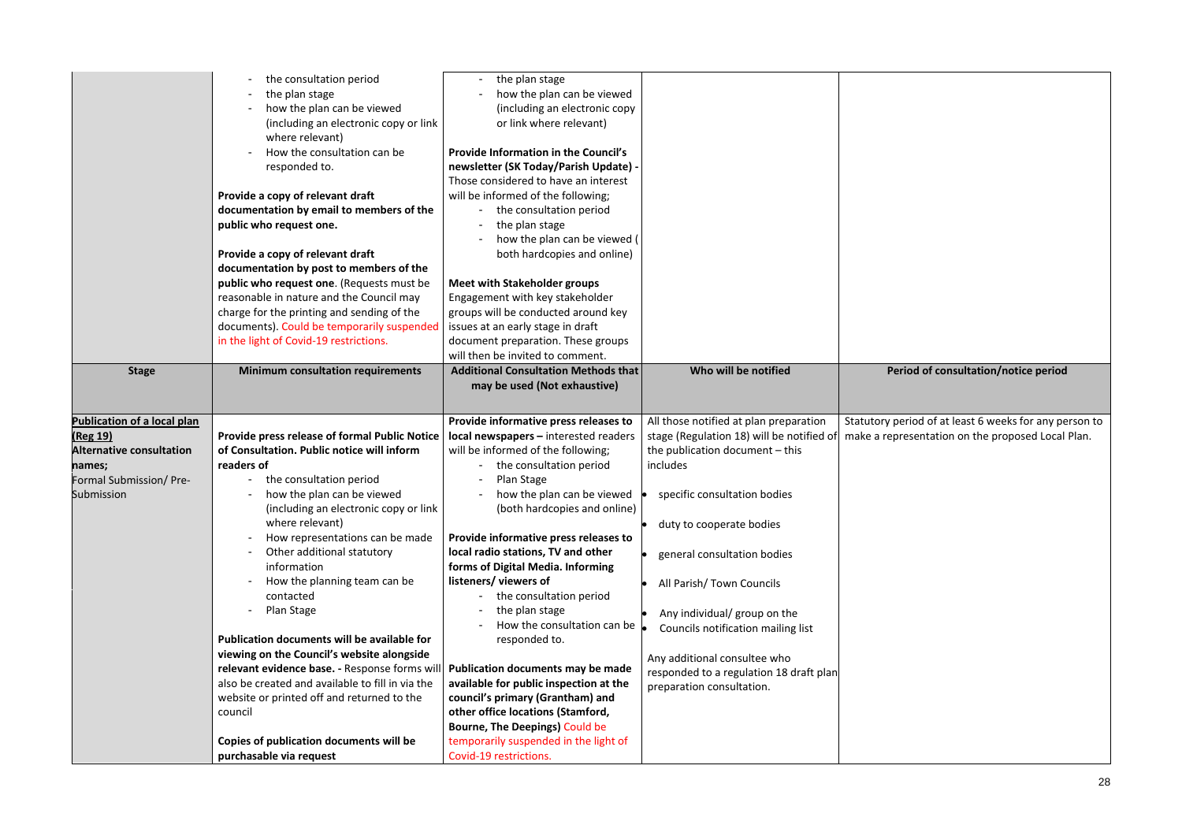| Stage | Minimum consultation requirements | Additional Consultation Methods that may be used (Not exhaustive) | Who will be notified | Period of consultation/notice period |
|---|---|---|---|---|
| | - the consultation period<br>- the plan stage<br>- how the plan can be viewed (including an electronic copy or link where relevant)<br>- How the consultation can be responded to.<br><br>**Provide a copy of relevant draft documentation by email to members of the public who request one.**<br><br>**Provide a copy of relevant draft documentation by post to members of the public who request one**. (Requests must be reasonable in nature and the Council may charge for the printing and sending of the documents). Could be temporarily suspended in the light of Covid-19 restrictions. | - the plan stage<br>- how the plan can be viewed (including an electronic copy or link where relevant)<br><br>**Provide Information in the Council's newsletter (SK Today/Parish Update)** - Those considered to have an interest will be informed of the following;<br>- the consultation period<br>- the plan stage<br>- how the plan can be viewed ( both hardcopies and online)<br><br>**Meet with Stakeholder groups**<br>Engagement with key stakeholder groups will be conducted around key issues at an early stage in draft document preparation. These groups will then be invited to comment. | | |
| **Publication of a local plan (Reg 19)**<br>**Alternative consultation names;**<br>Formal Submission/ Pre-Submission | **Provide press release of formal Public Notice of Consultation. Public notice will inform readers of**<br>- the consultation period<br>- how the plan can be viewed (including an electronic copy or link where relevant)<br>- How representations can be made<br>- Other additional statutory information<br>- How the planning team can be contacted<br>- Plan Stage<br><br>**Publication documents will be available for viewing on the Council's website alongside relevant evidence base.** - Response forms will also be created and available to fill in via the website or printed off and returned to the council<br><br>**Copies of publication documents will be purchasable via request** | **Provide informative press releases to local newspapers –** interested readers will be informed of the following;<br>- the consultation period<br>- Plan Stage<br>- how the plan can be viewed (both hardcopies and online)<br><br>**Provide informative press releases to local radio stations, TV and other forms of Digital Media. Informing listeners/ viewers of**<br>- the consultation period<br>- the plan stage<br>- How the consultation can be responded to.<br><br>**Publication documents may be made available for public inspection at the council's primary (Grantham) and other office locations (Stamford, Bourne, The Deepings)** Could be temporarily suspended in the light of Covid-19 restrictions. | All those notified at plan preparation stage (Regulation 18) will be notified of the publication document – this includes<br>• specific consultation bodies<br>• duty to cooperate bodies<br>• general consultation bodies<br>• All Parish/ Town Councils<br>• Any individual/ group on the Councils notification mailing list<br><br>Any additional consultee who responded to a regulation 18 draft plan preparation consultation. | Statutory period of at least 6 weeks for any person to make a representation on the proposed Local Plan. |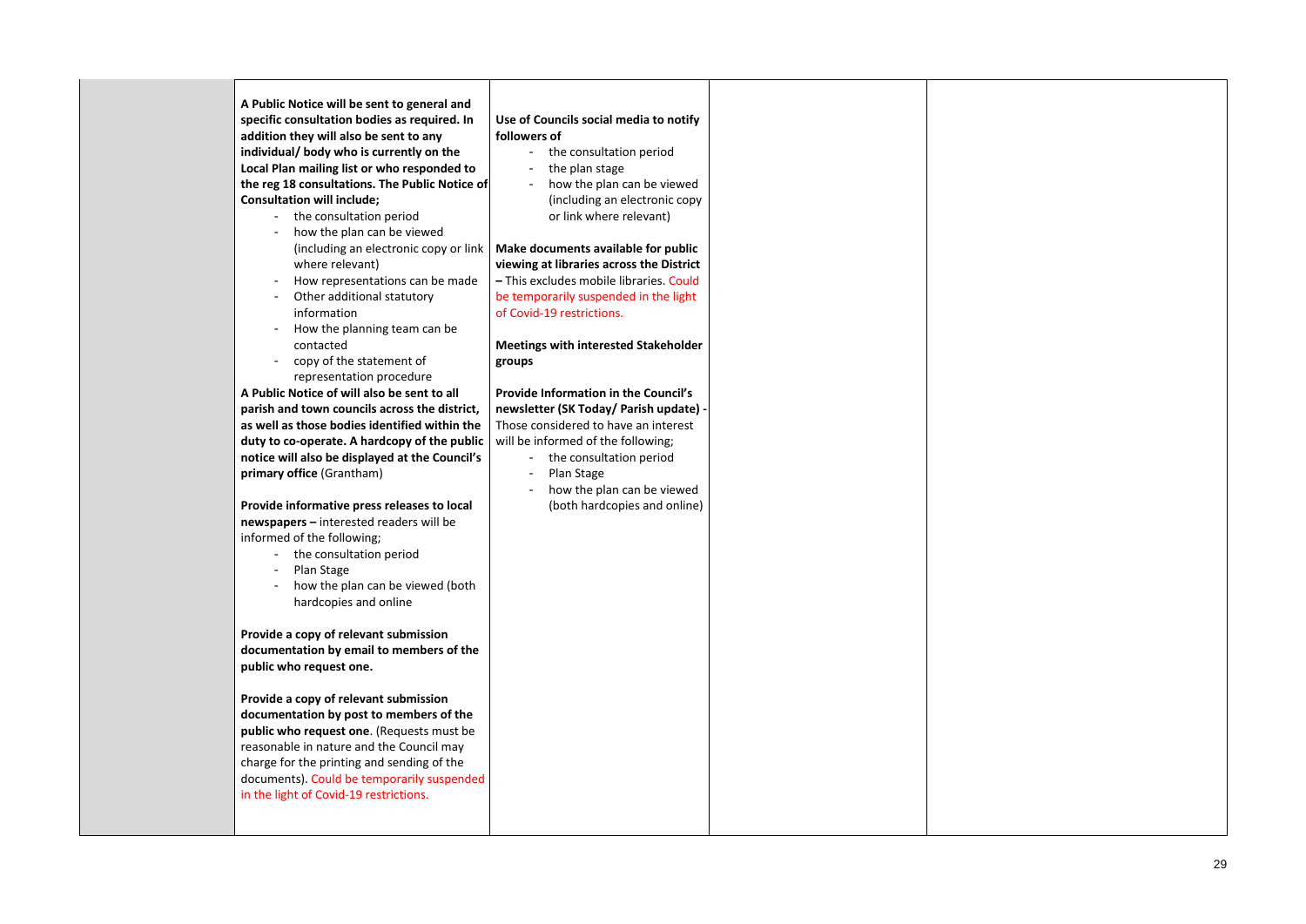| | | | | |
|---|---|---|---|---|
| | **A Public Notice will be sent to general and specific consultation bodies as required. In addition they will also be sent to any individual/ body who is currently on the Local Plan mailing list or who responded to the reg 18 consultations. The Public Notice of Consultation will include;**<br>- the consultation period<br>- how the plan can be viewed (including an electronic copy or link where relevant)<br>- How representations can be made<br>- Other additional statutory information<br>- How the planning team can be contacted<br>- copy of the statement of representation procedure<br>**A Public Notice of will also be sent to all parish and town councils across the district, as well as those bodies identified within the duty to co-operate. A hardcopy of the public notice will also be displayed at the Council's primary office** (Grantham)<br><br>**Provide informative press releases to local newspapers –** interested readers will be informed of the following;<br>- the consultation period<br>- Plan Stage<br>- how the plan can be viewed (both hardcopies and online<br><br>**Provide a copy of relevant submission documentation by email to members of the public who request one.**<br><br>**Provide a copy of relevant submission documentation by post to members of the public who request one**. (Requests must be reasonable in nature and the Council may charge for the printing and sending of the documents). Could be temporarily suspended in the light of Covid-19 restrictions. | **Use of Councils social media to notify followers of**<br>- the consultation period<br>- the plan stage<br>- how the plan can be viewed (including an electronic copy or link where relevant)<br><br>**Make documents available for public viewing at libraries across the District –** This excludes mobile libraries. Could be temporarily suspended in the light of Covid-19 restrictions.<br><br>**Meetings with interested Stakeholder groups**<br><br>**Provide Information in the Council's newsletter (SK Today/ Parish update) -** Those considered to have an interest will be informed of the following;<br>- the consultation period<br>- Plan Stage<br>- how the plan can be viewed (both hardcopies and online) | | |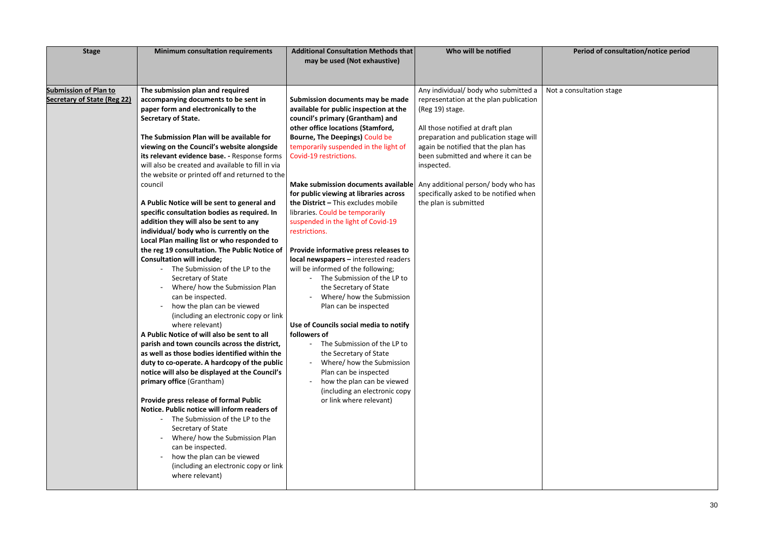| Stage | Minimum consultation requirements | Additional Consultation Methods that may be used (Not exhaustive) | Who will be notified | Period of consultation/notice period |
|---|---|---|---|---|
| **Submission of Plan to Secretary of State (Reg 22)** | **The submission plan and required accompanying documents to be sent in paper form and electronically to the Secretary of State.**<br><br>**The Submission Plan will be available for viewing on the Council's website alongside its relevant evidence base. -** Response forms will also be created and available to fill in via the website or printed off and returned to the council<br><br>**A Public Notice will be sent to general and specific consultation bodies as required. In addition they will also be sent to any individual/ body who is currently on the Local Plan mailing list or who responded to the reg 19 consultation. The Public Notice of Consultation will include;**<br>- The Submission of the LP to the Secretary of State<br>- Where/ how the Submission Plan can be inspected.<br>- how the plan can be viewed (including an electronic copy or link where relevant)<br>**A Public Notice of will also be sent to all parish and town councils across the district, as well as those bodies identified within the duty to co-operate. A hardcopy of the public notice will also be displayed at the Council's primary office** (Grantham)<br><br>**Provide press release of formal Public Notice. Public notice will inform readers of**<br>- The Submission of the LP to the Secretary of State<br>- Where/ how the Submission Plan can be inspected.<br>- how the plan can be viewed (including an electronic copy or link where relevant) | **Submission documents may be made available for public inspection at the council's primary (Grantham) and other office locations (Stamford, Bourne, The Deepings)** Could be temporarily suspended in the light of Covid-19 restrictions.<br><br>**Make submission documents available for public viewing at libraries across the District –** This excludes mobile libraries. Could be temporarily suspended in the light of Covid-19 restrictions.<br><br>**Provide informative press releases to local newspapers –** interested readers will be informed of the following;<br>- The Submission of the LP to the Secretary of State<br>- Where/ how the Submission Plan can be inspected<br><br>**Use of Councils social media to notify followers of**<br>- The Submission of the LP to the Secretary of State<br>- Where/ how the Submission Plan can be inspected<br>- how the plan can be viewed (including an electronic copy or link where relevant) | Any individual/ body who submitted a representation at the plan publication (Reg 19) stage.<br><br>All those notified at draft plan preparation and publication stage will again be notified that the plan has been submitted and where it can be inspected.<br><br>Any additional person/ body who has specifically asked to be notified when the plan is submitted | Not a consultation stage |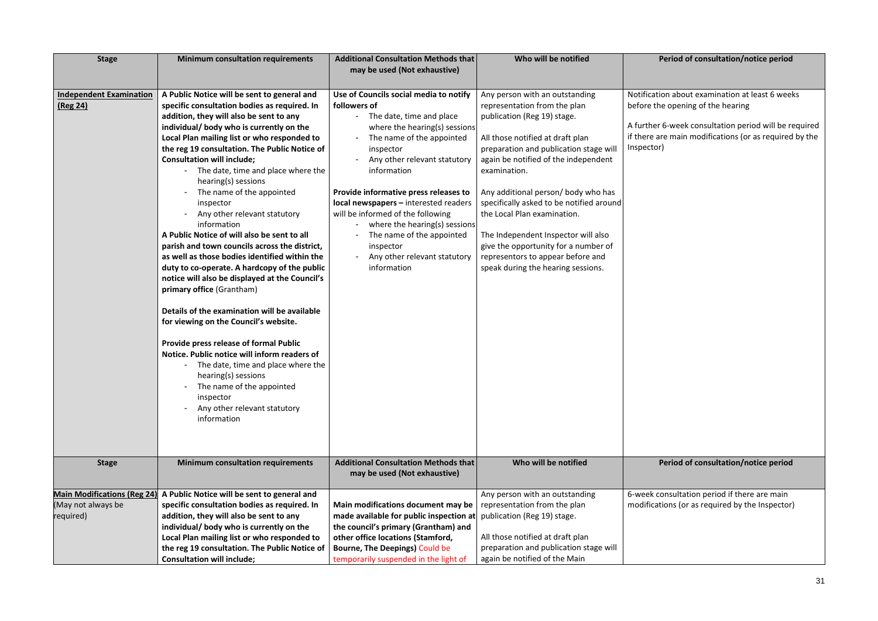| Stage | Minimum consultation requirements | Additional Consultation Methods that may be used (Not exhaustive) | Who will be notified | Period of consultation/notice period |
|---|---|---|---|---|
| **Independent Examination (Reg 24)** | **A Public Notice will be sent to general and specific consultation bodies as required. In addition, they will also be sent to any individual/ body who is currently on the Local Plan mailing list or who responded to the reg 19 consultation. The Public Notice of Consultation will include;**<br>- The date, time and place where the hearing(s) sessions<br>- The name of the appointed inspector<br>- Any other relevant statutory information<br>**A Public Notice of will also be sent to all parish and town councils across the district, as well as those bodies identified within the duty to co-operate. A hardcopy of the public notice will also be displayed at the Council's primary office** (Grantham)<br><br>**Details of the examination will be available for viewing on the Council's website.**<br><br>**Provide press release of formal Public Notice. Public notice will inform readers of**<br>- The date, time and place where the hearing(s) sessions<br>- The name of the appointed inspector<br>- Any other relevant statutory information | **Use of Councils social media to notify followers of**<br>- The date, time and place where the hearing(s) sessions<br>- The name of the appointed inspector<br>- Any other relevant statutory information<br><br>**Provide informative press releases to local newspapers –** interested readers will be informed of the following<br>- where the hearing(s) sessions<br>- The name of the appointed inspector<br>- Any other relevant statutory information | Any person with an outstanding representation from the plan publication (Reg 19) stage.<br><br>All those notified at draft plan preparation and publication stage will again be notified of the independent examination.<br><br>Any additional person/ body who has specifically asked to be notified around the Local Plan examination.<br><br>The Independent Inspector will also give the opportunity for a number of representors to appear before and speak during the hearing sessions. | Notification about examination at least 6 weeks before the opening of the hearing<br><br>A further 6-week consultation period will be required if there are main modifications (or as required by the Inspector) |
| **Main Modifications (Reg 24)** (May not always be required) | **A Public Notice will be sent to general and specific consultation bodies as required. In addition, they will also be sent to any individual/ body who is currently on the Local Plan mailing list or who responded to the reg 19 consultation. The Public Notice of Consultation will include;** | **Main modifications document may be made available for public inspection at the council's primary (Grantham) and other office locations (Stamford, Bourne, The Deepings)** Could be temporarily suspended in the light of | Any person with an outstanding representation from the plan publication (Reg 19) stage.<br><br>All those notified at draft plan preparation and publication stage will again be notified of the Main | 6-week consultation period if there are main modifications (or as required by the Inspector) |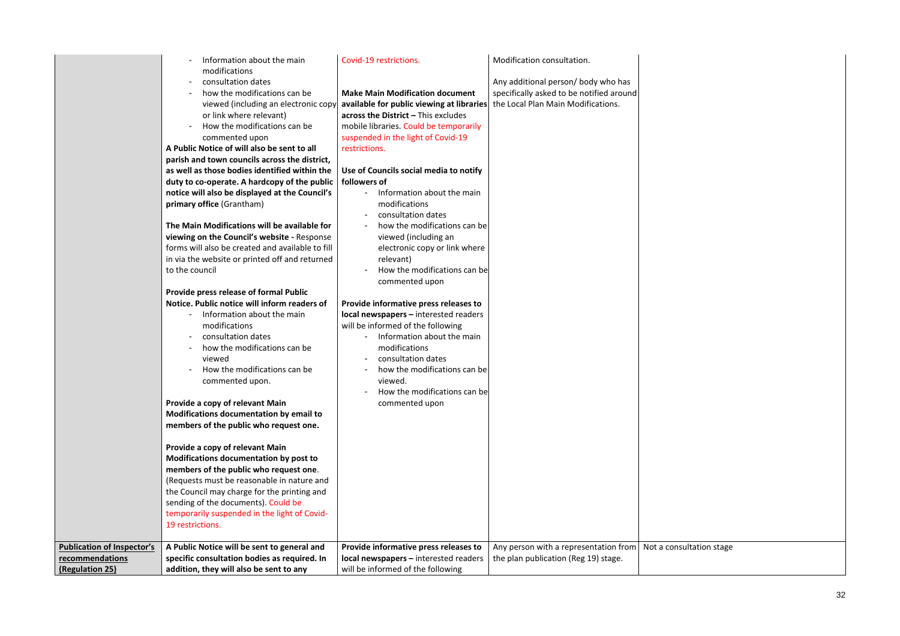| | | | | |
|---|---|---|---|---|
| | - Information about the main modifications<br>- consultation dates<br>- how the modifications can be viewed (including an electronic copy or link where relevant)<br>- How the modifications can be commented upon<br>**A Public Notice of will also be sent to all parish and town councils across the district, as well as those bodies identified within the duty to co-operate. A hardcopy of the public notice will also be displayed at the Council's primary office** (Grantham)<br><br>**The Main Modifications will be available for viewing on the Council's website -** Response forms will also be created and available to fill in via the website or printed off and returned to the council<br><br>**Provide press release of formal Public Notice. Public notice will inform readers of**<br>- Information about the main modifications<br>- consultation dates<br>- how the modifications can be viewed<br>- How the modifications can be commented upon.<br><br>**Provide a copy of relevant Main Modifications documentation by email to members of the public who request one.**<br><br>**Provide a copy of relevant Main Modifications documentation by post to members of the public who request one**. (Requests must be reasonable in nature and the Council may charge for the printing and sending of the documents). Could be temporarily suspended in the light of Covid-19 restrictions. | Covid-19 restrictions.<br><br>**Make Main Modification document available for public viewing at libraries across the District –** This excludes mobile libraries. Could be temporarily suspended in the light of Covid-19 restrictions.<br><br>**Use of Councils social media to notify followers of**<br>- Information about the main modifications<br>- consultation dates<br>- how the modifications can be viewed (including an electronic copy or link where relevant)<br>- How the modifications can be commented upon<br><br>**Provide informative press releases to local newspapers –** interested readers will be informed of the following<br>- Information about the main modifications<br>- consultation dates<br>- how the modifications can be viewed.<br>- How the modifications can be commented upon | Modification consultation.<br><br>Any additional person/ body who has specifically asked to be notified around the Local Plan Main Modifications. | |
| **Publication of Inspector's recommendations (Regulation 25)** | **A Public Notice will be sent to general and specific consultation bodies as required. In addition, they will also be sent to any** | **Provide informative press releases to local newspapers –** interested readers will be informed of the following | Any person with a representation from the plan publication (Reg 19) stage. | Not a consultation stage |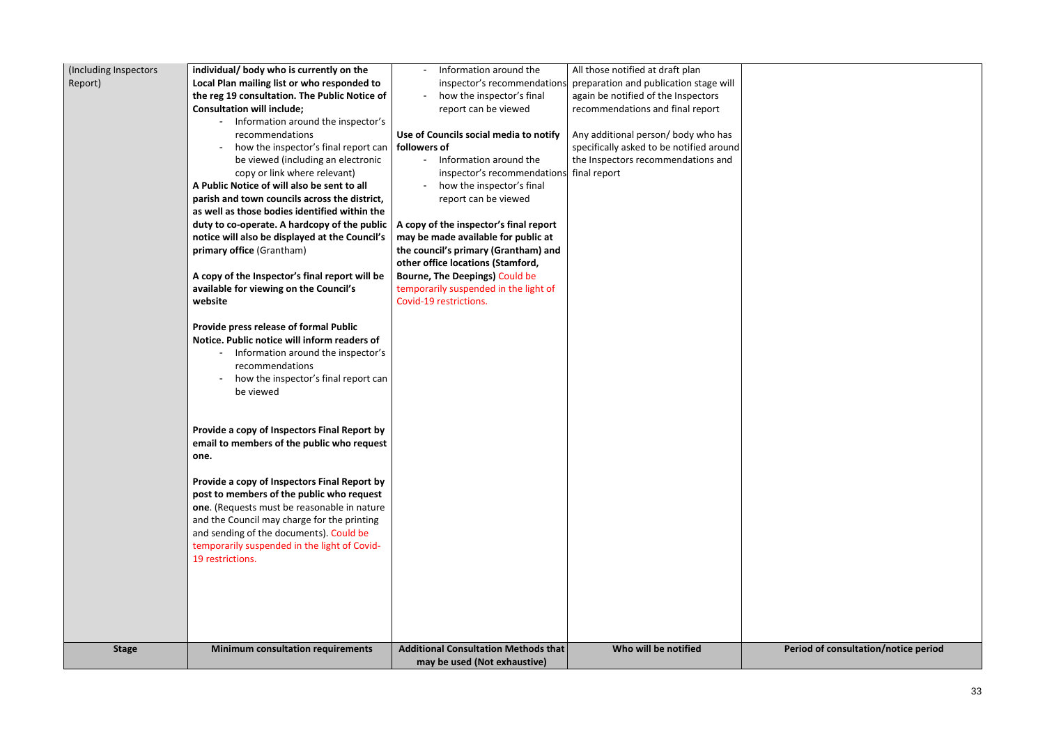| Stage | Minimum consultation requirements | Additional Consultation Methods that may be used (Not exhaustive) | Who will be notified | Period of consultation/notice period |
|---|---|---|---|---|
| (Including Inspectors Report) | **individual/ body who is currently on the Local Plan mailing list or who responded to the reg 19 consultation. The Public Notice of Consultation will include;**<br>- Information around the inspector's recommendations<br>- how the inspector's final report can be viewed (including an electronic copy or link where relevant)<br>**A Public Notice of will also be sent to all parish and town councils across the district, as well as those bodies identified within the duty to co-operate. A hardcopy of the public notice will also be displayed at the Council's primary office** (Grantham)<br><br>**A copy of the Inspector's final report will be available for viewing on the Council's website**<br><br>**Provide press release of formal Public Notice. Public notice will inform readers of**<br>- Information around the inspector's recommendations<br>- how the inspector's final report can be viewed<br><br>**Provide a copy of Inspectors Final Report by email to members of the public who request one.**<br><br>**Provide a copy of Inspectors Final Report by post to members of the public who request one**. (Requests must be reasonable in nature and the Council may charge for the printing and sending of the documents). Could be temporarily suspended in the light of Covid-19 restrictions. | - Information around the inspector's recommendations<br>- how the inspector's final report can be viewed<br><br>**Use of Councils social media to notify followers of**<br>- Information around the inspector's recommendations<br>- how the inspector's final report can be viewed<br><br>**A copy of the inspector's final report may be made available for public at the council's primary (Grantham) and other office locations (Stamford, Bourne, The Deepings)** Could be temporarily suspended in the light of Covid-19 restrictions. | All those notified at draft plan preparation and publication stage will again be notified of the Inspectors recommendations and final report<br><br>Any additional person/ body who has specifically asked to be notified around the Inspectors recommendations and final report | |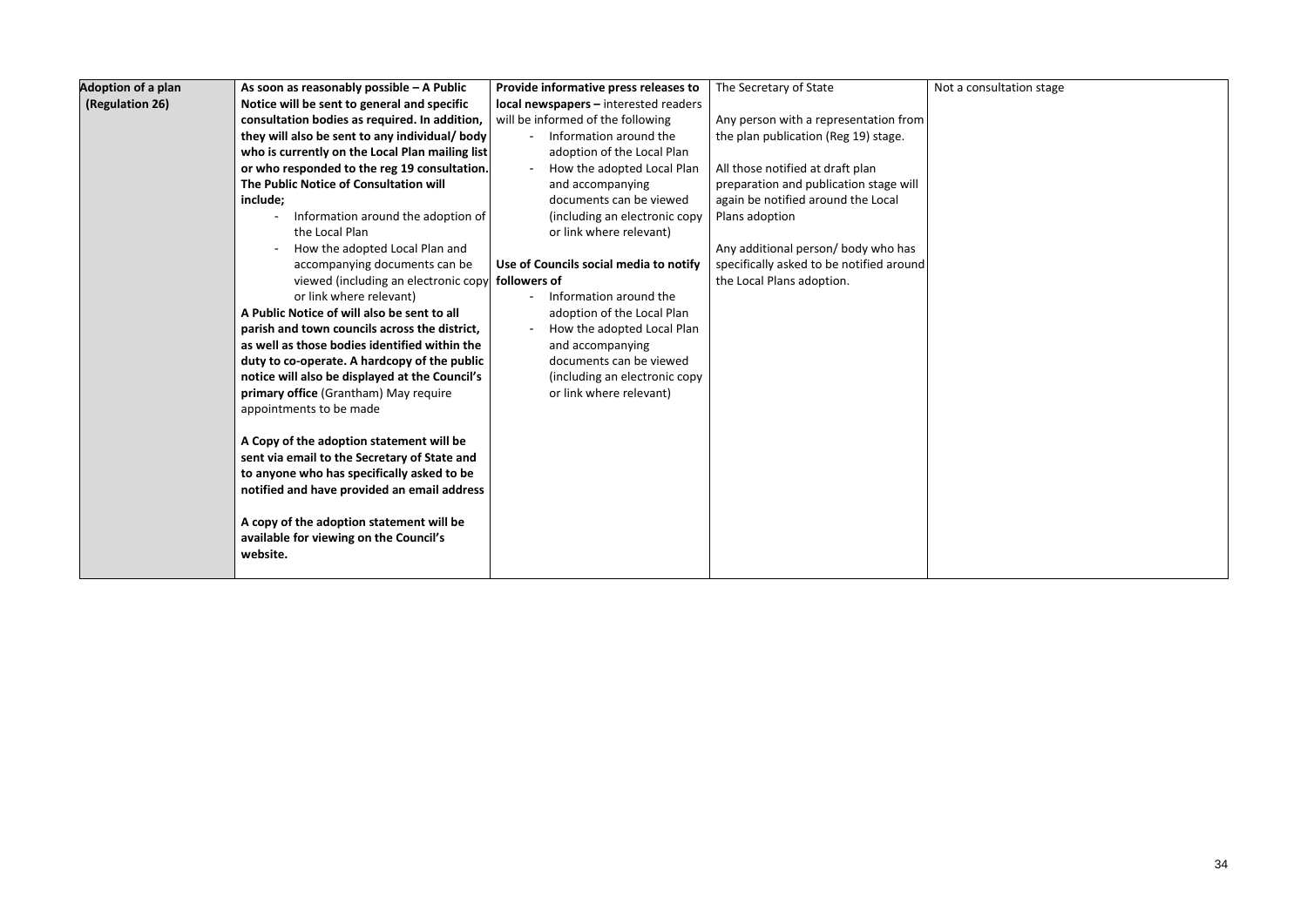| | | | | |
|---|---|---|---|---|
| **Adoption of a plan (Regulation 26)** | **As soon as reasonably possible – A Public Notice will be sent to general and specific consultation bodies as required. In addition, they will also be sent to any individual/ body who is currently on the Local Plan mailing list or who responded to the reg 19 consultation. The Public Notice of Consultation will include;**<br>- Information around the adoption of the Local Plan<br>- How the adopted Local Plan and accompanying documents can be viewed (including an electronic copy or link where relevant)<br>**A Public Notice of will also be sent to all parish and town councils across the district, as well as those bodies identified within the duty to co-operate. A hardcopy of the public notice will also be displayed at the Council's primary office** (Grantham) May require appointments to be made<br><br>**A Copy of the adoption statement will be sent via email to the Secretary of State and to anyone who has specifically asked to be notified and have provided an email address**<br><br>**A copy of the adoption statement will be available for viewing on the Council's website.** | **Provide informative press releases to local newspapers –** interested readers will be informed of the following<br>- Information around the adoption of the Local Plan<br>- How the adopted Local Plan and accompanying documents can be viewed (including an electronic copy or link where relevant)<br><br>**Use of Councils social media to notify followers of**<br>- Information around the adoption of the Local Plan<br>- How the adopted Local Plan and accompanying documents can be viewed (including an electronic copy or link where relevant) | The Secretary of State<br><br>Any person with a representation from the plan publication (Reg 19) stage.<br><br>All those notified at draft plan preparation and publication stage will again be notified around the Local Plans adoption<br><br>Any additional person/ body who has specifically asked to be notified around the Local Plans adoption. | Not a consultation stage |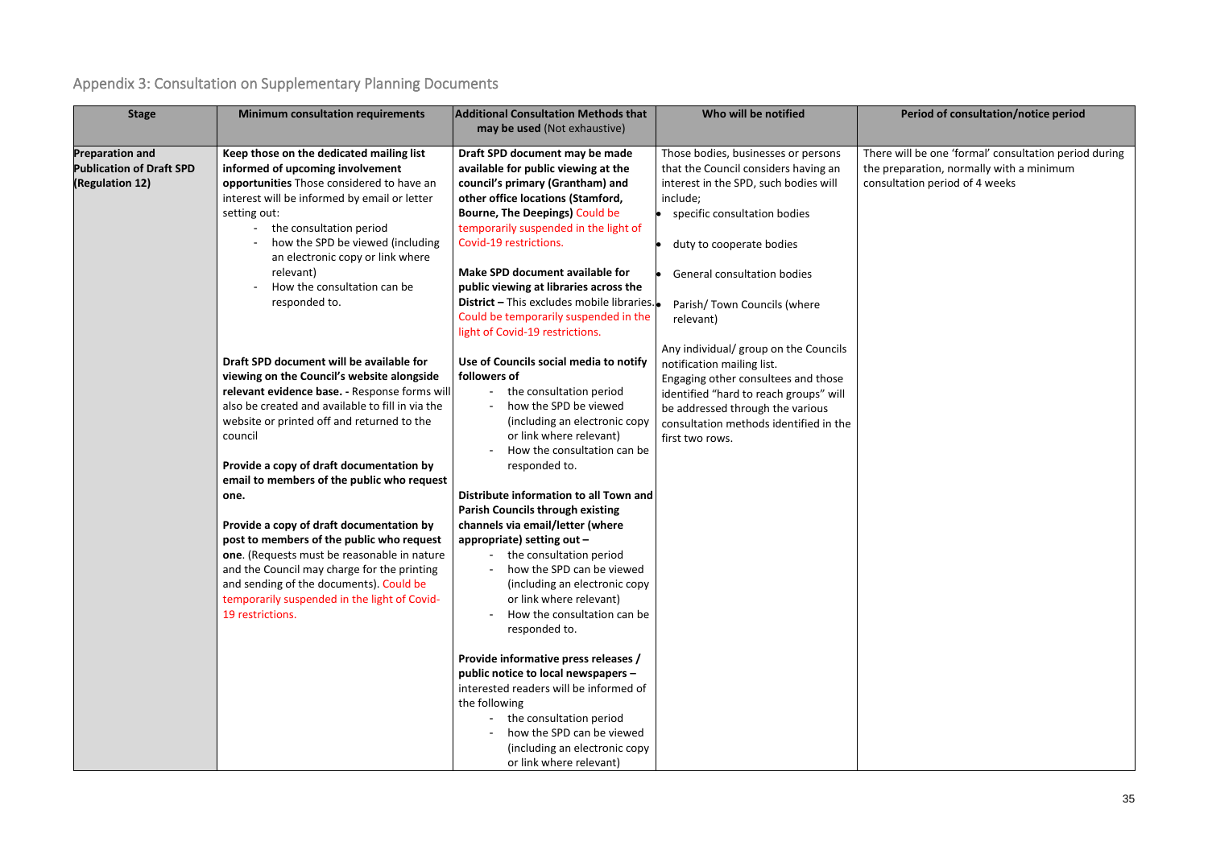## Appendix 3: Consultation on Supplementary Planning Documents

| Stage | Minimum consultation requirements | Additional Consultation Methods that may be used (Not exhaustive) | Who will be notified | Period of consultation/notice period |
|---|---|---|---|---|
| **Preparation and Publication of Draft SPD (Regulation 12)** | **Keep those on the dedicated mailing list informed of upcoming involvement opportunities** Those considered to have an interest will be informed by email or letter setting out:<br>- the consultation period<br>- how the SPD be viewed (including an electronic copy or link where relevant)<br>- How the consultation can be responded to.<br><br>**Draft SPD document will be available for viewing on the Council's website alongside relevant evidence base.** - Response forms will also be created and available to fill in via the website or printed off and returned to the council<br><br>**Provide a copy of draft documentation by email to members of the public who request one.**<br><br>**Provide a copy of draft documentation by post to members of the public who request one**. (Requests must be reasonable in nature and the Council may charge for the printing and sending of the documents). Could be temporarily suspended in the light of Covid-19 restrictions. | **Draft SPD document may be made available for public viewing at the council's primary (Grantham) and other office locations (Stamford, Bourne, The Deepings)** Could be temporarily suspended in the light of Covid-19 restrictions.<br><br>**Make SPD document available for public viewing at libraries across the District –** This excludes mobile libraries. Could be temporarily suspended in the light of Covid-19 restrictions.<br><br>**Use of Councils social media to notify followers of**<br>- the consultation period<br>- how the SPD be viewed (including an electronic copy or link where relevant)<br>- How the consultation can be responded to.<br><br>**Distribute information to all Town and Parish Councils through existing channels via email/letter (where appropriate) setting out –**<br>- the consultation period<br>- how the SPD can be viewed (including an electronic copy or link where relevant)<br>- How the consultation can be responded to.<br><br>**Provide informative press releases / public notice to local newspapers –** interested readers will be informed of the following<br>- the consultation period<br>- how the SPD be viewed (including an electronic copy or link where relevant) | Those bodies, businesses or persons that the Council considers having an interest in the SPD, such bodies will include;<br>• specific consultation bodies<br>• duty to cooperate bodies<br>• General consultation bodies<br>• Parish/ Town Councils (where relevant)<br><br>Any individual/ group on the Councils notification mailing list.<br>Engaging other consultees and those identified "hard to reach groups" will be addressed through the various consultation methods identified in the first two rows. | There will be one 'formal' consultation period during the preparation, normally with a minimum consultation period of 4 weeks |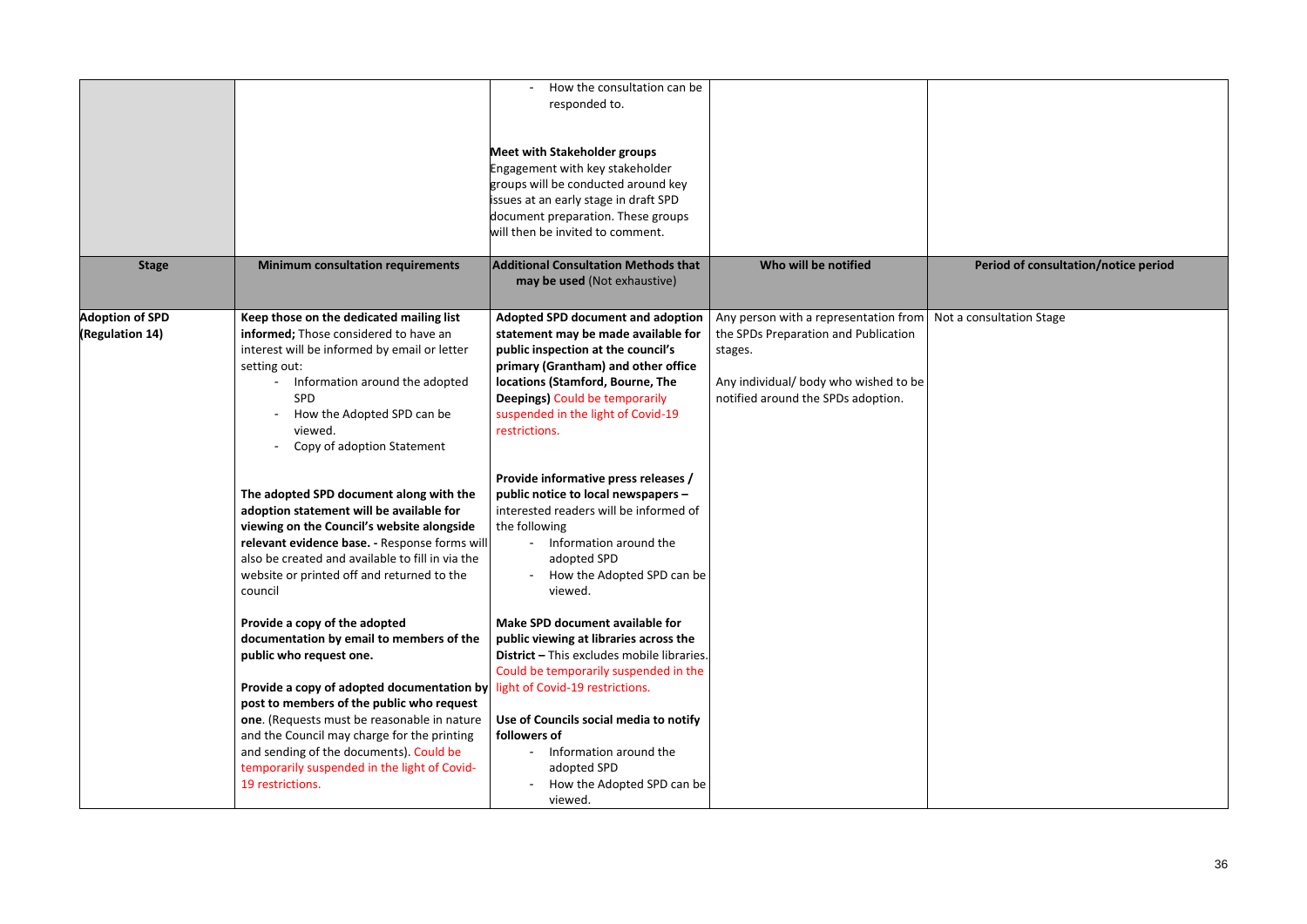| | | - How the consultation can be responded to.<br><br>**Meet with Stakeholder groups**<br>Engagement with key stakeholder groups will be conducted around key issues at an early stage in draft SPD document preparation. These groups will then be invited to comment. | | |
|---|---|---|---|---|
| **Stage** | **Minimum consultation requirements** | **Additional Consultation Methods that may be used** (Not exhaustive) | **Who will be notified** | **Period of consultation/notice period** |
| **Adoption of SPD (Regulation 14)** | **Keep those on the dedicated mailing list informed;** Those considered to have an interest will be informed by email or letter setting out:<br>- Information around the adopted SPD<br>- How the Adopted SPD can be viewed.<br>- Copy of adoption Statement<br><br>**The adopted SPD document along with the adoption statement will be available for viewing on the Council's website alongside relevant evidence base. -** Response forms will also be created and available to fill in via the website or printed off and returned to the council<br><br>**Provide a copy of the adopted documentation by email to members of the public who request one.**<br><br>**Provide a copy of adopted documentation by post to members of the public who request one**. (Requests must be reasonable in nature and the Council may charge for the printing and sending of the documents). Could be temporarily suspended in the light of Covid-19 restrictions. | **Adopted SPD document and adoption statement may be made available for public inspection at the council's primary (Grantham) and other office locations (Stamford, Bourne, The Deepings)** Could be temporarily suspended in the light of Covid-19 restrictions.<br><br>**Provide informative press releases / public notice to local newspapers –** interested readers will be informed of the following<br>- Information around the adopted SPD<br>- How the Adopted SPD can be viewed.<br><br>**Make SPD document available for public viewing at libraries across the District –** This excludes mobile libraries. Could be temporarily suspended in the light of Covid-19 restrictions.<br><br>**Use of Councils social media to notify followers of**<br>- Information around the adopted SPD<br>- How the Adopted SPD can be viewed. | Any person with a representation from the SPDs Preparation and Publication stages.<br><br>Any individual/ body who wished to be notified around the SPDs adoption. | Not a consultation Stage |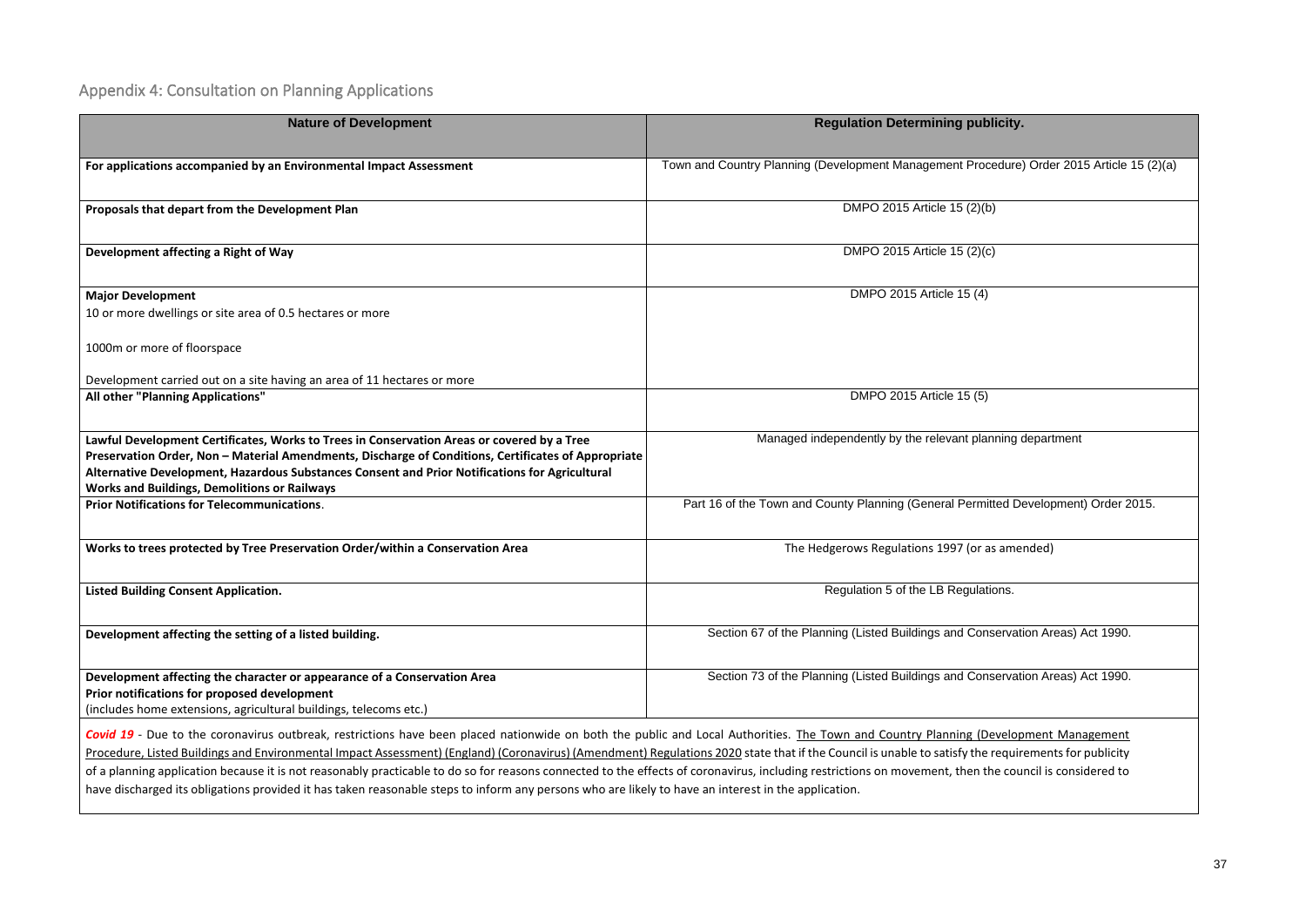## Appendix 4: Consultation on Planning Applications

| Nature of Development | Regulation Determining publicity. |
|---|---|
| **For applications accompanied by an Environmental Impact Assessment** | Town and Country Planning (Development Management Procedure) Order 2015 Article 15 (2)(a) |
| **Proposals that depart from the Development Plan** | DMPO 2015 Article 15 (2)(b) |
| **Development affecting a Right of Way** | DMPO 2015 Article 15 (2)(c) |
| **Major Development**<br>10 or more dwellings or site area of 0.5 hectares or more<br><br>1000m or more of floorspace<br><br>Development carried out on a site having an area of 11 hectares or more | DMPO 2015 Article 15 (4) |
| **All other "Planning Applications"** | DMPO 2015 Article 15 (5) |
| **Lawful Development Certificates, Works to Trees in Conservation Areas or covered by a Tree Preservation Order, Non – Material Amendments, Discharge of Conditions, Certificates of Appropriate Alternative Development, Hazardous Substances Consent and Prior Notifications for Agricultural Works and Buildings, Demolitions or Railways** | Managed independently by the relevant planning department |
| **Prior Notifications for Telecommunications**. | Part 16 of the Town and County Planning (General Permitted Development) Order 2015. |
| **Works to trees protected by Tree Preservation Order/within a Conservation Area** | The Hedgerows Regulations 1997 (or as amended) |
| **Listed Building Consent Application.** | Regulation 5 of the LB Regulations. |
| **Development affecting the setting of a listed building.** | Section 67 of the Planning (Listed Buildings and Conservation Areas) Act 1990. |
| **Development affecting the character or appearance of a Conservation Area**<br>**Prior notifications for proposed development**<br>(includes home extensions, agricultural buildings, telecoms etc.) | Section 73 of the Planning (Listed Buildings and Conservation Areas) Act 1990. |

***Covid 19*** - Due to the coronavirus outbreak, restrictions have been placed nationwide on both the public and Local Authorities. The Town and Country Planning (Development Management Procedure, Listed Buildings and Environmental Impact Assessment) (England) (Coronavirus) (Amendment) Regulations 2020 state that if the Council is unable to satisfy the requirements for publicity of a planning application because it is not reasonably practicable to do so for reasons connected to the effects of coronavirus, including restrictions on movement, then the council is considered to have discharged its obligations provided it has taken reasonable steps to inform any persons who are likely to have an interest in the application.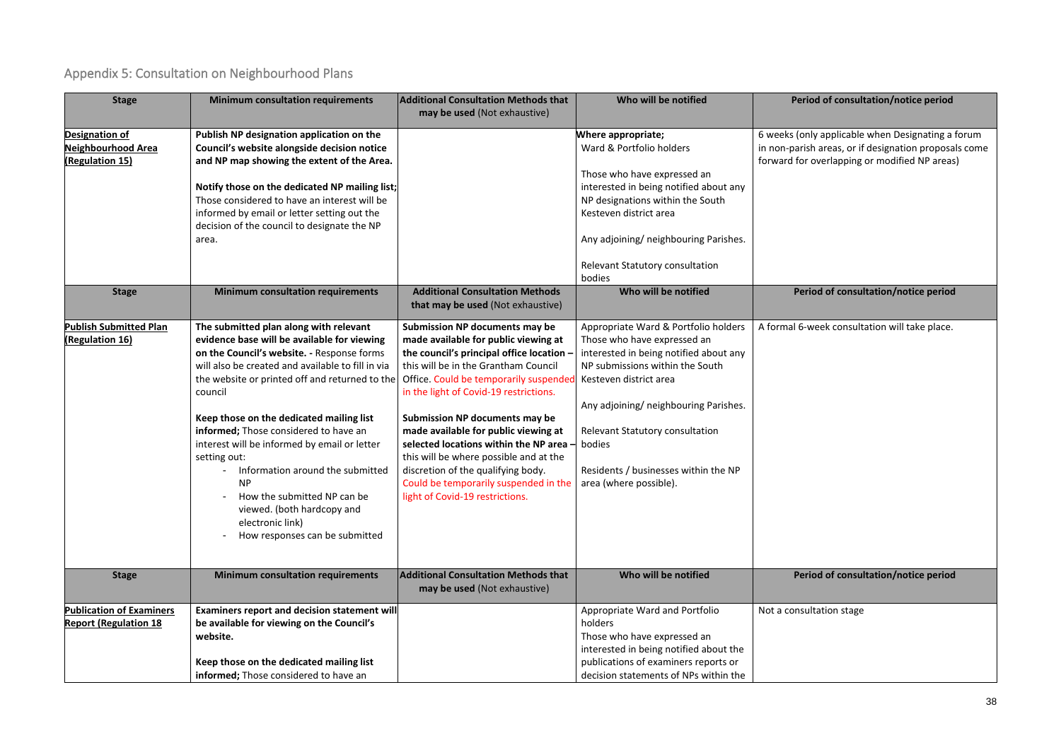## Appendix 5: Consultation on Neighbourhood Plans

| Stage | Minimum consultation requirements | Additional Consultation Methods that may be used (Not exhaustive) | Who will be notified | Period of consultation/notice period |
|---|---|---|---|---|
| **Designation of Neighbourhood Area (Regulation 15)** | **Publish NP designation application on the Council's website alongside decision notice and NP map showing the extent of the Area.**<br><br>**Notify those on the dedicated NP mailing list;** Those considered to have an interest will be informed by email or letter setting out the decision of the council to designate the NP area. | | **Where appropriate;**<br>Ward & Portfolio holders<br><br>Those who have expressed an interested in being notified about any NP designations within the South Kesteven district area<br><br>Any adjoining/ neighbouring Parishes.<br><br>Relevant Statutory consultation bodies | 6 weeks (only applicable when Designating a forum in non-parish areas, or if designation proposals come forward for overlapping or modified NP areas) |
| **Stage** | **Minimum consultation requirements** | **Additional Consultation Methods that may be used** (Not exhaustive) | **Who will be notified** | **Period of consultation/notice period** |
| **Publish Submitted Plan (Regulation 16)** | **The submitted plan along with relevant evidence base will be available for viewing on the Council's website. -** Response forms will also be created and available to fill in via the website or printed off and returned to the council<br><br>**Keep those on the dedicated mailing list informed;** Those considered to have an interest will be informed by email or letter setting out:<br>- Information around the submitted NP<br>- How the submitted NP can be viewed. (both hardcopy and electronic link)<br>- How responses can be submitted | **Submission NP documents may be made available for public viewing at the council's principal office location –** this will be in the Grantham Council Office. Could be temporarily suspended in the light of Covid-19 restrictions.<br><br>**Submission NP documents may be made available for public viewing at selected locations within the NP area –** this will be where possible and at the discretion of the qualifying body. Could be temporarily suspended in the light of Covid-19 restrictions. | Appropriate Ward & Portfolio holders<br>Those who have expressed an interested in being notified about any NP submissions within the South Kesteven district area<br><br>Any adjoining/ neighbouring Parishes.<br><br>Relevant Statutory consultation bodies<br><br>Residents / businesses within the NP area (where possible). | A formal 6-week consultation will take place. |
| **Stage** | **Minimum consultation requirements** | **Additional Consultation Methods that may be used** (Not exhaustive) | **Who will be notified** | **Period of consultation/notice period** |
| **Publication of Examiners Report (Regulation 18** | **Examiners report and decision statement will be available for viewing on the Council's website.**<br><br>**Keep those on the dedicated mailing list informed;** Those considered to have an | | Appropriate Ward and Portfolio holders<br>Those who have expressed an interested in being notified about the publications of examiners reports or decision statements of NPs within the | Not a consultation stage |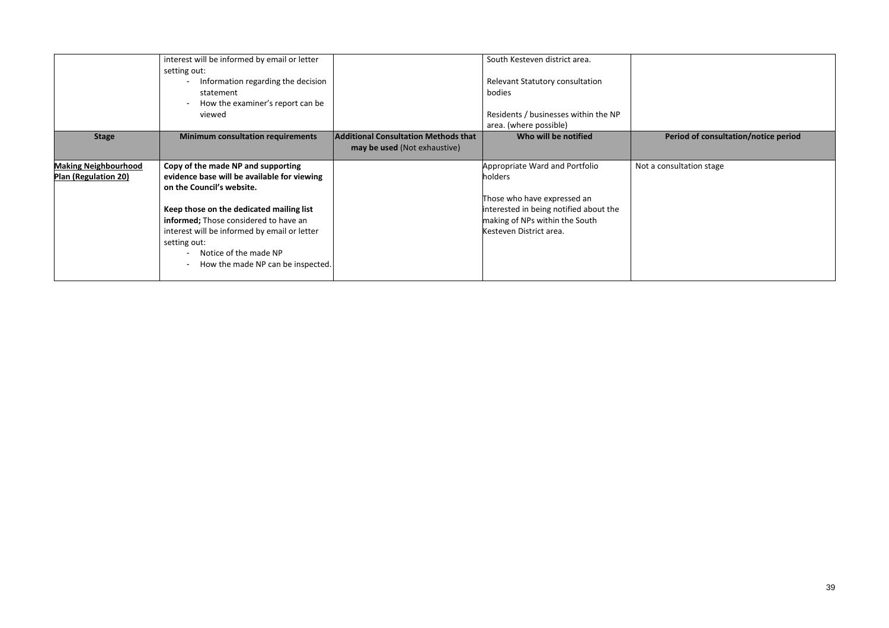| | | | | |
|---|---|---|---|---|
| | interest will be informed by email or letter setting out:<br>- Information regarding the decision statement<br>- How the examiner's report can be viewed | | South Kesteven district area.<br><br>Relevant Statutory consultation bodies<br><br>Residents / businesses within the NP area. (where possible) | |
| **Stage** | **Minimum consultation requirements** | **Additional Consultation Methods that may be used** (Not exhaustive) | **Who will be notified** | **Period of consultation/notice period** |
| **Making Neighbourhood Plan (Regulation 20)** | **Copy of the made NP and supporting evidence base will be available for viewing on the Council's website.**<br><br>**Keep those on the dedicated mailing list informed;** Those considered to have an interest will be informed by email or letter setting out:<br>- Notice of the made NP<br>- How the made NP can be inspected. | | Appropriate Ward and Portfolio holders<br><br>Those who have expressed an interested in being notified about the making of NPs within the South Kesteven District area. | Not a consultation stage |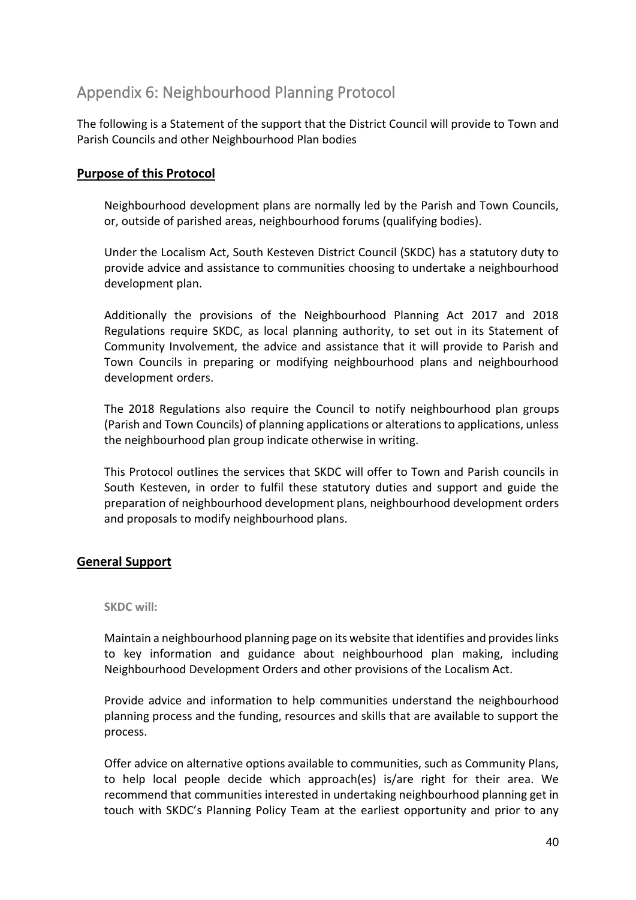# Appendix 6: Neighbourhood Planning Protocol

The following is a Statement of the support that the District Council will provide to Town and Parish Councils and other Neighbourhood Plan bodies

## Purpose of this Protocol

Neighbourhood development plans are normally led by the Parish and Town Councils, or, outside of parished areas, neighbourhood forums (qualifying bodies).

Under the Localism Act, South Kesteven District Council (SKDC) has a statutory duty to provide advice and assistance to communities choosing to undertake a neighbourhood development plan.

Additionally the provisions of the Neighbourhood Planning Act 2017 and 2018 Regulations require SKDC, as local planning authority, to set out in its Statement of Community Involvement, the advice and assistance that it will provide to Parish and Town Councils in preparing or modifying neighbourhood plans and neighbourhood development orders.

The 2018 Regulations also require the Council to notify neighbourhood plan groups (Parish and Town Councils) of planning applications or alterations to applications, unless the neighbourhood plan group indicate otherwise in writing.

This Protocol outlines the services that SKDC will offer to Town and Parish councils in South Kesteven, in order to fulfil these statutory duties and support and guide the preparation of neighbourhood development plans, neighbourhood development orders and proposals to modify neighbourhood plans.

## General Support

**SKDC will:**

Maintain a neighbourhood planning page on its website that identifies and provides links to key information and guidance about neighbourhood plan making, including Neighbourhood Development Orders and other provisions of the Localism Act.

Provide advice and information to help communities understand the neighbourhood planning process and the funding, resources and skills that are available to support the process.

Offer advice on alternative options available to communities, such as Community Plans, to help local people decide which approach(es) is/are right for their area. We recommend that communities interested in undertaking neighbourhood planning get in touch with SKDC's Planning Policy Team at the earliest opportunity and prior to any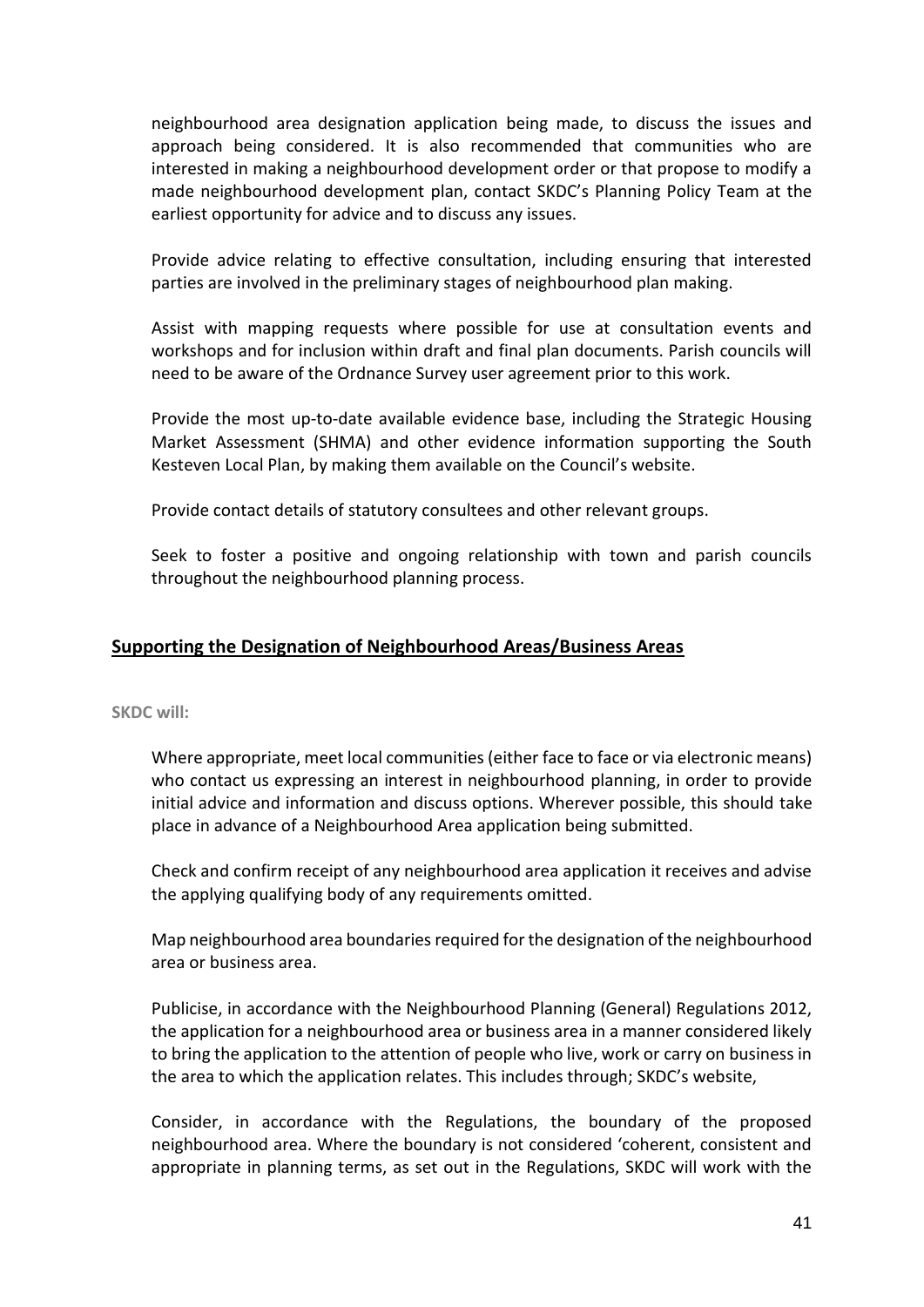neighbourhood area designation application being made, to discuss the issues and approach being considered. It is also recommended that communities who are interested in making a neighbourhood development order or that propose to modify a made neighbourhood development plan, contact SKDC's Planning Policy Team at the earliest opportunity for advice and to discuss any issues.

Provide advice relating to effective consultation, including ensuring that interested parties are involved in the preliminary stages of neighbourhood plan making.

Assist with mapping requests where possible for use at consultation events and workshops and for inclusion within draft and final plan documents. Parish councils will need to be aware of the Ordnance Survey user agreement prior to this work.

Provide the most up-to-date available evidence base, including the Strategic Housing Market Assessment (SHMA) and other evidence information supporting the South Kesteven Local Plan, by making them available on the Council's website.

Provide contact details of statutory consultees and other relevant groups.

Seek to foster a positive and ongoing relationship with town and parish councils throughout the neighbourhood planning process.

## Supporting the Designation of Neighbourhood Areas/Business Areas

**SKDC will:**

Where appropriate, meet local communities (either face to face or via electronic means) who contact us expressing an interest in neighbourhood planning, in order to provide initial advice and information and discuss options. Wherever possible, this should take place in advance of a Neighbourhood Area application being submitted.

Check and confirm receipt of any neighbourhood area application it receives and advise the applying qualifying body of any requirements omitted.

Map neighbourhood area boundaries required for the designation of the neighbourhood area or business area.

Publicise, in accordance with the Neighbourhood Planning (General) Regulations 2012, the application for a neighbourhood area or business area in a manner considered likely to bring the application to the attention of people who live, work or carry on business in the area to which the application relates. This includes through; SKDC's website,

Consider, in accordance with the Regulations, the boundary of the proposed neighbourhood area. Where the boundary is not considered 'coherent, consistent and appropriate in planning terms, as set out in the Regulations, SKDC will work with the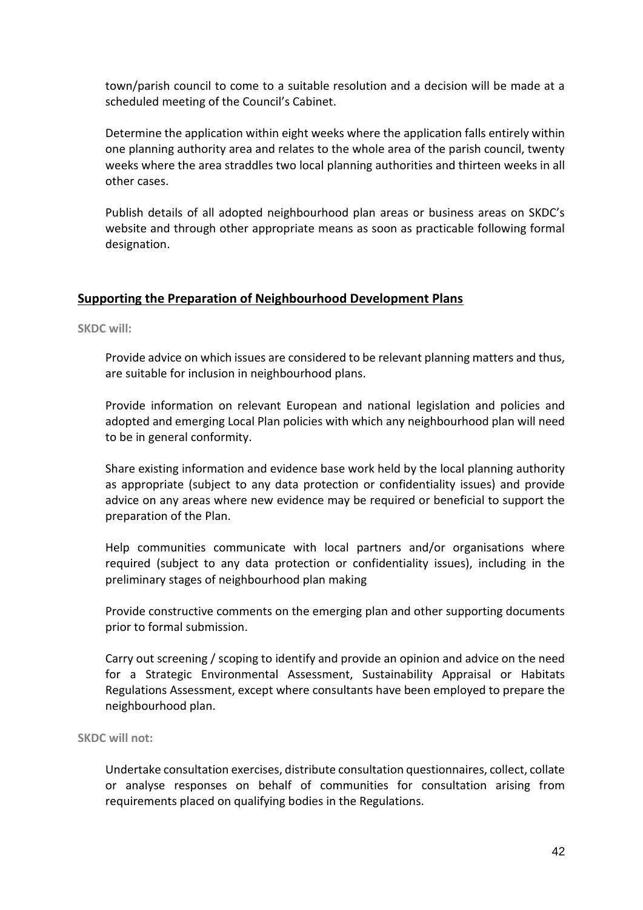town/parish council to come to a suitable resolution and a decision will be made at a scheduled meeting of the Council's Cabinet.

Determine the application within eight weeks where the application falls entirely within one planning authority area and relates to the whole area of the parish council, twenty weeks where the area straddles two local planning authorities and thirteen weeks in all other cases.

Publish details of all adopted neighbourhood plan areas or business areas on SKDC's website and through other appropriate means as soon as practicable following formal designation.

## Supporting the Preparation of Neighbourhood Development Plans

**SKDC will:**

Provide advice on which issues are considered to be relevant planning matters and thus, are suitable for inclusion in neighbourhood plans.

Provide information on relevant European and national legislation and policies and adopted and emerging Local Plan policies with which any neighbourhood plan will need to be in general conformity.

Share existing information and evidence base work held by the local planning authority as appropriate (subject to any data protection or confidentiality issues) and provide advice on any areas where new evidence may be required or beneficial to support the preparation of the Plan.

Help communities communicate with local partners and/or organisations where required (subject to any data protection or confidentiality issues), including in the preliminary stages of neighbourhood plan making

Provide constructive comments on the emerging plan and other supporting documents prior to formal submission.

Carry out screening / scoping to identify and provide an opinion and advice on the need for a Strategic Environmental Assessment, Sustainability Appraisal or Habitats Regulations Assessment, except where consultants have been employed to prepare the neighbourhood plan.

**SKDC will not:**

Undertake consultation exercises, distribute consultation questionnaires, collect, collate or analyse responses on behalf of communities for consultation arising from requirements placed on qualifying bodies in the Regulations.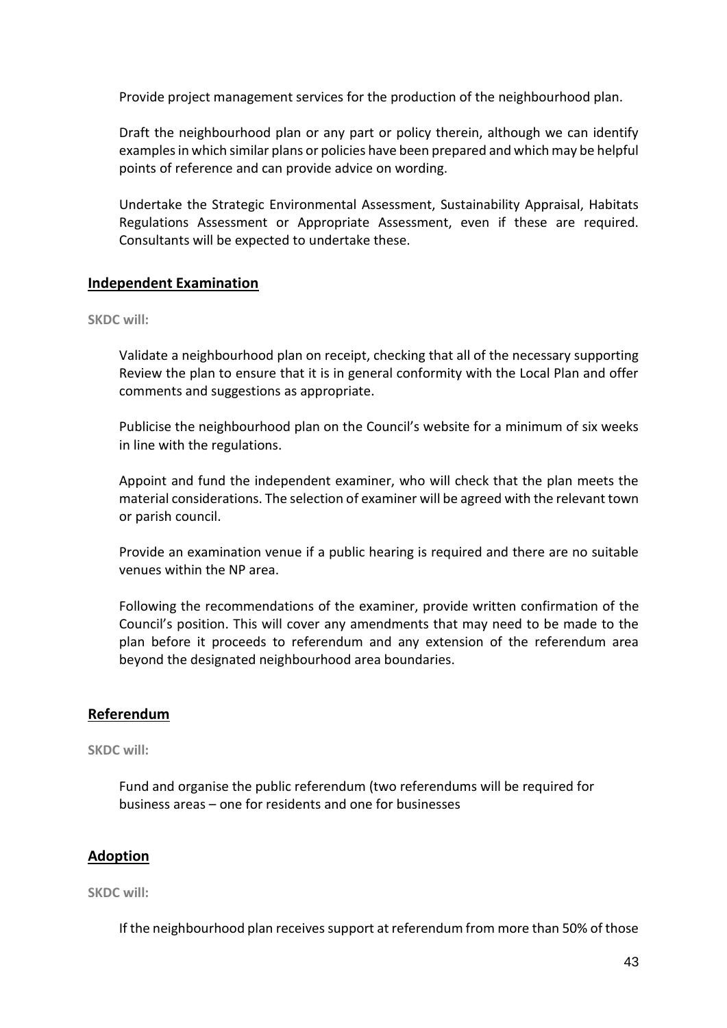Provide project management services for the production of the neighbourhood plan.

Draft the neighbourhood plan or any part or policy therein, although we can identify examples in which similar plans or policies have been prepared and which may be helpful points of reference and can provide advice on wording.

Undertake the Strategic Environmental Assessment, Sustainability Appraisal, Habitats Regulations Assessment or Appropriate Assessment, even if these are required. Consultants will be expected to undertake these.

## Independent Examination

**SKDC will:**

Validate a neighbourhood plan on receipt, checking that all of the necessary supporting Review the plan to ensure that it is in general conformity with the Local Plan and offer comments and suggestions as appropriate.

Publicise the neighbourhood plan on the Council's website for a minimum of six weeks in line with the regulations.

Appoint and fund the independent examiner, who will check that the plan meets the material considerations. The selection of examiner will be agreed with the relevant town or parish council.

Provide an examination venue if a public hearing is required and there are no suitable venues within the NP area.

Following the recommendations of the examiner, provide written confirmation of the Council's position. This will cover any amendments that may need to be made to the plan before it proceeds to referendum and any extension of the referendum area beyond the designated neighbourhood area boundaries.

## Referendum

**SKDC will:**

Fund and organise the public referendum (two referendums will be required for business areas – one for residents and one for businesses

## Adoption

**SKDC will:**

If the neighbourhood plan receives support at referendum from more than 50% of those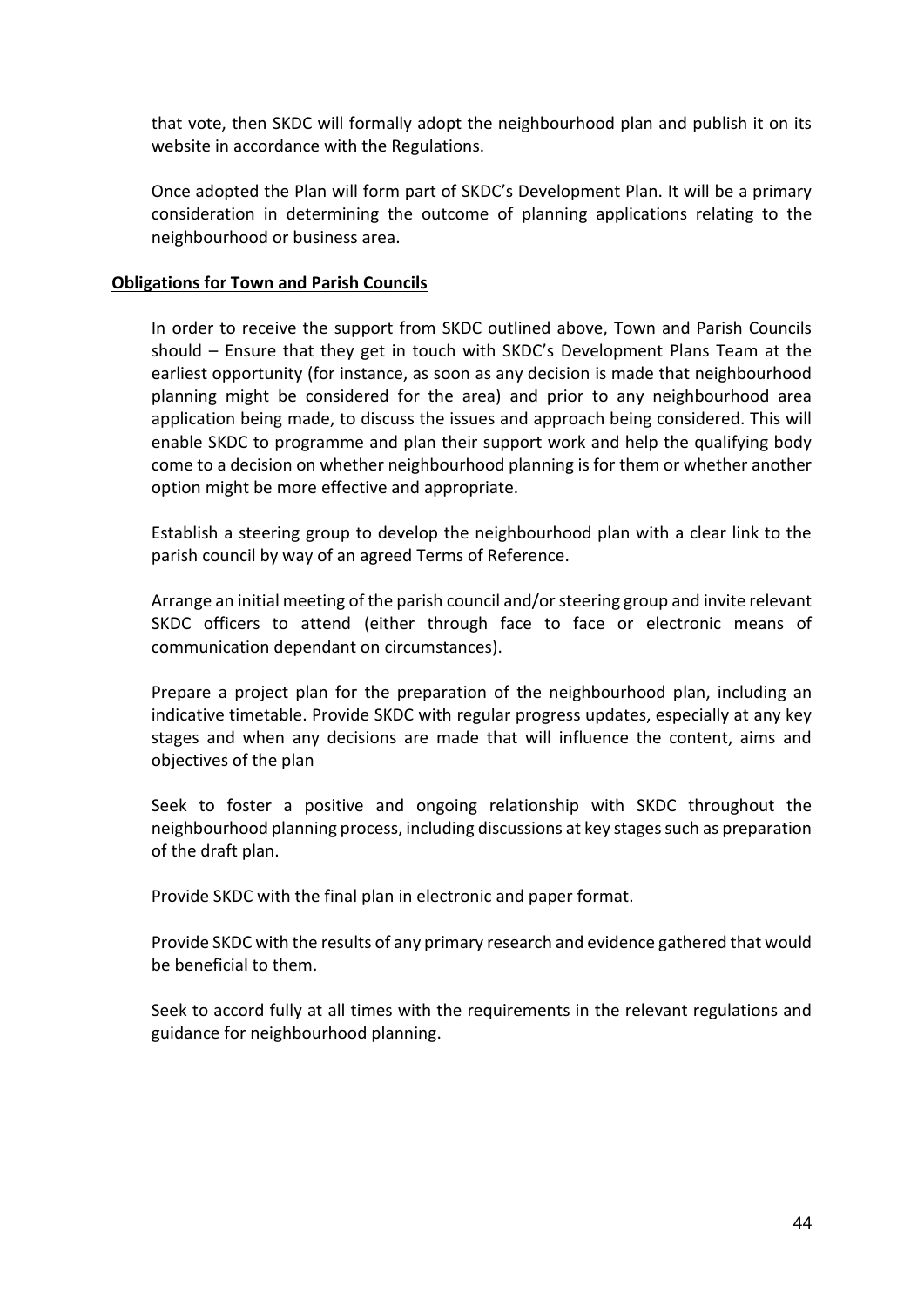that vote, then SKDC will formally adopt the neighbourhood plan and publish it on its website in accordance with the Regulations.

Once adopted the Plan will form part of SKDC's Development Plan. It will be a primary consideration in determining the outcome of planning applications relating to the neighbourhood or business area.

**Obligations for Town and Parish Councils**

In order to receive the support from SKDC outlined above, Town and Parish Councils should – Ensure that they get in touch with SKDC's Development Plans Team at the earliest opportunity (for instance, as soon as any decision is made that neighbourhood planning might be considered for the area) and prior to any neighbourhood area application being made, to discuss the issues and approach being considered. This will enable SKDC to programme and plan their support work and help the qualifying body come to a decision on whether neighbourhood planning is for them or whether another option might be more effective and appropriate.

Establish a steering group to develop the neighbourhood plan with a clear link to the parish council by way of an agreed Terms of Reference.

Arrange an initial meeting of the parish council and/or steering group and invite relevant SKDC officers to attend (either through face to face or electronic means of communication dependant on circumstances).

Prepare a project plan for the preparation of the neighbourhood plan, including an indicative timetable. Provide SKDC with regular progress updates, especially at any key stages and when any decisions are made that will influence the content, aims and objectives of the plan

Seek to foster a positive and ongoing relationship with SKDC throughout the neighbourhood planning process, including discussions at key stages such as preparation of the draft plan.

Provide SKDC with the final plan in electronic and paper format.

Provide SKDC with the results of any primary research and evidence gathered that would be beneficial to them.

Seek to accord fully at all times with the requirements in the relevant regulations and guidance for neighbourhood planning.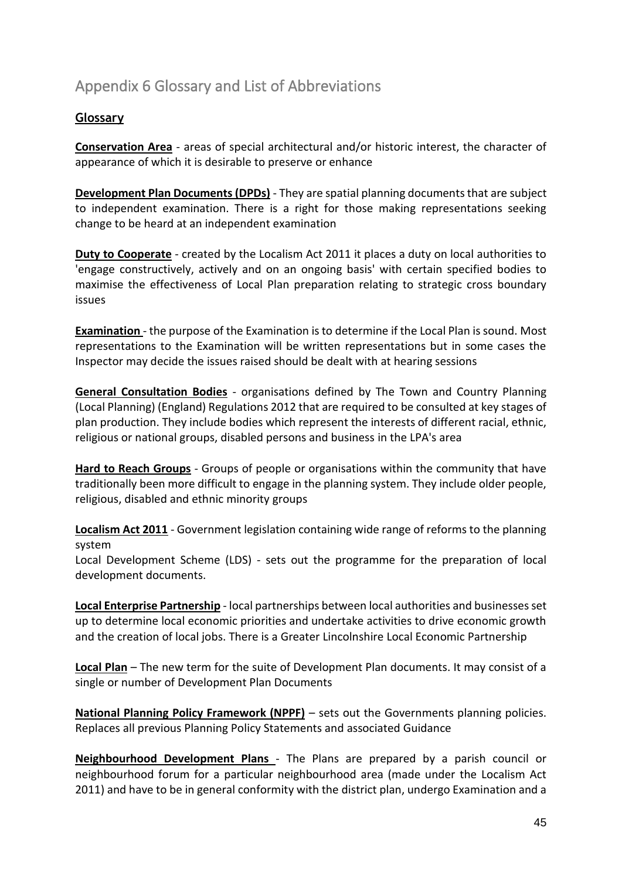# Appendix 6 Glossary and List of Abbreviations

## Glossary

**Conservation Area** - areas of special architectural and/or historic interest, the character of appearance of which it is desirable to preserve or enhance

**Development Plan Documents (DPDs)** - They are spatial planning documents that are subject to independent examination. There is a right for those making representations seeking change to be heard at an independent examination

**Duty to Cooperate** - created by the Localism Act 2011 it places a duty on local authorities to 'engage constructively, actively and on an ongoing basis' with certain specified bodies to maximise the effectiveness of Local Plan preparation relating to strategic cross boundary issues

**Examination** - the purpose of the Examination is to determine if the Local Plan is sound. Most representations to the Examination will be written representations but in some cases the Inspector may decide the issues raised should be dealt with at hearing sessions

**General Consultation Bodies** - organisations defined by The Town and Country Planning (Local Planning) (England) Regulations 2012 that are required to be consulted at key stages of plan production. They include bodies which represent the interests of different racial, ethnic, religious or national groups, disabled persons and business in the LPA's area

**Hard to Reach Groups** - Groups of people or organisations within the community that have traditionally been more difficult to engage in the planning system. They include older people, religious, disabled and ethnic minority groups

**Localism Act 2011** - Government legislation containing wide range of reforms to the planning system

Local Development Scheme (LDS) - sets out the programme for the preparation of local development documents.

**Local Enterprise Partnership** - local partnerships between local authorities and businesses set up to determine local economic priorities and undertake activities to drive economic growth and the creation of local jobs. There is a Greater Lincolnshire Local Economic Partnership

**Local Plan** – The new term for the suite of Development Plan documents. It may consist of a single or number of Development Plan Documents

**National Planning Policy Framework (NPPF)** – sets out the Governments planning policies. Replaces all previous Planning Policy Statements and associated Guidance

**Neighbourhood Development Plans** - The Plans are prepared by a parish council or neighbourhood forum for a particular neighbourhood area (made under the Localism Act 2011) and have to be in general conformity with the district plan, undergo Examination and a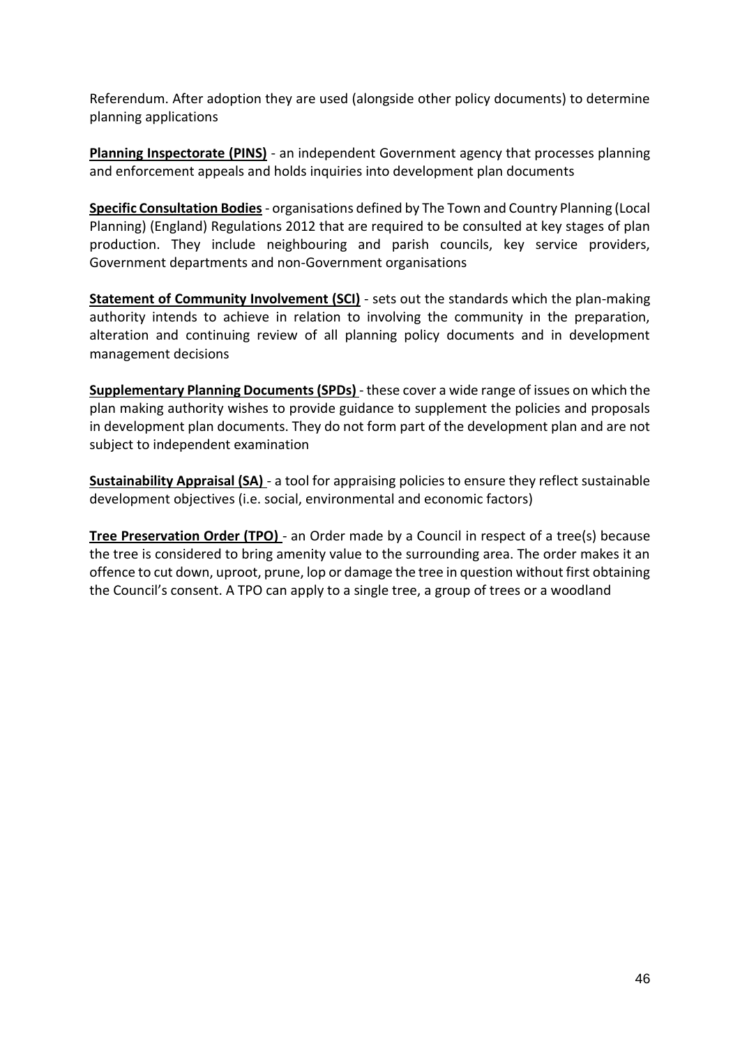Referendum. After adoption they are used (alongside other policy documents) to determine planning applications

**Planning Inspectorate (PINS)** - an independent Government agency that processes planning and enforcement appeals and holds inquiries into development plan documents

**Specific Consultation Bodies** - organisations defined by The Town and Country Planning (Local Planning) (England) Regulations 2012 that are required to be consulted at key stages of plan production. They include neighbouring and parish councils, key service providers, Government departments and non-Government organisations

**Statement of Community Involvement (SCI)** - sets out the standards which the plan-making authority intends to achieve in relation to involving the community in the preparation, alteration and continuing review of all planning policy documents and in development management decisions

**Supplementary Planning Documents (SPDs)** - these cover a wide range of issues on which the plan making authority wishes to provide guidance to supplement the policies and proposals in development plan documents. They do not form part of the development plan and are not subject to independent examination

**Sustainability Appraisal (SA)** - a tool for appraising policies to ensure they reflect sustainable development objectives (i.e. social, environmental and economic factors)

**Tree Preservation Order (TPO)** - an Order made by a Council in respect of a tree(s) because the tree is considered to bring amenity value to the surrounding area. The order makes it an offence to cut down, uproot, prune, lop or damage the tree in question without first obtaining the Council's consent. A TPO can apply to a single tree, a group of trees or a woodland